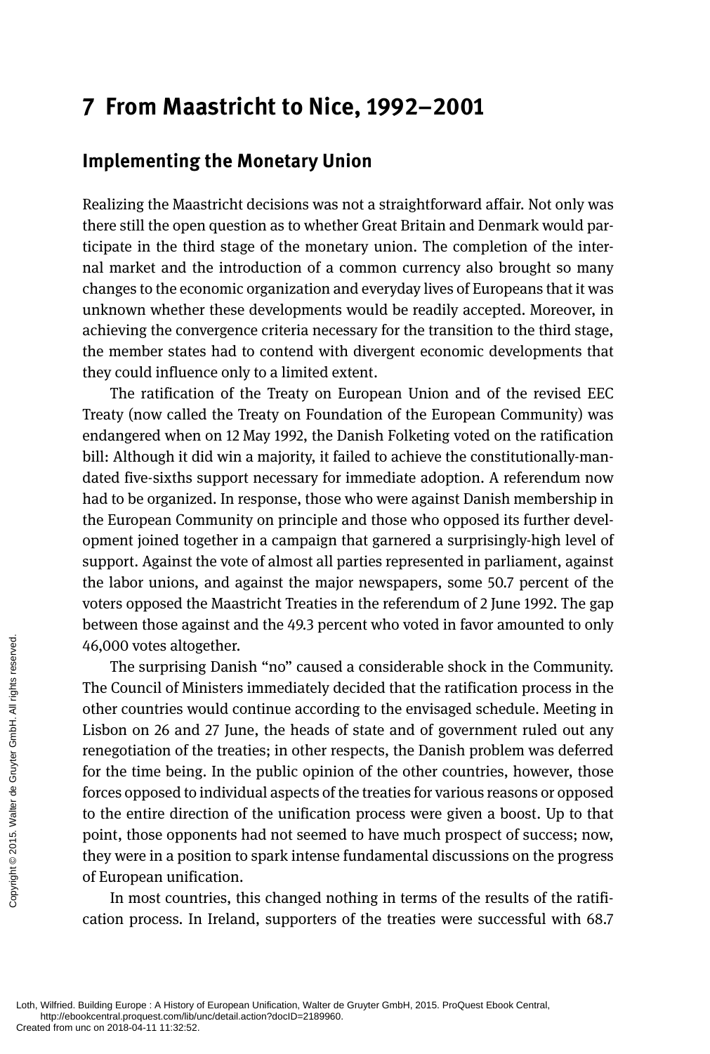# 7 From Maastricht to Nice, 1992–2001

## Implementing the Monetary Union

Realizing the Maastricht decisions was not a straightforward affair. Not only was there still the open question as to whether Great Britain and Denmark would participate in the third stage of the monetary union. The completion of the internal market and the introduction of a common currency also brought so many changes to the economic organization and everyday lives of Europeans that it was unknown whether these developments would be readily accepted. Moreover, in achieving the convergence criteria necessary for the transition to the third stage, the member states had to contend with divergent economic developments that they could influence only to a limited extent.

The ratification of the Treaty on European Union and of the revised EEC Treaty (now called the Treaty on Foundation of the European Community) was endangered when on 12 May 1992, the Danish Folketing voted on the ratification bill: Although it did win a majority, it failed to achieve the constitutionally-mandated five-sixths support necessary for immediate adoption. A referendum now had to be organized. In response, those who were against Danish membership in the European Community on principle and those who opposed its further development joined together in a campaign that garnered a surprisingly-high level of support. Against the vote of almost all parties represented in parliament, against the labor unions, and against the major newspapers, some 50.7 percent of the voters opposed the Maastricht Treaties in the referendum of 2 June 1992. The gap between those against and the 49.3 percent who voted in favor amounted to only 46,000 votes altogether.

The surprising Danish "no" caused a considerable shock in the Community. The Council of Ministers immediately decided that the ratification process in the other countries would continue according to the envisaged schedule. Meeting in Lisbon on 26 and 27 June, the heads of state and of government ruled out any renegotiation of the treaties; in other respects, the Danish problem was deferred for the time being. In the public opinion of the other countries, however, those forces opposed to individual aspects of the treaties for various reasons or opposed to the entire direction of the unification process were given a boost. Up to that point, those opponents had not seemed to have much prospect of success; now, they were in a position to spark intense fundamental discussions on the progress of European unification.

In most countries, this changed nothing in terms of the results of the ratification process. In Ireland, supporters of the treaties were successful with 68.7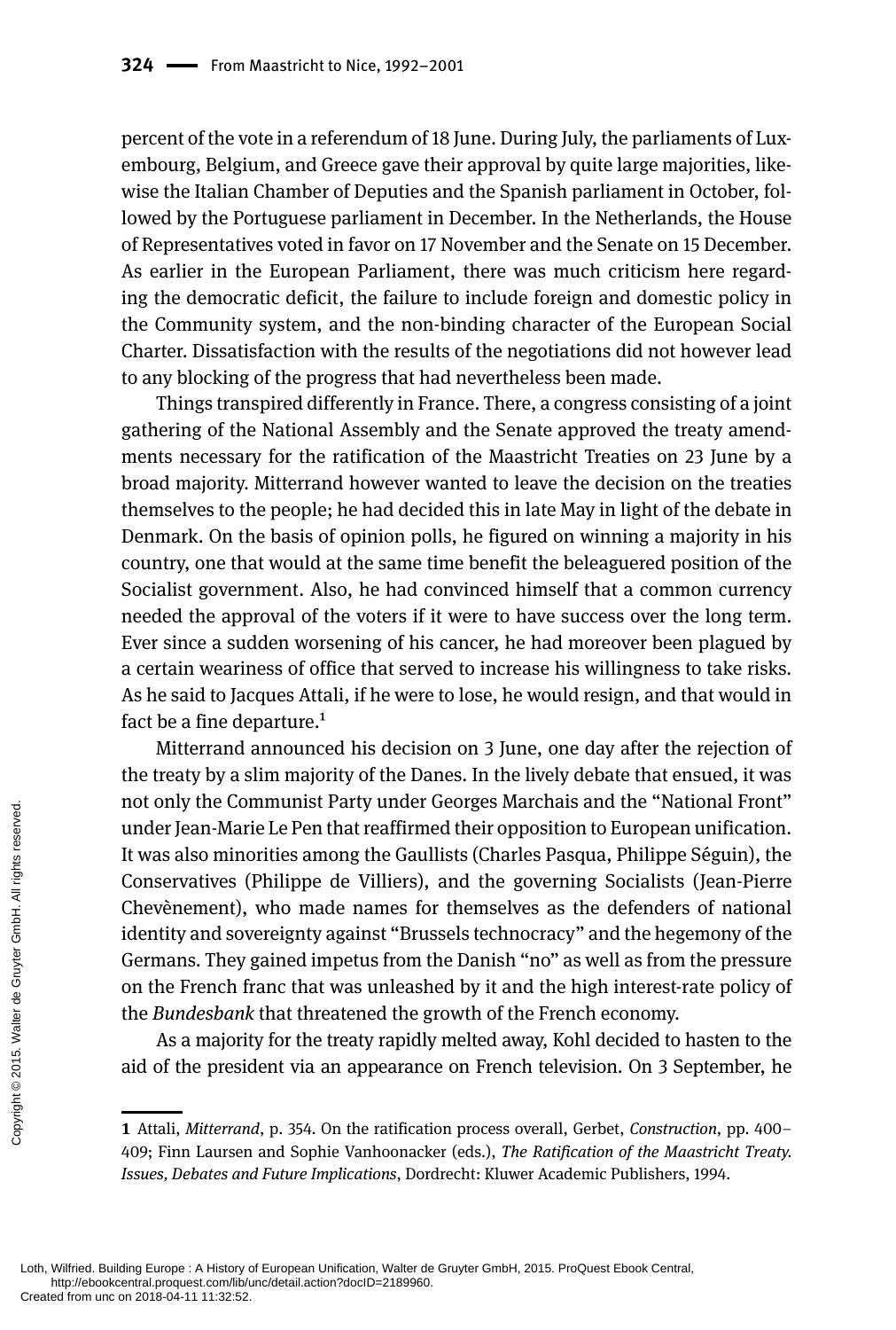percent of the vote in a referendum of 18 June. During July, the parliaments of Luxembourg, Belgium, and Greece gave their approval by quite large majorities, likewise the Italian Chamber of Deputies and the Spanish parliament in October, followed by the Portuguese parliament in December. In the Netherlands, the House of Representatives voted in favor on 17 November and the Senate on 15 December. As earlier in the European Parliament, there was much criticism here regarding the democratic deficit, the failure to include foreign and domestic policy in the Community system, and the non-binding character of the European Social Charter. Dissatisfaction with the results of the negotiations did not however lead to any blocking of the progress that had nevertheless been made.

Things transpired differently in France. There, a congress consisting of a joint gathering of the National Assembly and the Senate approved the treaty amendments necessary for the ratification of the Maastricht Treaties on 23 June by a broad majority. Mitterrand however wanted to leave the decision on the treaties themselves to the people; he had decided this in late May in light of the debate in Denmark. On the basis of opinion polls, he figured on winning a majority in his country, one that would at the same time benefit the beleaguered position of the Socialist government. Also, he had convinced himself that a common currency needed the approval of the voters if it were to have success over the long term. Ever since a sudden worsening of his cancer, he had moreover been plagued by a certain weariness of office that served to increase his willingness to take risks. As he said to Jacques Attali, if he were to lose, he would resign, and that would in fact be a fine departure.[1]

Mitterrand announced his decision on 3 June, one day after the rejection of the treaty by a slim majority of the Danes. In the lively debate that ensued, it was not only the Communist Party under Georges Marchais and the "National Front" under Jean-Marie Le Pen that reaffirmed their opposition to European unification. It was also minorities among the Gaullists (Charles Pasqua, Philippe Séguin), the Conservatives (Philippe de Villiers), and the governing Socialists (Jean-Pierre Chevènement), who made names for themselves as the defenders of national identity and sovereignty against "Brussels technocracy" and the hegemony of the Germans. They gained impetus from the Danish "no" as well as from the pressure on the French franc that was unleashed by it and the high interest-rate policy of the *Bundesbank* that threatened the growth of the French economy.

As a majority for the treaty rapidly melted away, Kohl decided to hasten to the aid of the president via an appearance on French television. On 3 September, he

---

**1** Attali, *Mitterrand*, p. 354. On the ratification process overall, Gerbet, *Construction*, pp. 400–409; Finn Laursen and Sophie Vanhoonacker (eds.), *The Ratification of the Maastricht Treaty. Issues, Debates and Future Implications*, Dordrecht: Kluwer Academic Publishers, 1994.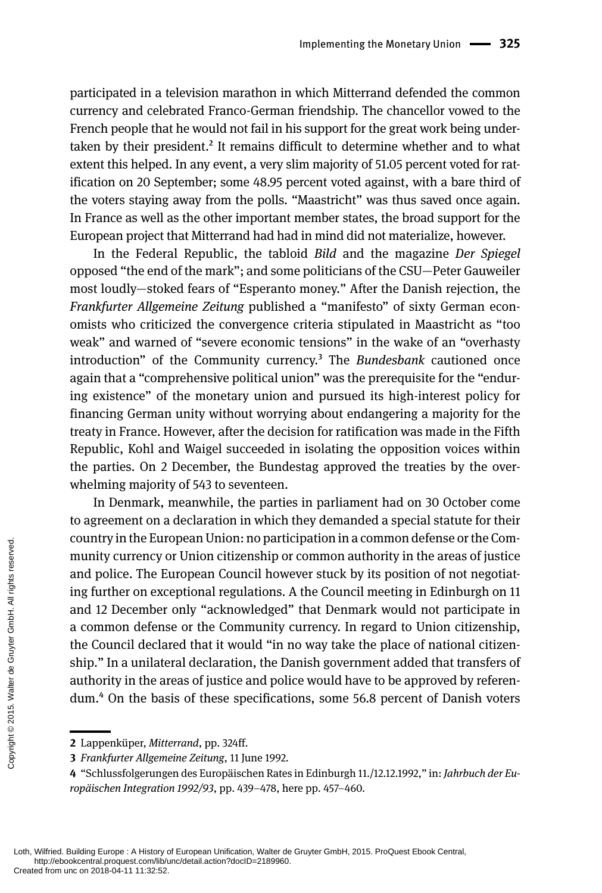participated in a television marathon in which Mitterrand defended the common currency and celebrated Franco-German friendship. The chancellor vowed to the French people that he would not fail in his support for the great work being undertaken by their president.[2] It remains difficult to determine whether and to what extent this helped. In any event, a very slim majority of 51.05 percent voted for ratification on 20 September; some 48.95 percent voted against, with a bare third of the voters staying away from the polls. "Maastricht" was thus saved once again. In France as well as the other important member states, the broad support for the European project that Mitterrand had had in mind did not materialize, however.

In the Federal Republic, the tabloid *Bild* and the magazine *Der Spiegel* opposed "the end of the mark"; and some politicians of the CSU—Peter Gauweiler most loudly—stoked fears of "Esperanto money." After the Danish rejection, the *Frankfurter Allgemeine Zeitung* published a "manifesto" of sixty German economists who criticized the convergence criteria stipulated in Maastricht as "too weak" and warned of "severe economic tensions" in the wake of an "overhasty introduction" of the Community currency.[3] The *Bundesbank* cautioned once again that a "comprehensive political union" was the prerequisite for the "enduring existence" of the monetary union and pursued its high-interest policy for financing German unity without worrying about endangering a majority for the treaty in France. However, after the decision for ratification was made in the Fifth Republic, Kohl and Waigel succeeded in isolating the opposition voices within the parties. On 2 December, the Bundestag approved the treaties by the overwhelming majority of 543 to seventeen.

In Denmark, meanwhile, the parties in parliament had on 30 October come to agreement on a declaration in which they demanded a special statute for their country in the European Union: no participation in a common defense or the Community currency or Union citizenship or common authority in the areas of justice and police. The European Council however stuck by its position of not negotiating further on exceptional regulations. A the Council meeting in Edinburgh on 11 and 12 December only "acknowledged" that Denmark would not participate in a common defense or the Community currency. In regard to Union citizenship, the Council declared that it would "in no way take the place of national citizenship." In a unilateral declaration, the Danish government added that transfers of authority in the areas of justice and police would have to be approved by referendum.[4] On the basis of these specifications, some 56.8 percent of Danish voters

---

2 Lappenküper, *Mitterrand*, pp. 324ff.

3 *Frankfurter Allgemeine Zeitung*, 11 June 1992.

4 "Schlussfolgerungen des Europäischen Rates in Edinburgh 11./12.12.1992," in: *Jahrbuch der Europäischen Integration 1992/93*, pp. 439–478, here pp. 457–460.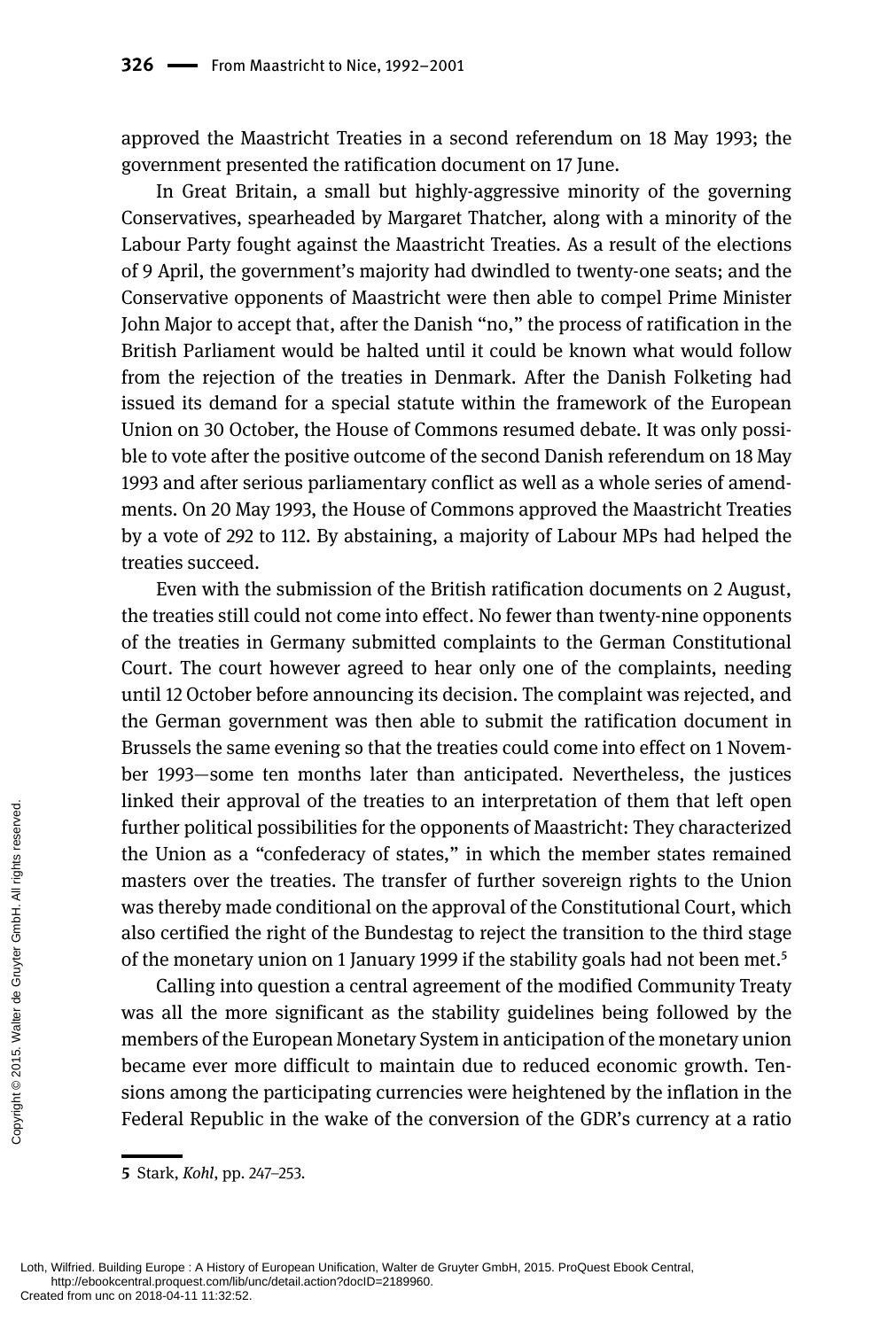approved the Maastricht Treaties in a second referendum on 18 May 1993; the government presented the ratification document on 17 June.

In Great Britain, a small but highly-aggressive minority of the governing Conservatives, spearheaded by Margaret Thatcher, along with a minority of the Labour Party fought against the Maastricht Treaties. As a result of the elections of 9 April, the government's majority had dwindled to twenty-one seats; and the Conservative opponents of Maastricht were then able to compel Prime Minister John Major to accept that, after the Danish "no," the process of ratification in the British Parliament would be halted until it could be known what would follow from the rejection of the treaties in Denmark. After the Danish Folketing had issued its demand for a special statute within the framework of the European Union on 30 October, the House of Commons resumed debate. It was only possible to vote after the positive outcome of the second Danish referendum on 18 May 1993 and after serious parliamentary conflict as well as a whole series of amendments. On 20 May 1993, the House of Commons approved the Maastricht Treaties by a vote of 292 to 112. By abstaining, a majority of Labour MPs had helped the treaties succeed.

Even with the submission of the British ratification documents on 2 August, the treaties still could not come into effect. No fewer than twenty-nine opponents of the treaties in Germany submitted complaints to the German Constitutional Court. The court however agreed to hear only one of the complaints, needing until 12 October before announcing its decision. The complaint was rejected, and the German government was then able to submit the ratification document in Brussels the same evening so that the treaties could come into effect on 1 November 1993—some ten months later than anticipated. Nevertheless, the justices linked their approval of the treaties to an interpretation of them that left open further political possibilities for the opponents of Maastricht: They characterized the Union as a "confederacy of states," in which the member states remained masters over the treaties. The transfer of further sovereign rights to the Union was thereby made conditional on the approval of the Constitutional Court, which also certified the right of the Bundestag to reject the transition to the third stage of the monetary union on 1 January 1999 if the stability goals had not been met.[5]

Calling into question a central agreement of the modified Community Treaty was all the more significant as the stability guidelines being followed by the members of the European Monetary System in anticipation of the monetary union became ever more difficult to maintain due to reduced economic growth. Tensions among the participating currencies were heightened by the inflation in the Federal Republic in the wake of the conversion of the GDR's currency at a ratio

---

**5** Stark, *Kohl*, pp. 247–253.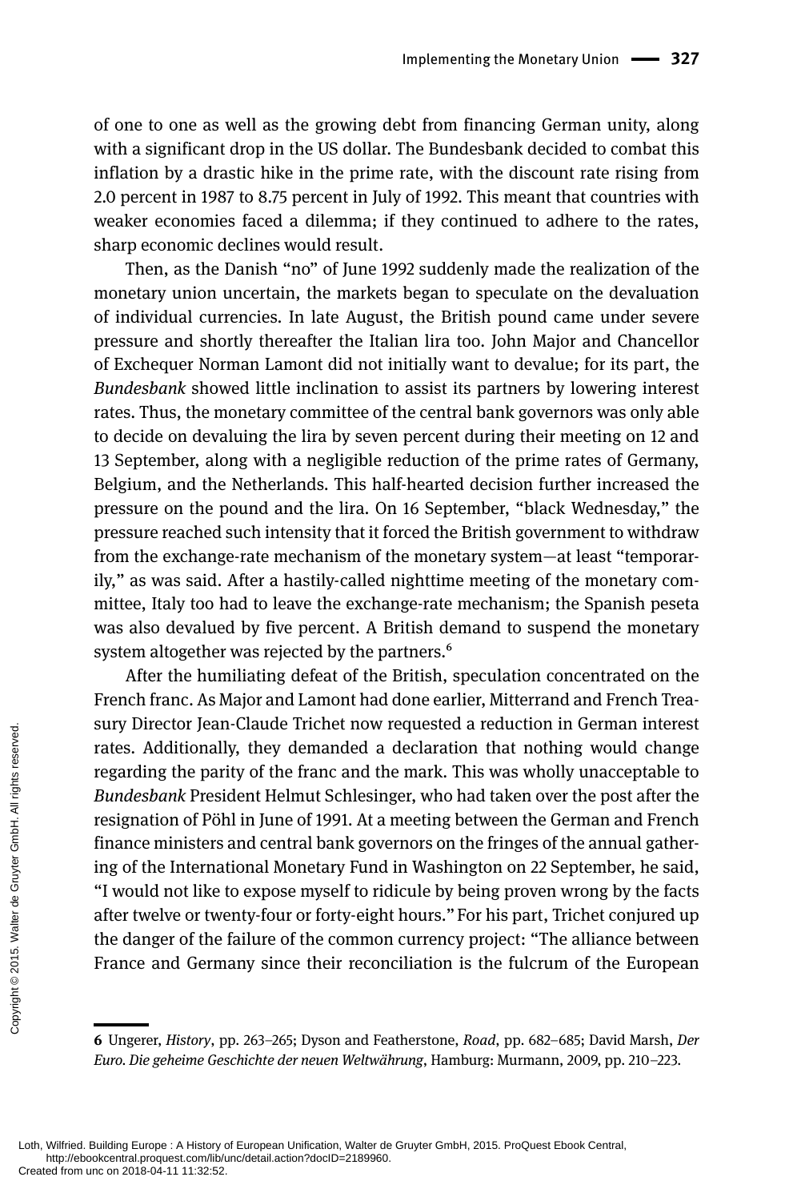of one to one as well as the growing debt from financing German unity, along with a significant drop in the US dollar. The Bundesbank decided to combat this inflation by a drastic hike in the prime rate, with the discount rate rising from 2.0 percent in 1987 to 8.75 percent in July of 1992. This meant that countries with weaker economies faced a dilemma; if they continued to adhere to the rates, sharp economic declines would result.

Then, as the Danish "no" of June 1992 suddenly made the realization of the monetary union uncertain, the markets began to speculate on the devaluation of individual currencies. In late August, the British pound came under severe pressure and shortly thereafter the Italian lira too. John Major and Chancellor of Exchequer Norman Lamont did not initially want to devalue; for its part, the *Bundesbank* showed little inclination to assist its partners by lowering interest rates. Thus, the monetary committee of the central bank governors was only able to decide on devaluing the lira by seven percent during their meeting on 12 and 13 September, along with a negligible reduction of the prime rates of Germany, Belgium, and the Netherlands. This half-hearted decision further increased the pressure on the pound and the lira. On 16 September, "black Wednesday," the pressure reached such intensity that it forced the British government to withdraw from the exchange-rate mechanism of the monetary system—at least "temporarily," as was said. After a hastily-called nighttime meeting of the monetary committee, Italy too had to leave the exchange-rate mechanism; the Spanish peseta was also devalued by five percent. A British demand to suspend the monetary system altogether was rejected by the partners.[6]

After the humiliating defeat of the British, speculation concentrated on the French franc. As Major and Lamont had done earlier, Mitterrand and French Treasury Director Jean-Claude Trichet now requested a reduction in German interest rates. Additionally, they demanded a declaration that nothing would change regarding the parity of the franc and the mark. This was wholly unacceptable to *Bundesbank* President Helmut Schlesinger, who had taken over the post after the resignation of Pöhl in June of 1991. At a meeting between the German and French finance ministers and central bank governors on the fringes of the annual gathering of the International Monetary Fund in Washington on 22 September, he said, "I would not like to expose myself to ridicule by being proven wrong by the facts after twelve or twenty-four or forty-eight hours." For his part, Trichet conjured up the danger of the failure of the common currency project: "The alliance between France and Germany since their reconciliation is the fulcrum of the European

---

6 Ungerer, *History*, pp. 263–265; Dyson and Featherstone, *Road*, pp. 682–685; David Marsh, *Der Euro. Die geheime Geschichte der neuen Weltwährung*, Hamburg: Murmann, 2009, pp. 210–223.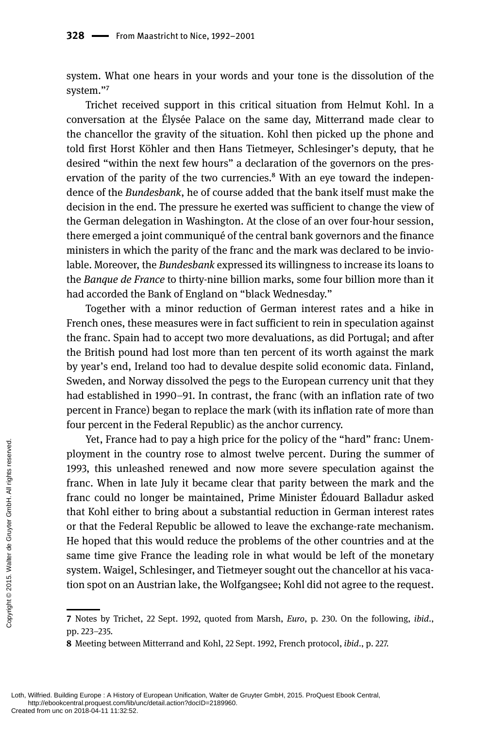system. What one hears in your words and your tone is the dissolution of the system."[7]

Trichet received support in this critical situation from Helmut Kohl. In a conversation at the Élysée Palace on the same day, Mitterrand made clear to the chancellor the gravity of the situation. Kohl then picked up the phone and told first Horst Köhler and then Hans Tietmeyer, Schlesinger's deputy, that he desired "within the next few hours" a declaration of the governors on the preservation of the parity of the two currencies.[8] With an eye toward the independence of the *Bundesbank*, he of course added that the bank itself must make the decision in the end. The pressure he exerted was sufficient to change the view of the German delegation in Washington. At the close of an over four-hour session, there emerged a joint communiqué of the central bank governors and the finance ministers in which the parity of the franc and the mark was declared to be inviolable. Moreover, the *Bundesbank* expressed its willingness to increase its loans to the *Banque de France* to thirty-nine billion marks, some four billion more than it had accorded the Bank of England on "black Wednesday."

Together with a minor reduction of German interest rates and a hike in French ones, these measures were in fact sufficient to rein in speculation against the franc. Spain had to accept two more devaluations, as did Portugal; and after the British pound had lost more than ten percent of its worth against the mark by year's end, Ireland too had to devalue despite solid economic data. Finland, Sweden, and Norway dissolved the pegs to the European currency unit that they had established in 1990–91. In contrast, the franc (with an inflation rate of two percent in France) began to replace the mark (with its inflation rate of more than four percent in the Federal Republic) as the anchor currency.

Yet, France had to pay a high price for the policy of the "hard" franc: Unemployment in the country rose to almost twelve percent. During the summer of 1993, this unleashed renewed and now more severe speculation against the franc. When in late July it became clear that parity between the mark and the franc could no longer be maintained, Prime Minister Édouard Balladur asked that Kohl either to bring about a substantial reduction in German interest rates or that the Federal Republic be allowed to leave the exchange-rate mechanism. He hoped that this would reduce the problems of the other countries and at the same time give France the leading role in what would be left of the monetary system. Waigel, Schlesinger, and Tietmeyer sought out the chancellor at his vacation spot on an Austrian lake, the Wolfgangsee; Kohl did not agree to the request.

---

**7** Notes by Trichet, 22 Sept. 1992, quoted from Marsh, *Euro*, p. 230. On the following, *ibid*., pp. 223–235.

**8** Meeting between Mitterrand and Kohl, 22 Sept. 1992, French protocol, *ibid*., p. 227.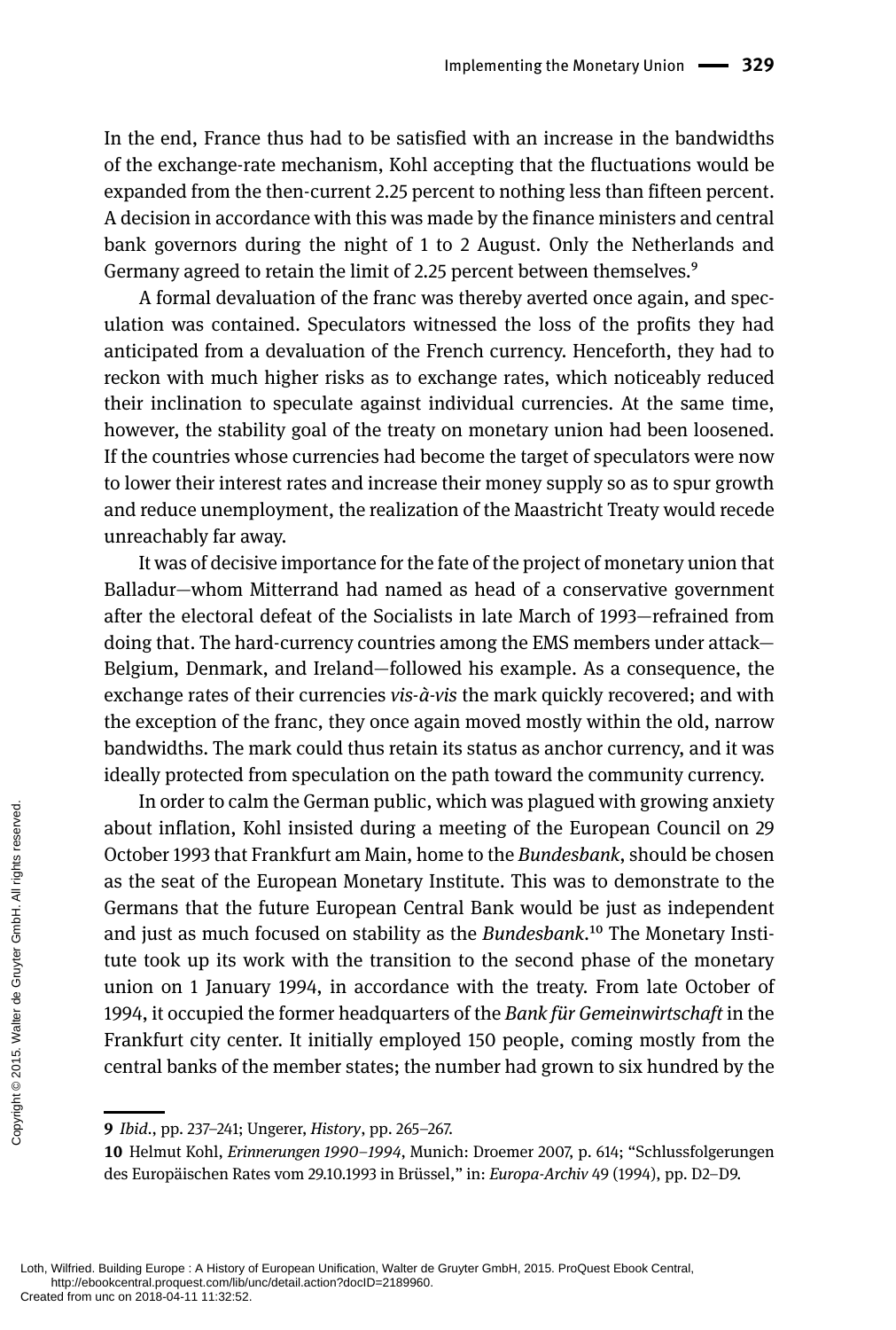In the end, France thus had to be satisfied with an increase in the bandwidths of the exchange-rate mechanism, Kohl accepting that the fluctuations would be expanded from the then-current 2.25 percent to nothing less than fifteen percent. A decision in accordance with this was made by the finance ministers and central bank governors during the night of 1 to 2 August. Only the Netherlands and Germany agreed to retain the limit of 2.25 percent between themselves.[9]

A formal devaluation of the franc was thereby averted once again, and speculation was contained. Speculators witnessed the loss of the profits they had anticipated from a devaluation of the French currency. Henceforth, they had to reckon with much higher risks as to exchange rates, which noticeably reduced their inclination to speculate against individual currencies. At the same time, however, the stability goal of the treaty on monetary union had been loosened. If the countries whose currencies had become the target of speculators were now to lower their interest rates and increase their money supply so as to spur growth and reduce unemployment, the realization of the Maastricht Treaty would recede unreachably far away.

It was of decisive importance for the fate of the project of monetary union that Balladur—whom Mitterrand had named as head of a conservative government after the electoral defeat of the Socialists in late March of 1993—refrained from doing that. The hard-currency countries among the EMS members under attack—Belgium, Denmark, and Ireland—followed his example. As a consequence, the exchange rates of their currencies *vis-à-vis* the mark quickly recovered; and with the exception of the franc, they once again moved mostly within the old, narrow bandwidths. The mark could thus retain its status as anchor currency, and it was ideally protected from speculation on the path toward the community currency.

In order to calm the German public, which was plagued with growing anxiety about inflation, Kohl insisted during a meeting of the European Council on 29 October 1993 that Frankfurt am Main, home to the *Bundesbank*, should be chosen as the seat of the European Monetary Institute. This was to demonstrate to the Germans that the future European Central Bank would be just as independent and just as much focused on stability as the *Bundesbank*.[10] The Monetary Institute took up its work with the transition to the second phase of the monetary union on 1 January 1994, in accordance with the treaty. From late October of 1994, it occupied the former headquarters of the *Bank für Gemeinwirtschaft* in the Frankfurt city center. It initially employed 150 people, coming mostly from the central banks of the member states; the number had grown to six hundred by the

---

**9** *Ibid.*, pp. 237–241; Ungerer, *History*, pp. 265–267.

**10** Helmut Kohl, *Erinnerungen 1990–1994*, Munich: Droemer 2007, p. 614; "Schlussfolgerungen des Europäischen Rates vom 29.10.1993 in Brüssel," in: *Europa-Archiv* 49 (1994), pp. D2–D9.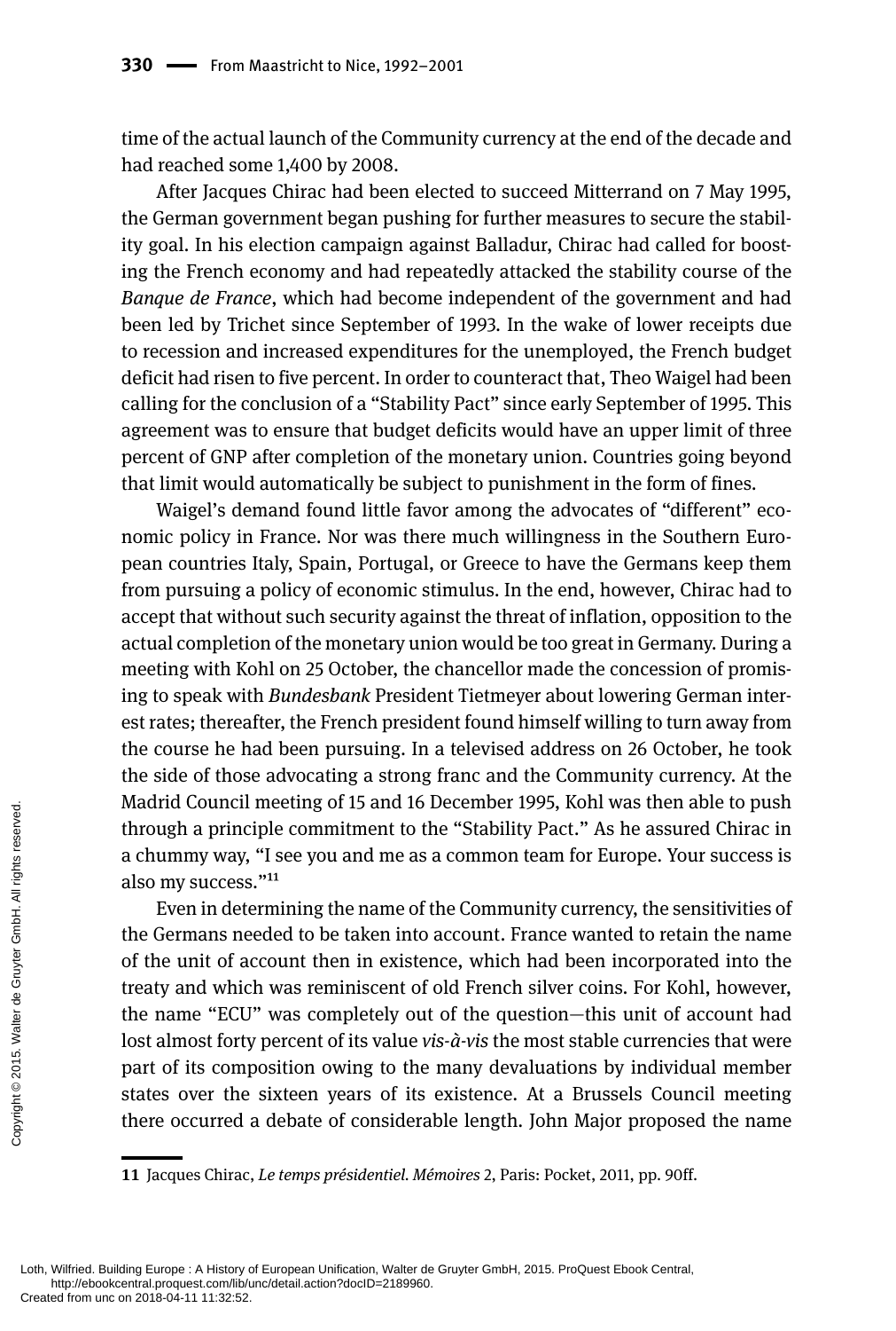time of the actual launch of the Community currency at the end of the decade and had reached some 1,400 by 2008.

After Jacques Chirac had been elected to succeed Mitterrand on 7 May 1995, the German government began pushing for further measures to secure the stability goal. In his election campaign against Balladur, Chirac had called for boosting the French economy and had repeatedly attacked the stability course of the *Banque de France*, which had become independent of the government and had been led by Trichet since September of 1993. In the wake of lower receipts due to recession and increased expenditures for the unemployed, the French budget deficit had risen to five percent. In order to counteract that, Theo Waigel had been calling for the conclusion of a "Stability Pact" since early September of 1995. This agreement was to ensure that budget deficits would have an upper limit of three percent of GNP after completion of the monetary union. Countries going beyond that limit would automatically be subject to punishment in the form of fines.

Waigel's demand found little favor among the advocates of "different" economic policy in France. Nor was there much willingness in the Southern European countries Italy, Spain, Portugal, or Greece to have the Germans keep them from pursuing a policy of economic stimulus. In the end, however, Chirac had to accept that without such security against the threat of inflation, opposition to the actual completion of the monetary union would be too great in Germany. During a meeting with Kohl on 25 October, the chancellor made the concession of promising to speak with *Bundesbank* President Tietmeyer about lowering German interest rates; thereafter, the French president found himself willing to turn away from the course he had been pursuing. In a televised address on 26 October, he took the side of those advocating a strong franc and the Community currency. At the Madrid Council meeting of 15 and 16 December 1995, Kohl was then able to push through a principle commitment to the "Stability Pact." As he assured Chirac in a chummy way, "I see you and me as a common team for Europe. Your success is also my success."[11]

Even in determining the name of the Community currency, the sensitivities of the Germans needed to be taken into account. France wanted to retain the name of the unit of account then in existence, which had been incorporated into the treaty and which was reminiscent of old French silver coins. For Kohl, however, the name "ECU" was completely out of the question—this unit of account had lost almost forty percent of its value *vis-à-vis* the most stable currencies that were part of its composition owing to the many devaluations by individual member states over the sixteen years of its existence. At a Brussels Council meeting there occurred a debate of considerable length. John Major proposed the name

---

11 Jacques Chirac, *Le temps présidentiel. Mémoires* 2, Paris: Pocket, 2011, pp. 90ff.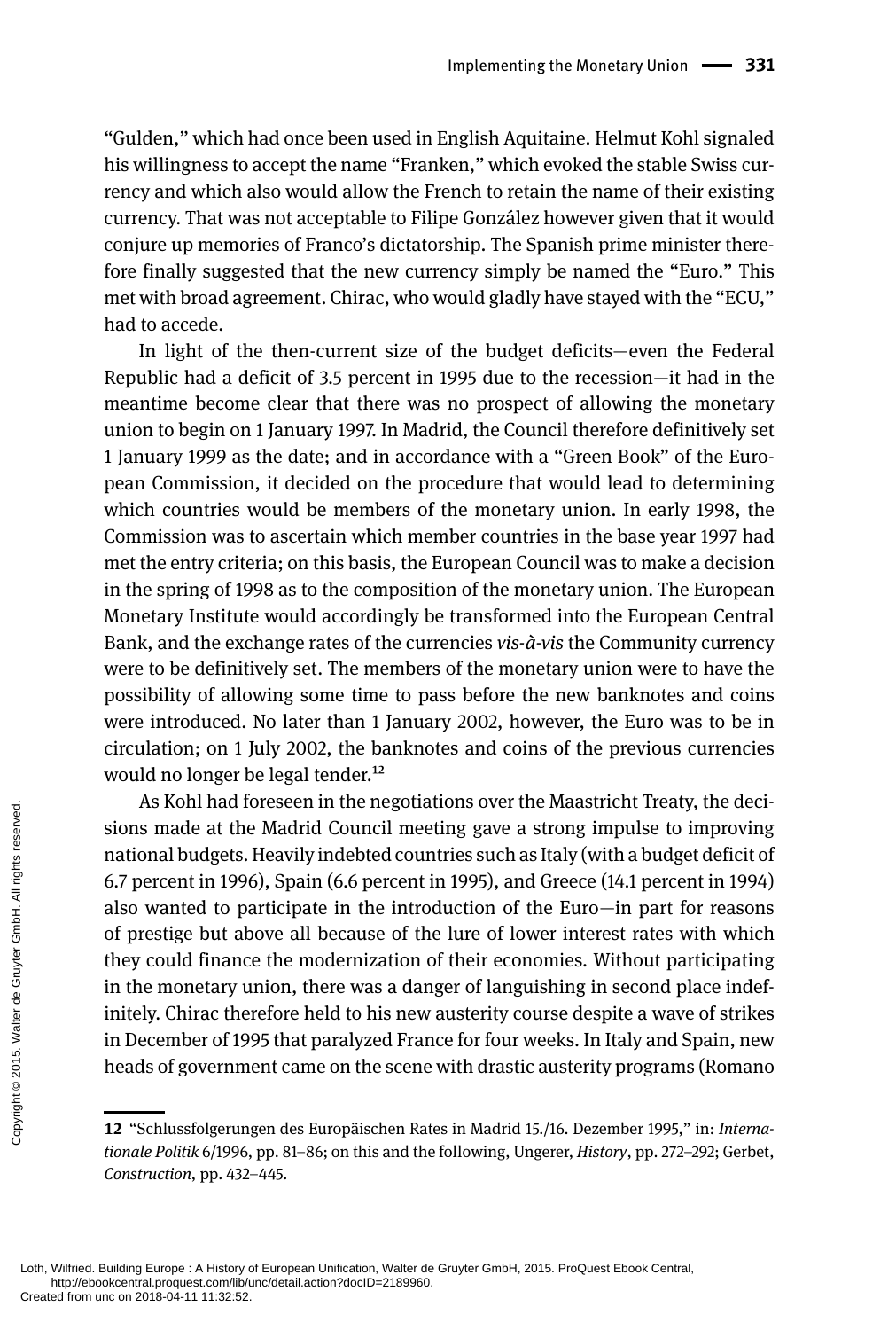"Gulden," which had once been used in English Aquitaine. Helmut Kohl signaled his willingness to accept the name "Franken," which evoked the stable Swiss currency and which also would allow the French to retain the name of their existing currency. That was not acceptable to Filipe González however given that it would conjure up memories of Franco's dictatorship. The Spanish prime minister therefore finally suggested that the new currency simply be named the "Euro." This met with broad agreement. Chirac, who would gladly have stayed with the "ECU," had to accede.

In light of the then-current size of the budget deficits—even the Federal Republic had a deficit of 3.5 percent in 1995 due to the recession—it had in the meantime become clear that there was no prospect of allowing the monetary union to begin on 1 January 1997. In Madrid, the Council therefore definitively set 1 January 1999 as the date; and in accordance with a "Green Book" of the European Commission, it decided on the procedure that would lead to determining which countries would be members of the monetary union. In early 1998, the Commission was to ascertain which member countries in the base year 1997 had met the entry criteria; on this basis, the European Council was to make a decision in the spring of 1998 as to the composition of the monetary union. The European Monetary Institute would accordingly be transformed into the European Central Bank, and the exchange rates of the currencies *vis-à-vis* the Community currency were to be definitively set. The members of the monetary union were to have the possibility of allowing some time to pass before the new banknotes and coins were introduced. No later than 1 January 2002, however, the Euro was to be in circulation; on 1 July 2002, the banknotes and coins of the previous currencies would no longer be legal tender.[12]

As Kohl had foreseen in the negotiations over the Maastricht Treaty, the decisions made at the Madrid Council meeting gave a strong impulse to improving national budgets. Heavily indebted countries such as Italy (with a budget deficit of 6.7 percent in 1996), Spain (6.6 percent in 1995), and Greece (14.1 percent in 1994) also wanted to participate in the introduction of the Euro—in part for reasons of prestige but above all because of the lure of lower interest rates with which they could finance the modernization of their economies. Without participating in the monetary union, there was a danger of languishing in second place indefinitely. Chirac therefore held to his new austerity course despite a wave of strikes in December of 1995 that paralyzed France for four weeks. In Italy and Spain, new heads of government came on the scene with drastic austerity programs (Romano

---

12 "Schlussfolgerungen des Europäischen Rates in Madrid 15./16. Dezember 1995," in: *Internationale Politik* 6/1996, pp. 81–86; on this and the following, Ungerer, *History*, pp. 272–292; Gerbet, *Construction*, pp. 432–445.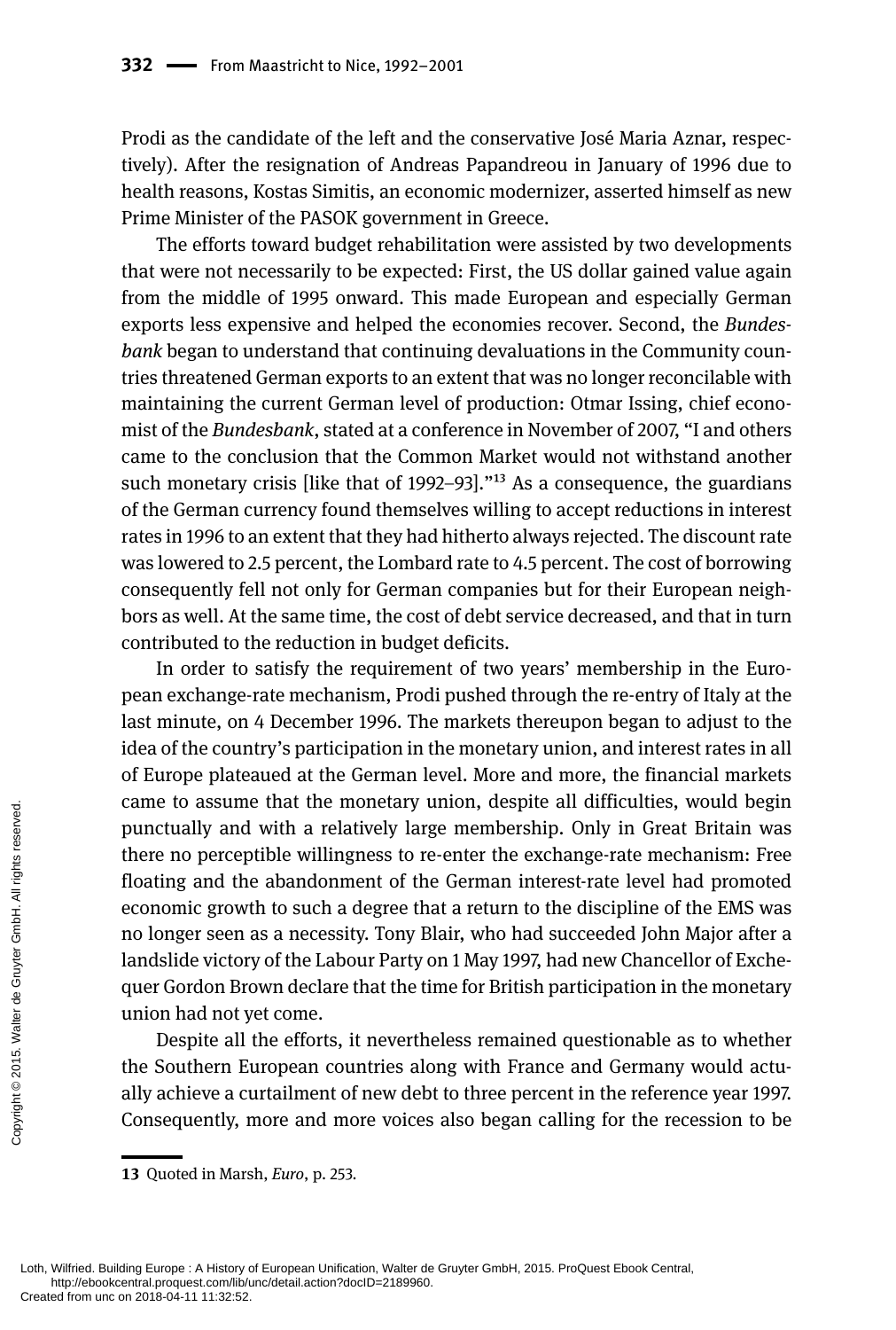Prodi as the candidate of the left and the conservative José Maria Aznar, respectively). After the resignation of Andreas Papandreou in January of 1996 due to health reasons, Kostas Simitis, an economic modernizer, asserted himself as new Prime Minister of the PASOK government in Greece.

The efforts toward budget rehabilitation were assisted by two developments that were not necessarily to be expected: First, the US dollar gained value again from the middle of 1995 onward. This made European and especially German exports less expensive and helped the economies recover. Second, the *Bundesbank* began to understand that continuing devaluations in the Community countries threatened German exports to an extent that was no longer reconcilable with maintaining the current German level of production: Otmar Issing, chief economist of the *Bundesbank*, stated at a conference in November of 2007, "I and others came to the conclusion that the Common Market would not withstand another such monetary crisis [like that of 1992–93]."[13] As a consequence, the guardians of the German currency found themselves willing to accept reductions in interest rates in 1996 to an extent that they had hitherto always rejected. The discount rate was lowered to 2.5 percent, the Lombard rate to 4.5 percent. The cost of borrowing consequently fell not only for German companies but for their European neighbors as well. At the same time, the cost of debt service decreased, and that in turn contributed to the reduction in budget deficits.

In order to satisfy the requirement of two years' membership in the European exchange-rate mechanism, Prodi pushed through the re-entry of Italy at the last minute, on 4 December 1996. The markets thereupon began to adjust to the idea of the country's participation in the monetary union, and interest rates in all of Europe plateaued at the German level. More and more, the financial markets came to assume that the monetary union, despite all difficulties, would begin punctually and with a relatively large membership. Only in Great Britain was there no perceptible willingness to re-enter the exchange-rate mechanism: Free floating and the abandonment of the German interest-rate level had promoted economic growth to such a degree that a return to the discipline of the EMS was no longer seen as a necessity. Tony Blair, who had succeeded John Major after a landslide victory of the Labour Party on 1 May 1997, had new Chancellor of Exchequer Gordon Brown declare that the time for British participation in the monetary union had not yet come.

Despite all the efforts, it nevertheless remained questionable as to whether the Southern European countries along with France and Germany would actually achieve a curtailment of new debt to three percent in the reference year 1997. Consequently, more and more voices also began calling for the recession to be

---

13 Quoted in Marsh, *Euro*, p. 253.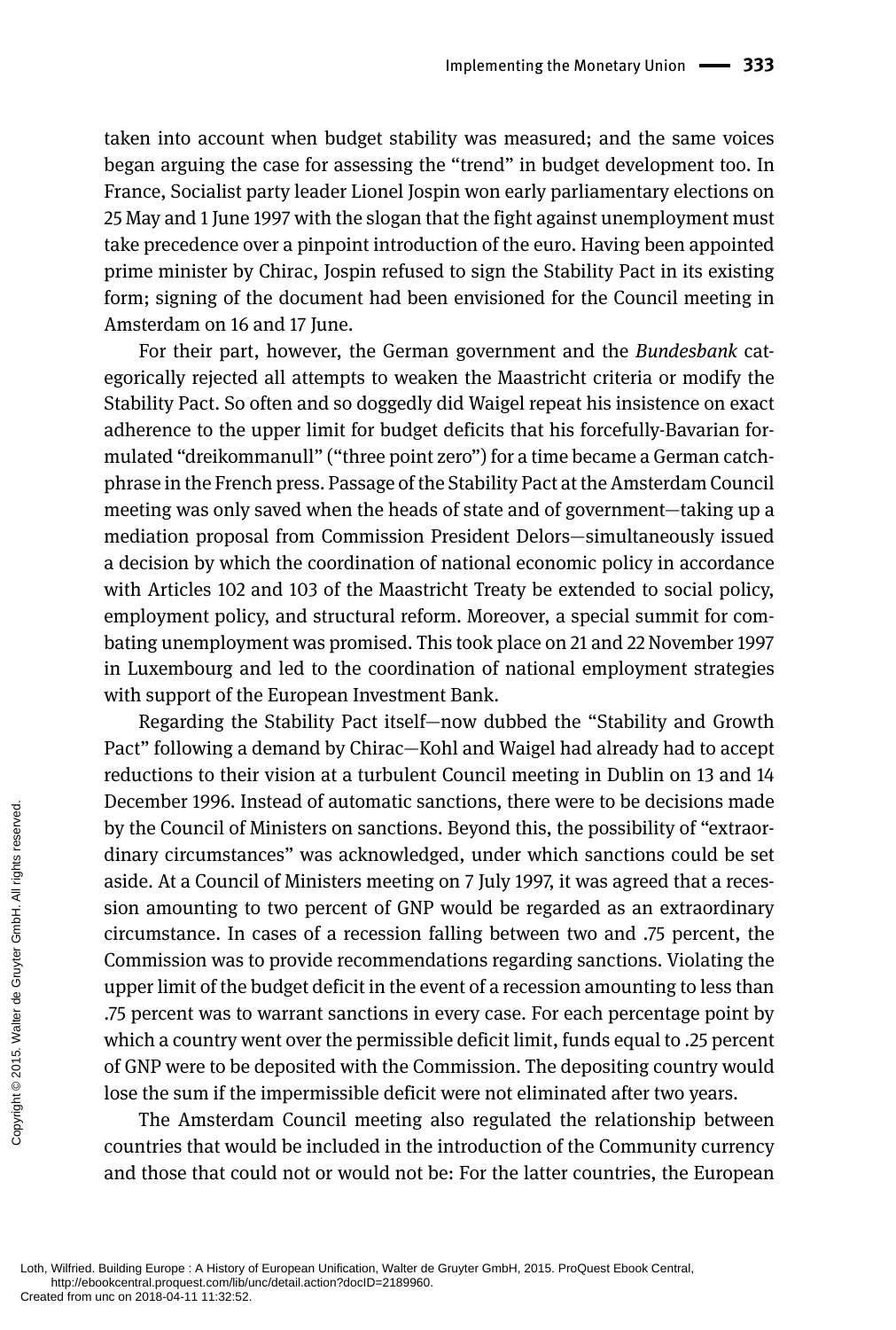taken into account when budget stability was measured; and the same voices began arguing the case for assessing the "trend" in budget development too. In France, Socialist party leader Lionel Jospin won early parliamentary elections on 25 May and 1 June 1997 with the slogan that the fight against unemployment must take precedence over a pinpoint introduction of the euro. Having been appointed prime minister by Chirac, Jospin refused to sign the Stability Pact in its existing form; signing of the document had been envisioned for the Council meeting in Amsterdam on 16 and 17 June.

For their part, however, the German government and the *Bundesbank* categorically rejected all attempts to weaken the Maastricht criteria or modify the Stability Pact. So often and so doggedly did Waigel repeat his insistence on exact adherence to the upper limit for budget deficits that his forcefully-Bavarian formulated "dreikommanull" ("three point zero") for a time became a German catchphrase in the French press. Passage of the Stability Pact at the Amsterdam Council meeting was only saved when the heads of state and of government—taking up a mediation proposal from Commission President Delors—simultaneously issued a decision by which the coordination of national economic policy in accordance with Articles 102 and 103 of the Maastricht Treaty be extended to social policy, employment policy, and structural reform. Moreover, a special summit for combating unemployment was promised. This took place on 21 and 22 November 1997 in Luxembourg and led to the coordination of national employment strategies with support of the European Investment Bank.

Regarding the Stability Pact itself—now dubbed the "Stability and Growth Pact" following a demand by Chirac—Kohl and Waigel had already had to accept reductions to their vision at a turbulent Council meeting in Dublin on 13 and 14 December 1996. Instead of automatic sanctions, there were to be decisions made by the Council of Ministers on sanctions. Beyond this, the possibility of "extraordinary circumstances" was acknowledged, under which sanctions could be set aside. At a Council of Ministers meeting on 7 July 1997, it was agreed that a recession amounting to two percent of GNP would be regarded as an extraordinary circumstance. In cases of a recession falling between two and .75 percent, the Commission was to provide recommendations regarding sanctions. Violating the upper limit of the budget deficit in the event of a recession amounting to less than .75 percent was to warrant sanctions in every case. For each percentage point by which a country went over the permissible deficit limit, funds equal to .25 percent of GNP were to be deposited with the Commission. The depositing country would lose the sum if the impermissible deficit were not eliminated after two years.

The Amsterdam Council meeting also regulated the relationship between countries that would be included in the introduction of the Community currency and those that could not or would not be: For the latter countries, the European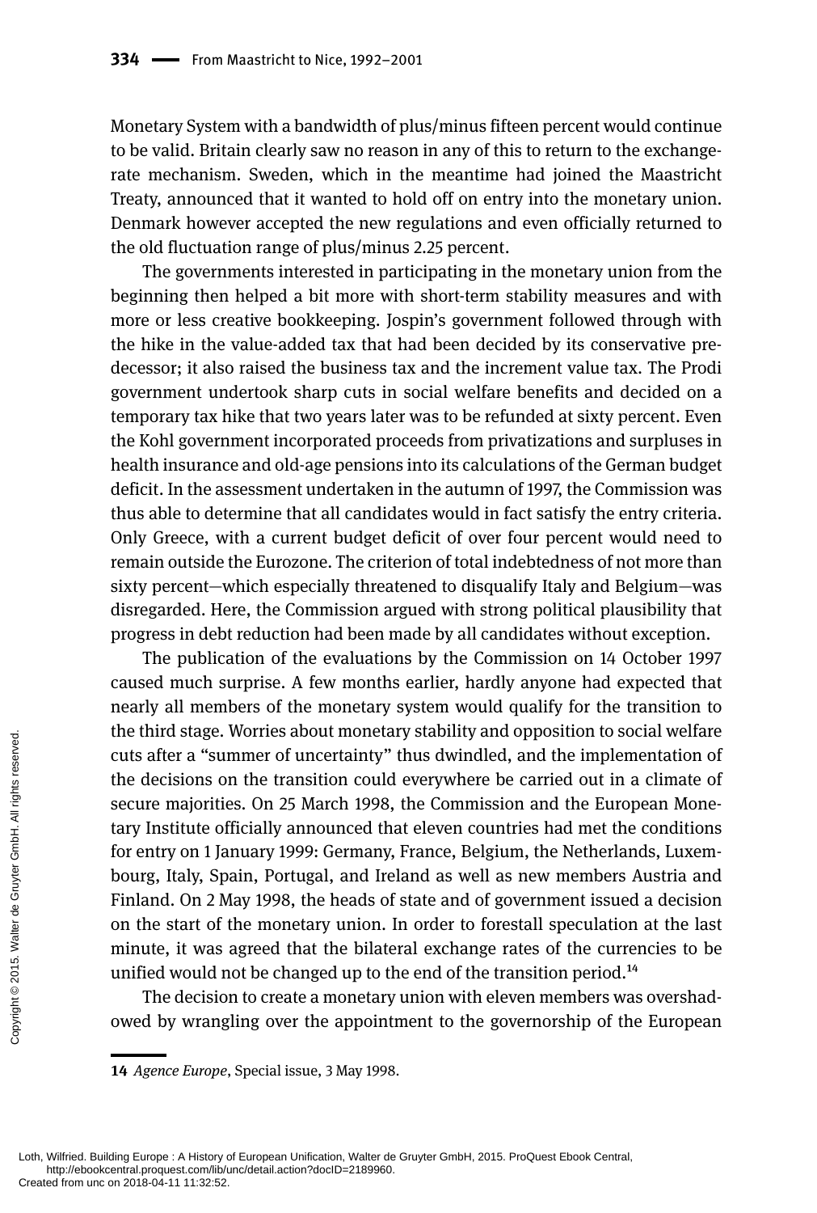Monetary System with a bandwidth of plus/minus fifteen percent would continue to be valid. Britain clearly saw no reason in any of this to return to the exchange-rate mechanism. Sweden, which in the meantime had joined the Maastricht Treaty, announced that it wanted to hold off on entry into the monetary union. Denmark however accepted the new regulations and even officially returned to the old fluctuation range of plus/minus 2.25 percent.

The governments interested in participating in the monetary union from the beginning then helped a bit more with short-term stability measures and with more or less creative bookkeeping. Jospin's government followed through with the hike in the value-added tax that had been decided by its conservative predecessor; it also raised the business tax and the increment value tax. The Prodi government undertook sharp cuts in social welfare benefits and decided on a temporary tax hike that two years later was to be refunded at sixty percent. Even the Kohl government incorporated proceeds from privatizations and surpluses in health insurance and old-age pensions into its calculations of the German budget deficit. In the assessment undertaken in the autumn of 1997, the Commission was thus able to determine that all candidates would in fact satisfy the entry criteria. Only Greece, with a current budget deficit of over four percent would need to remain outside the Eurozone. The criterion of total indebtedness of not more than sixty percent—which especially threatened to disqualify Italy and Belgium—was disregarded. Here, the Commission argued with strong political plausibility that progress in debt reduction had been made by all candidates without exception.

The publication of the evaluations by the Commission on 14 October 1997 caused much surprise. A few months earlier, hardly anyone had expected that nearly all members of the monetary system would qualify for the transition to the third stage. Worries about monetary stability and opposition to social welfare cuts after a "summer of uncertainty" thus dwindled, and the implementation of the decisions on the transition could everywhere be carried out in a climate of secure majorities. On 25 March 1998, the Commission and the European Monetary Institute officially announced that eleven countries had met the conditions for entry on 1 January 1999: Germany, France, Belgium, the Netherlands, Luxembourg, Italy, Spain, Portugal, and Ireland as well as new members Austria and Finland. On 2 May 1998, the heads of state and of government issued a decision on the start of the monetary union. In order to forestall speculation at the last minute, it was agreed that the bilateral exchange rates of the currencies to be unified would not be changed up to the end of the transition period.[14]

The decision to create a monetary union with eleven members was overshadowed by wrangling over the appointment to the governorship of the European

14 *Agence Europe*, Special issue, 3 May 1998.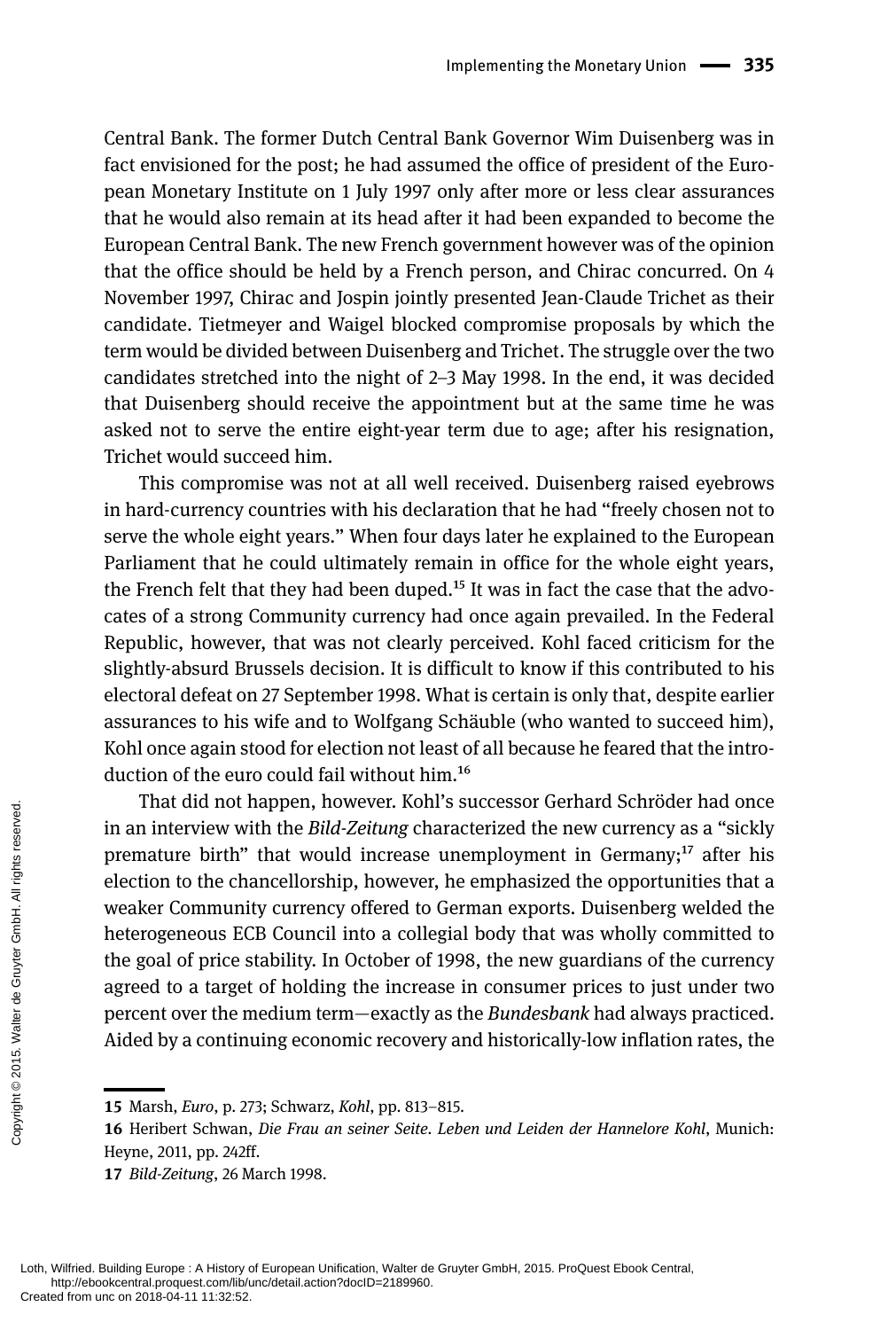Central Bank. The former Dutch Central Bank Governor Wim Duisenberg was in fact envisioned for the post; he had assumed the office of president of the European Monetary Institute on 1 July 1997 only after more or less clear assurances that he would also remain at its head after it had been expanded to become the European Central Bank. The new French government however was of the opinion that the office should be held by a French person, and Chirac concurred. On 4 November 1997, Chirac and Jospin jointly presented Jean-Claude Trichet as their candidate. Tietmeyer and Waigel blocked compromise proposals by which the term would be divided between Duisenberg and Trichet. The struggle over the two candidates stretched into the night of 2–3 May 1998. In the end, it was decided that Duisenberg should receive the appointment but at the same time he was asked not to serve the entire eight-year term due to age; after his resignation, Trichet would succeed him.

This compromise was not at all well received. Duisenberg raised eyebrows in hard-currency countries with his declaration that he had "freely chosen not to serve the whole eight years." When four days later he explained to the European Parliament that he could ultimately remain in office for the whole eight years, the French felt that they had been duped.[15] It was in fact the case that the advocates of a strong Community currency had once again prevailed. In the Federal Republic, however, that was not clearly perceived. Kohl faced criticism for the slightly-absurd Brussels decision. It is difficult to know if this contributed to his electoral defeat on 27 September 1998. What is certain is only that, despite earlier assurances to his wife and to Wolfgang Schäuble (who wanted to succeed him), Kohl once again stood for election not least of all because he feared that the introduction of the euro could fail without him.[16]

That did not happen, however. Kohl's successor Gerhard Schröder had once in an interview with the *Bild-Zeitung* characterized the new currency as a "sickly premature birth" that would increase unemployment in Germany;[17] after his election to the chancellorship, however, he emphasized the opportunities that a weaker Community currency offered to German exports. Duisenberg welded the heterogeneous ECB Council into a collegial body that was wholly committed to the goal of price stability. In October of 1998, the new guardians of the currency agreed to a target of holding the increase in consumer prices to just under two percent over the medium term—exactly as the *Bundesbank* had always practiced. Aided by a continuing economic recovery and historically-low inflation rates, the

---

15 Marsh, *Euro*, p. 273; Schwarz, *Kohl*, pp. 813–815.

16 Heribert Schwan, *Die Frau an seiner Seite. Leben und Leiden der Hannelore Kohl*, Munich: Heyne, 2011, pp. 242ff.

17 *Bild-Zeitung*, 26 March 1998.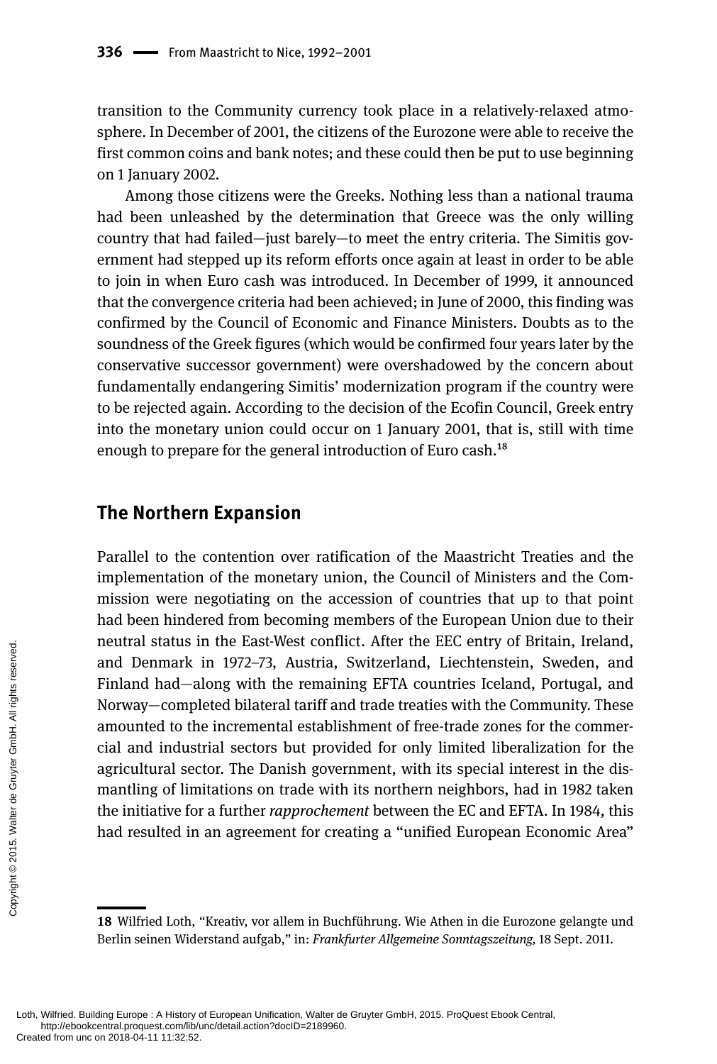transition to the Community currency took place in a relatively-relaxed atmosphere. In December of 2001, the citizens of the Eurozone were able to receive the first common coins and bank notes; and these could then be put to use beginning on 1 January 2002.

Among those citizens were the Greeks. Nothing less than a national trauma had been unleashed by the determination that Greece was the only willing country that had failed—just barely—to meet the entry criteria. The Simitis government had stepped up its reform efforts once again at least in order to be able to join in when Euro cash was introduced. In December of 1999, it announced that the convergence criteria had been achieved; in June of 2000, this finding was confirmed by the Council of Economic and Finance Ministers. Doubts as to the soundness of the Greek figures (which would be confirmed four years later by the conservative successor government) were overshadowed by the concern about fundamentally endangering Simitis' modernization program if the country were to be rejected again. According to the decision of the Ecofin Council, Greek entry into the monetary union could occur on 1 January 2001, that is, still with time enough to prepare for the general introduction of Euro cash.[18]

## The Northern Expansion

Parallel to the contention over ratification of the Maastricht Treaties and the implementation of the monetary union, the Council of Ministers and the Commission were negotiating on the accession of countries that up to that point had been hindered from becoming members of the European Union due to their neutral status in the East-West conflict. After the EEC entry of Britain, Ireland, and Denmark in 1972–73, Austria, Switzerland, Liechtenstein, Sweden, and Finland had—along with the remaining EFTA countries Iceland, Portugal, and Norway—completed bilateral tariff and trade treaties with the Community. These amounted to the incremental establishment of free-trade zones for the commercial and industrial sectors but provided for only limited liberalization for the agricultural sector. The Danish government, with its special interest in the dismantling of limitations on trade with its northern neighbors, had in 1982 taken the initiative for a further *rapprochement* between the EC and EFTA. In 1984, this had resulted in an agreement for creating a "unified European Economic Area"

---

**18** Wilfried Loth, "Kreativ, vor allem in Buchführung. Wie Athen in die Eurozone gelangte und Berlin seinen Widerstand aufgab," in: *Frankfurter Allgemeine Sonntagszeitung*, 18 Sept. 2011.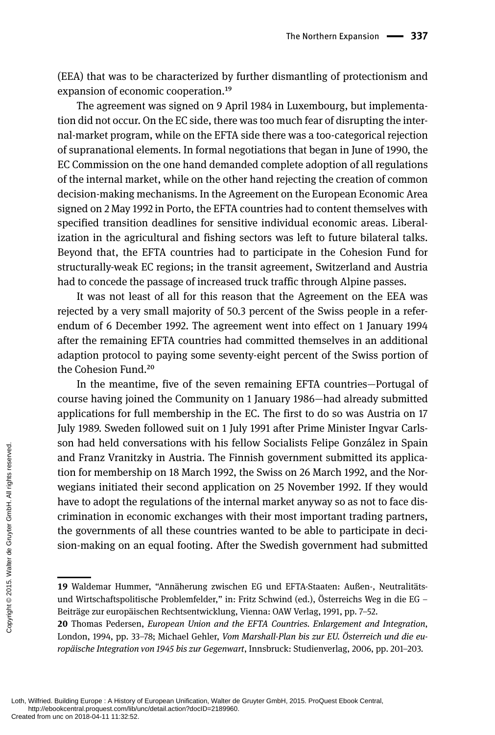(EEA) that was to be characterized by further dismantling of protectionism and expansion of economic cooperation.[19]

The agreement was signed on 9 April 1984 in Luxembourg, but implementation did not occur. On the EC side, there was too much fear of disrupting the internal-market program, while on the EFTA side there was a too-categorical rejection of supranational elements. In formal negotiations that began in June of 1990, the EC Commission on the one hand demanded complete adoption of all regulations of the internal market, while on the other hand rejecting the creation of common decision-making mechanisms. In the Agreement on the European Economic Area signed on 2 May 1992 in Porto, the EFTA countries had to content themselves with specified transition deadlines for sensitive individual economic areas. Liberalization in the agricultural and fishing sectors was left to future bilateral talks. Beyond that, the EFTA countries had to participate in the Cohesion Fund for structurally-weak EC regions; in the transit agreement, Switzerland and Austria had to concede the passage of increased truck traffic through Alpine passes.

It was not least of all for this reason that the Agreement on the EEA was rejected by a very small majority of 50.3 percent of the Swiss people in a referendum of 6 December 1992. The agreement went into effect on 1 January 1994 after the remaining EFTA countries had committed themselves in an additional adaption protocol to paying some seventy-eight percent of the Swiss portion of the Cohesion Fund.[20]

In the meantime, five of the seven remaining EFTA countries—Portugal of course having joined the Community on 1 January 1986—had already submitted applications for full membership in the EC. The first to do so was Austria on 17 July 1989. Sweden followed suit on 1 July 1991 after Prime Minister Ingvar Carlsson had held conversations with his fellow Socialists Felipe González in Spain and Franz Vranitzky in Austria. The Finnish government submitted its application for membership on 18 March 1992, the Swiss on 26 March 1992, and the Norwegians initiated their second application on 25 November 1992. If they would have to adopt the regulations of the internal market anyway so as not to face discrimination in economic exchanges with their most important trading partners, the governments of all these countries wanted to be able to participate in decision-making on an equal footing. After the Swedish government had submitted

---

**19** Waldemar Hummer, "Annäherung zwischen EG und EFTA-Staaten: Außen-, Neutralitäts- und Wirtschaftspolitische Problemfelder," in: Fritz Schwind (ed.), Österreichs Weg in die EG – Beiträge zur europäischen Rechtsentwicklung, Vienna: OAW Verlag, 1991, pp. 7–52.

**20** Thomas Pedersen, *European Union and the EFTA Countries. Enlargement and Integration*, London, 1994, pp. 33–78; Michael Gehler, *Vom Marshall-Plan bis zur EU. Österreich und die europäische Integration von 1945 bis zur Gegenwart*, Innsbruck: Studienverlag, 2006, pp. 201–203.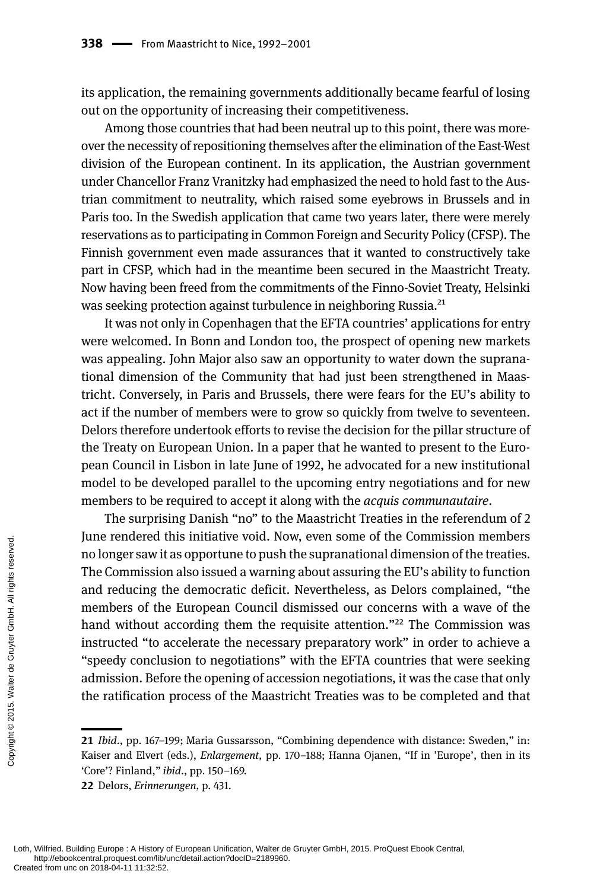its application, the remaining governments additionally became fearful of losing out on the opportunity of increasing their competitiveness.

Among those countries that had been neutral up to this point, there was moreover the necessity of repositioning themselves after the elimination of the East-West division of the European continent. In its application, the Austrian government under Chancellor Franz Vranitzky had emphasized the need to hold fast to the Austrian commitment to neutrality, which raised some eyebrows in Brussels and in Paris too. In the Swedish application that came two years later, there were merely reservations as to participating in Common Foreign and Security Policy (CFSP). The Finnish government even made assurances that it wanted to constructively take part in CFSP, which had in the meantime been secured in the Maastricht Treaty. Now having been freed from the commitments of the Finno-Soviet Treaty, Helsinki was seeking protection against turbulence in neighboring Russia.[21]

It was not only in Copenhagen that the EFTA countries' applications for entry were welcomed. In Bonn and London too, the prospect of opening new markets was appealing. John Major also saw an opportunity to water down the supranational dimension of the Community that had just been strengthened in Maastricht. Conversely, in Paris and Brussels, there were fears for the EU's ability to act if the number of members were to grow so quickly from twelve to seventeen. Delors therefore undertook efforts to revise the decision for the pillar structure of the Treaty on European Union. In a paper that he wanted to present to the European Council in Lisbon in late June of 1992, he advocated for a new institutional model to be developed parallel to the upcoming entry negotiations and for new members to be required to accept it along with the *acquis communautaire*.

The surprising Danish "no" to the Maastricht Treaties in the referendum of 2 June rendered this initiative void. Now, even some of the Commission members no longer saw it as opportune to push the supranational dimension of the treaties. The Commission also issued a warning about assuring the EU's ability to function and reducing the democratic deficit. Nevertheless, as Delors complained, "the members of the European Council dismissed our concerns with a wave of the hand without according them the requisite attention."[22] The Commission was instructed "to accelerate the necessary preparatory work" in order to achieve a "speedy conclusion to negotiations" with the EFTA countries that were seeking admission. Before the opening of accession negotiations, it was the case that only the ratification process of the Maastricht Treaties was to be completed and that

---

**21** *Ibid*., pp. 167–199; Maria Gussarsson, "Combining dependence with distance: Sweden," in: Kaiser and Elvert (eds.), *Enlargement*, pp. 170–188; Hanna Ojanen, "If in 'Europe', then in its 'Core'? Finland," *ibid*., pp. 150–169.

**22** Delors, *Erinnerungen*, p. 431.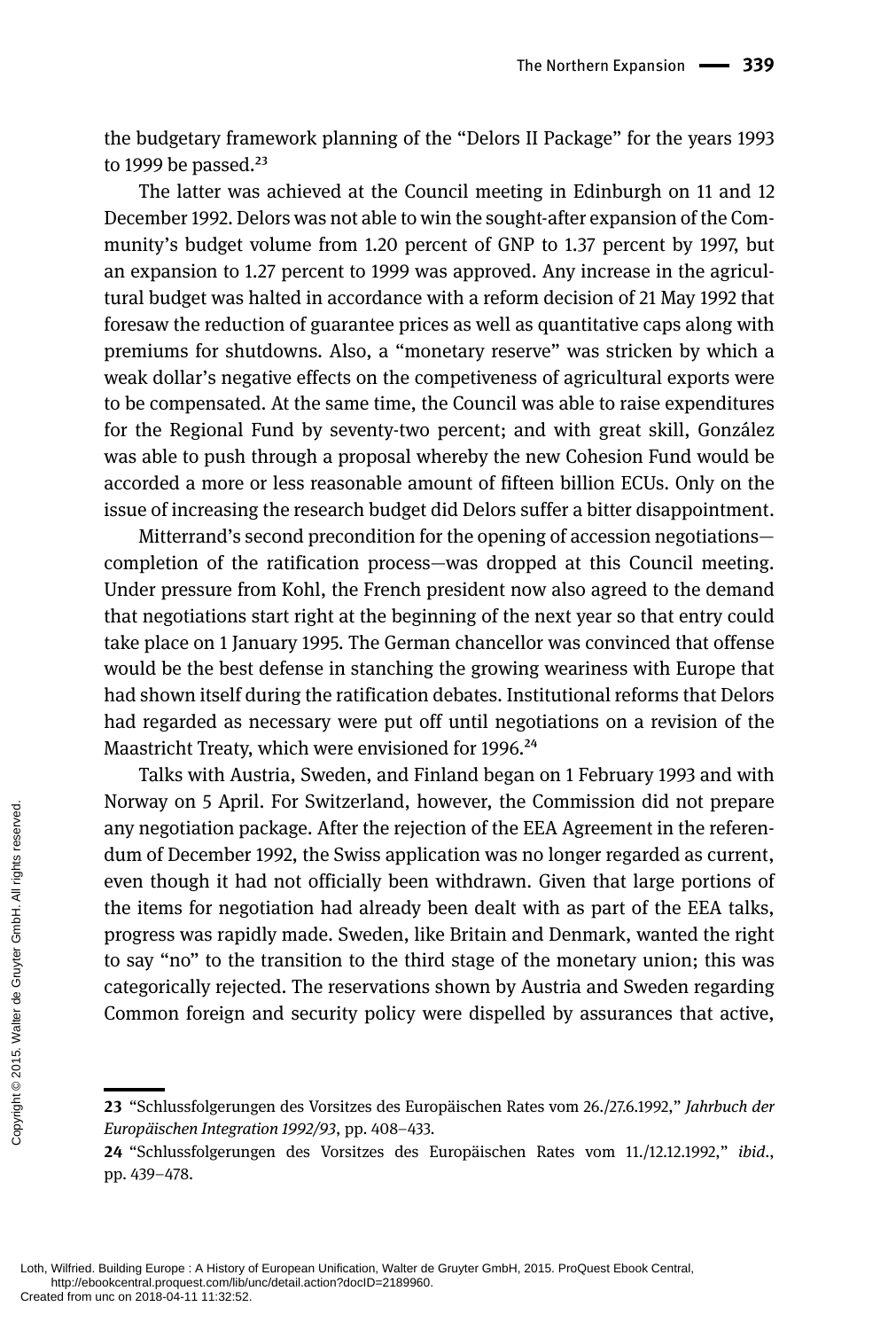the budgetary framework planning of the "Delors II Package" for the years 1993 to 1999 be passed.[23]

The latter was achieved at the Council meeting in Edinburgh on 11 and 12 December 1992. Delors was not able to win the sought-after expansion of the Community's budget volume from 1.20 percent of GNP to 1.37 percent by 1997, but an expansion to 1.27 percent to 1999 was approved. Any increase in the agricultural budget was halted in accordance with a reform decision of 21 May 1992 that foresaw the reduction of guarantee prices as well as quantitative caps along with premiums for shutdowns. Also, a "monetary reserve" was stricken by which a weak dollar's negative effects on the competiveness of agricultural exports were to be compensated. At the same time, the Council was able to raise expenditures for the Regional Fund by seventy-two percent; and with great skill, González was able to push through a proposal whereby the new Cohesion Fund would be accorded a more or less reasonable amount of fifteen billion ECUs. Only on the issue of increasing the research budget did Delors suffer a bitter disappointment.

Mitterrand's second precondition for the opening of accession negotiations—completion of the ratification process—was dropped at this Council meeting. Under pressure from Kohl, the French president now also agreed to the demand that negotiations start right at the beginning of the next year so that entry could take place on 1 January 1995. The German chancellor was convinced that offense would be the best defense in stanching the growing weariness with Europe that had shown itself during the ratification debates. Institutional reforms that Delors had regarded as necessary were put off until negotiations on a revision of the Maastricht Treaty, which were envisioned for 1996.[24]

Talks with Austria, Sweden, and Finland began on 1 February 1993 and with Norway on 5 April. For Switzerland, however, the Commission did not prepare any negotiation package. After the rejection of the EEA Agreement in the referendum of December 1992, the Swiss application was no longer regarded as current, even though it had not officially been withdrawn. Given that large portions of the items for negotiation had already been dealt with as part of the EEA talks, progress was rapidly made. Sweden, like Britain and Denmark, wanted the right to say "no" to the transition to the third stage of the monetary union; this was categorically rejected. The reservations shown by Austria and Sweden regarding Common foreign and security policy were dispelled by assurances that active,

---

23 "Schlussfolgerungen des Vorsitzes des Europäischen Rates vom 26./27.6.1992," *Jahrbuch der Europäischen Integration 1992/93*, pp. 408–433.

24 "Schlussfolgerungen des Vorsitzes des Europäischen Rates vom 11./12.12.1992," *ibid.*, pp. 439–478.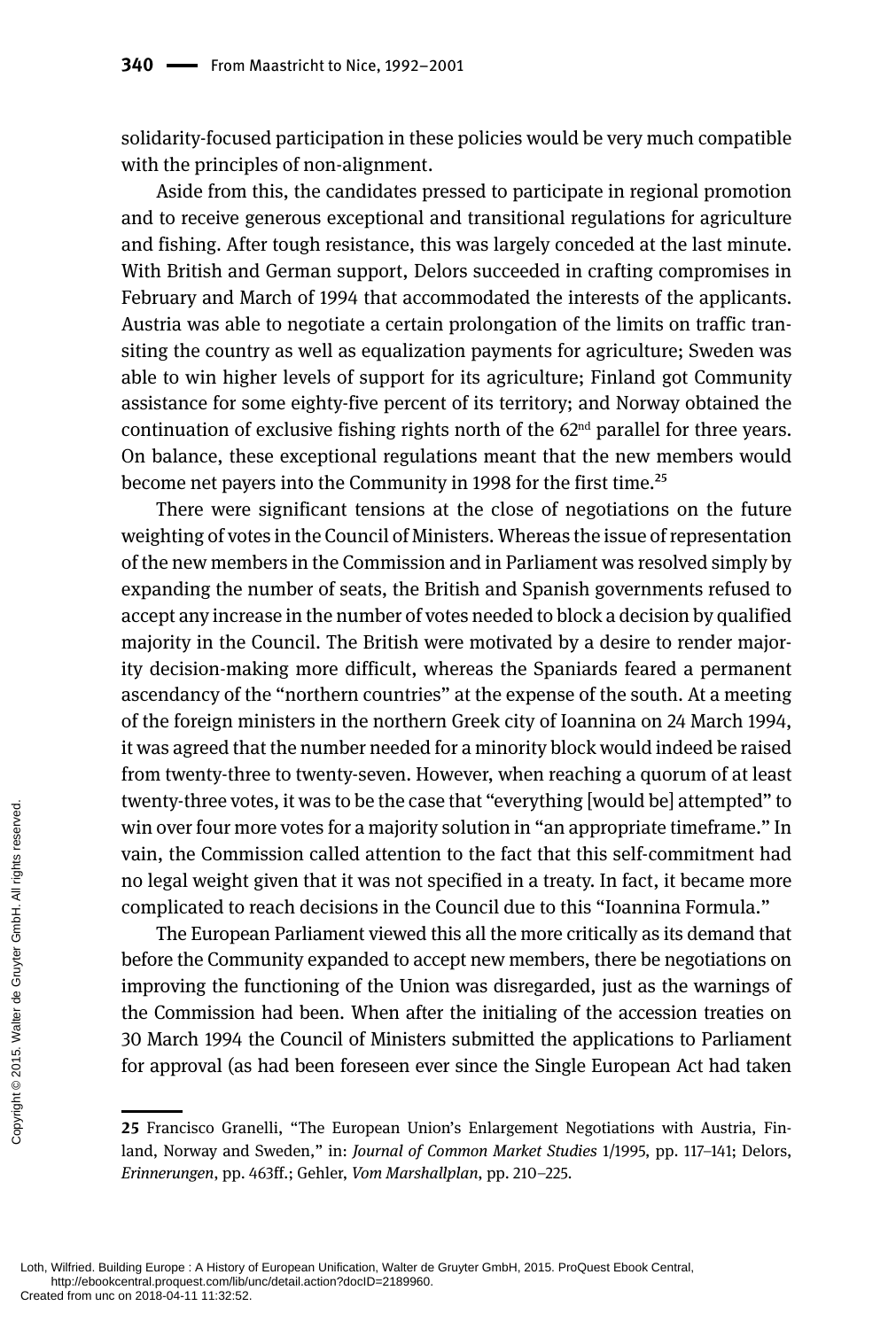solidarity-focused participation in these policies would be very much compatible with the principles of non-alignment.

Aside from this, the candidates pressed to participate in regional promotion and to receive generous exceptional and transitional regulations for agriculture and fishing. After tough resistance, this was largely conceded at the last minute. With British and German support, Delors succeeded in crafting compromises in February and March of 1994 that accommodated the interests of the applicants. Austria was able to negotiate a certain prolongation of the limits on traffic transiting the country as well as equalization payments for agriculture; Sweden was able to win higher levels of support for its agriculture; Finland got Community assistance for some eighty-five percent of its territory; and Norway obtained the continuation of exclusive fishing rights north of the 62nd parallel for three years. On balance, these exceptional regulations meant that the new members would become net payers into the Community in 1998 for the first time.[25]

There were significant tensions at the close of negotiations on the future weighting of votes in the Council of Ministers. Whereas the issue of representation of the new members in the Commission and in Parliament was resolved simply by expanding the number of seats, the British and Spanish governments refused to accept any increase in the number of votes needed to block a decision by qualified majority in the Council. The British were motivated by a desire to render majority decision-making more difficult, whereas the Spaniards feared a permanent ascendancy of the "northern countries" at the expense of the south. At a meeting of the foreign ministers in the northern Greek city of Ioannina on 24 March 1994, it was agreed that the number needed for a minority block would indeed be raised from twenty-three to twenty-seven. However, when reaching a quorum of at least twenty-three votes, it was to be the case that "everything [would be] attempted" to win over four more votes for a majority solution in "an appropriate timeframe." In vain, the Commission called attention to the fact that this self-commitment had no legal weight given that it was not specified in a treaty. In fact, it became more complicated to reach decisions in the Council due to this "Ioannina Formula."

The European Parliament viewed this all the more critically as its demand that before the Community expanded to accept new members, there be negotiations on improving the functioning of the Union was disregarded, just as the warnings of the Commission had been. When after the initialing of the accession treaties on 30 March 1994 the Council of Ministers submitted the applications to Parliament for approval (as had been foreseen ever since the Single European Act had taken

---

25 Francisco Granelli, "The European Union's Enlargement Negotiations with Austria, Finland, Norway and Sweden," in: *Journal of Common Market Studies* 1/1995, pp. 117–141; Delors, *Erinnerungen*, pp. 463ff.; Gehler, *Vom Marshallplan*, pp. 210–225.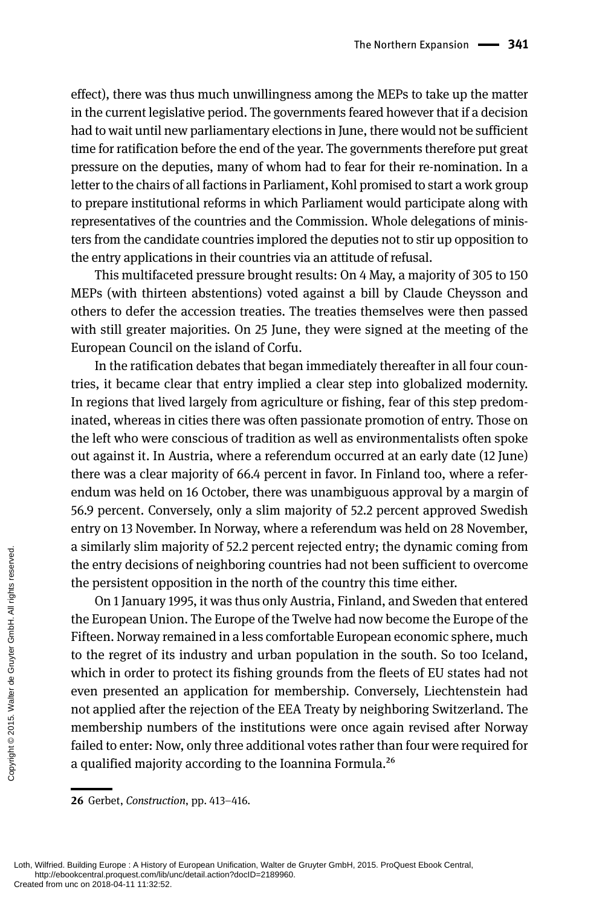effect), there was thus much unwillingness among the MEPs to take up the matter in the current legislative period. The governments feared however that if a decision had to wait until new parliamentary elections in June, there would not be sufficient time for ratification before the end of the year. The governments therefore put great pressure on the deputies, many of whom had to fear for their re-nomination. In a letter to the chairs of all factions in Parliament, Kohl promised to start a work group to prepare institutional reforms in which Parliament would participate along with representatives of the countries and the Commission. Whole delegations of ministers from the candidate countries implored the deputies not to stir up opposition to the entry applications in their countries via an attitude of refusal.

This multifaceted pressure brought results: On 4 May, a majority of 305 to 150 MEPs (with thirteen abstentions) voted against a bill by Claude Cheysson and others to defer the accession treaties. The treaties themselves were then passed with still greater majorities. On 25 June, they were signed at the meeting of the European Council on the island of Corfu.

In the ratification debates that began immediately thereafter in all four countries, it became clear that entry implied a clear step into globalized modernity. In regions that lived largely from agriculture or fishing, fear of this step predominated, whereas in cities there was often passionate promotion of entry. Those on the left who were conscious of tradition as well as environmentalists often spoke out against it. In Austria, where a referendum occurred at an early date (12 June) there was a clear majority of 66.4 percent in favor. In Finland too, where a referendum was held on 16 October, there was unambiguous approval by a margin of 56.9 percent. Conversely, only a slim majority of 52.2 percent approved Swedish entry on 13 November. In Norway, where a referendum was held on 28 November, a similarly slim majority of 52.2 percent rejected entry; the dynamic coming from the entry decisions of neighboring countries had not been sufficient to overcome the persistent opposition in the north of the country this time either.

On 1 January 1995, it was thus only Austria, Finland, and Sweden that entered the European Union. The Europe of the Twelve had now become the Europe of the Fifteen. Norway remained in a less comfortable European economic sphere, much to the regret of its industry and urban population in the south. So too Iceland, which in order to protect its fishing grounds from the fleets of EU states had not even presented an application for membership. Conversely, Liechtenstein had not applied after the rejection of the EEA Treaty by neighboring Switzerland. The membership numbers of the institutions were once again revised after Norway failed to enter: Now, only three additional votes rather than four were required for a qualified majority according to the Ioannina Formula.[26]

---

[26] Gerbet, *Construction*, pp. 413–416.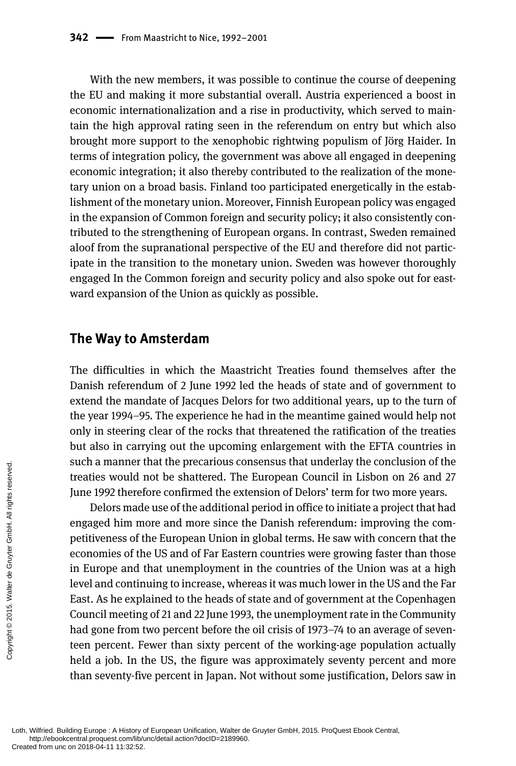With the new members, it was possible to continue the course of deepening the EU and making it more substantial overall. Austria experienced a boost in economic internationalization and a rise in productivity, which served to maintain the high approval rating seen in the referendum on entry but which also brought more support to the xenophobic rightwing populism of Jörg Haider. In terms of integration policy, the government was above all engaged in deepening economic integration; it also thereby contributed to the realization of the monetary union on a broad basis. Finland too participated energetically in the establishment of the monetary union. Moreover, Finnish European policy was engaged in the expansion of Common foreign and security policy; it also consistently contributed to the strengthening of European organs. In contrast, Sweden remained aloof from the supranational perspective of the EU and therefore did not participate in the transition to the monetary union. Sweden was however thoroughly engaged In the Common foreign and security policy and also spoke out for eastward expansion of the Union as quickly as possible.

## The Way to Amsterdam

The difficulties in which the Maastricht Treaties found themselves after the Danish referendum of 2 June 1992 led the heads of state and of government to extend the mandate of Jacques Delors for two additional years, up to the turn of the year 1994–95. The experience he had in the meantime gained would help not only in steering clear of the rocks that threatened the ratification of the treaties but also in carrying out the upcoming enlargement with the EFTA countries in such a manner that the precarious consensus that underlay the conclusion of the treaties would not be shattered. The European Council in Lisbon on 26 and 27 June 1992 therefore confirmed the extension of Delors' term for two more years.

Delors made use of the additional period in office to initiate a project that had engaged him more and more since the Danish referendum: improving the competitiveness of the European Union in global terms. He saw with concern that the economies of the US and of Far Eastern countries were growing faster than those in Europe and that unemployment in the countries of the Union was at a high level and continuing to increase, whereas it was much lower in the US and the Far East. As he explained to the heads of state and of government at the Copenhagen Council meeting of 21 and 22 June 1993, the unemployment rate in the Community had gone from two percent before the oil crisis of 1973–74 to an average of seventeen percent. Fewer than sixty percent of the working-age population actually held a job. In the US, the figure was approximately seventy percent and more than seventy-five percent in Japan. Not without some justification, Delors saw in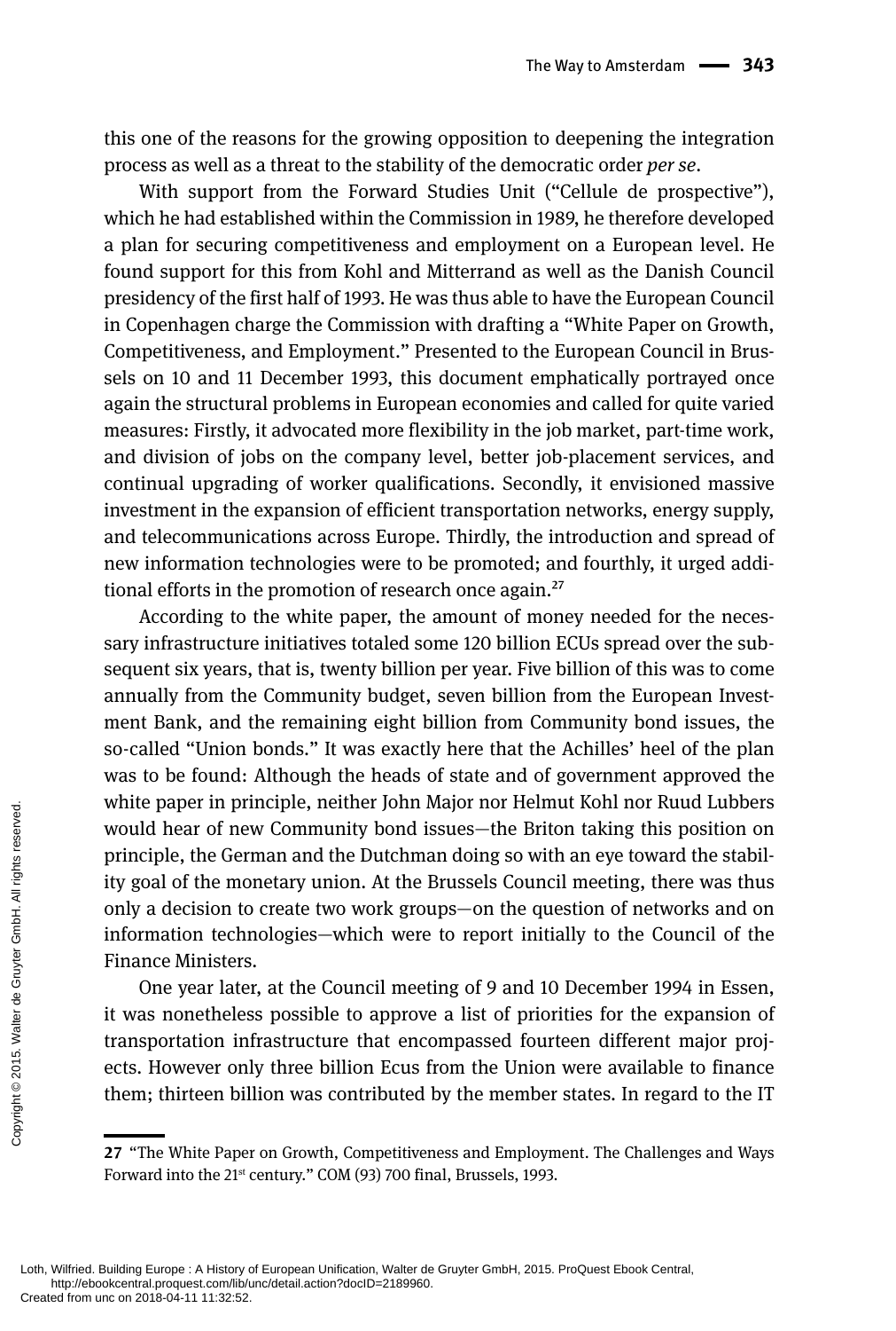this one of the reasons for the growing opposition to deepening the integration process as well as a threat to the stability of the democratic order *per se*.

With support from the Forward Studies Unit ("Cellule de prospective"), which he had established within the Commission in 1989, he therefore developed a plan for securing competitiveness and employment on a European level. He found support for this from Kohl and Mitterrand as well as the Danish Council presidency of the first half of 1993. He was thus able to have the European Council in Copenhagen charge the Commission with drafting a "White Paper on Growth, Competitiveness, and Employment." Presented to the European Council in Brussels on 10 and 11 December 1993, this document emphatically portrayed once again the structural problems in European economies and called for quite varied measures: Firstly, it advocated more flexibility in the job market, part-time work, and division of jobs on the company level, better job-placement services, and continual upgrading of worker qualifications. Secondly, it envisioned massive investment in the expansion of efficient transportation networks, energy supply, and telecommunications across Europe. Thirdly, the introduction and spread of new information technologies were to be promoted; and fourthly, it urged additional efforts in the promotion of research once again.[27]

According to the white paper, the amount of money needed for the necessary infrastructure initiatives totaled some 120 billion ECUs spread over the subsequent six years, that is, twenty billion per year. Five billion of this was to come annually from the Community budget, seven billion from the European Investment Bank, and the remaining eight billion from Community bond issues, the so-called "Union bonds." It was exactly here that the Achilles' heel of the plan was to be found: Although the heads of state and of government approved the white paper in principle, neither John Major nor Helmut Kohl nor Ruud Lubbers would hear of new Community bond issues—the Briton taking this position on principle, the German and the Dutchman doing so with an eye toward the stability goal of the monetary union. At the Brussels Council meeting, there was thus only a decision to create two work groups—on the question of networks and on information technologies—which were to report initially to the Council of the Finance Ministers.

One year later, at the Council meeting of 9 and 10 December 1994 in Essen, it was nonetheless possible to approve a list of priorities for the expansion of transportation infrastructure that encompassed fourteen different major projects. However only three billion Ecus from the Union were available to finance them; thirteen billion was contributed by the member states. In regard to the IT

27 "The White Paper on Growth, Competitiveness and Employment. The Challenges and Ways Forward into the 21st century." COM (93) 700 final, Brussels, 1993.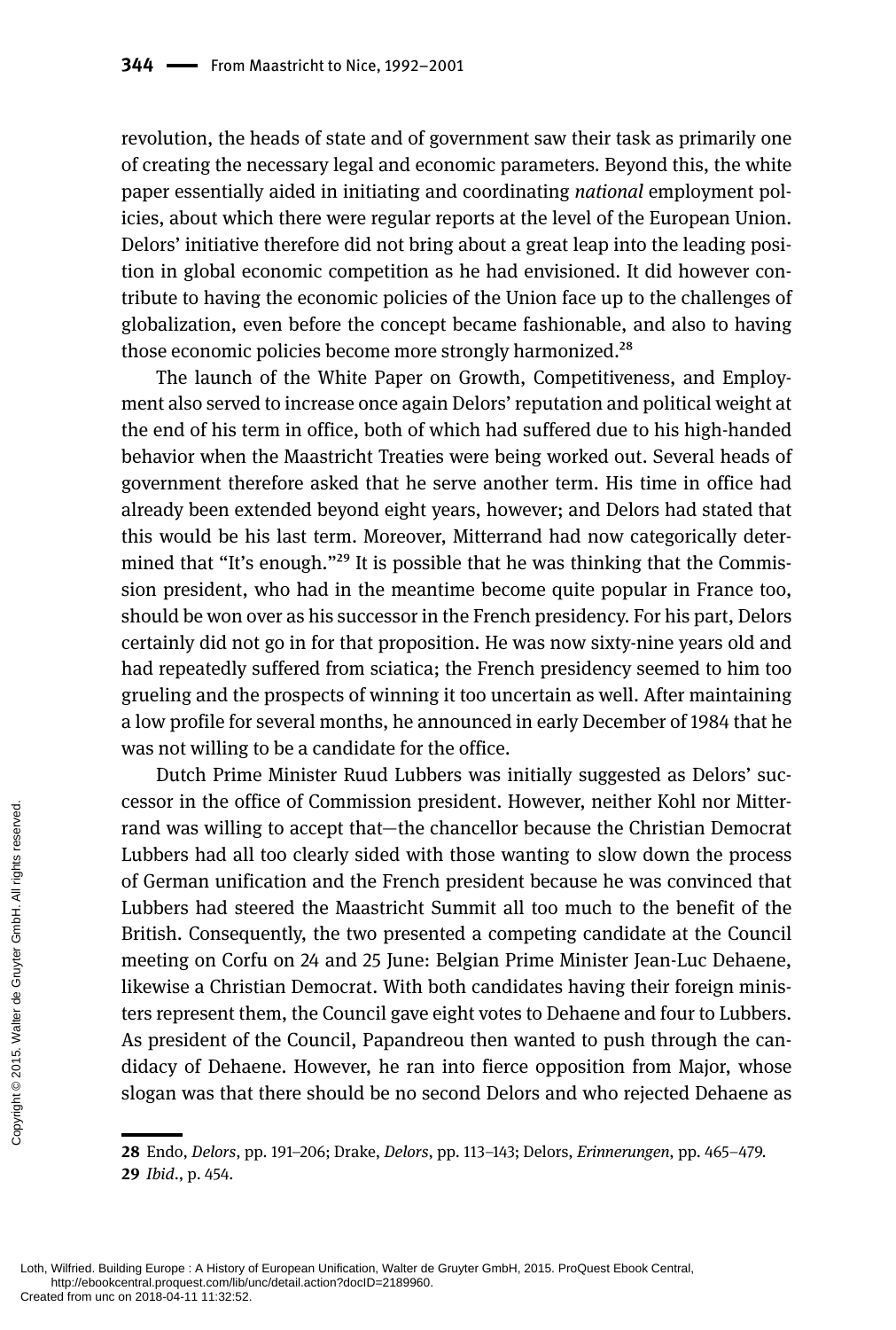revolution, the heads of state and of government saw their task as primarily one of creating the necessary legal and economic parameters. Beyond this, the white paper essentially aided in initiating and coordinating *national* employment policies, about which there were regular reports at the level of the European Union. Delors' initiative therefore did not bring about a great leap into the leading position in global economic competition as he had envisioned. It did however contribute to having the economic policies of the Union face up to the challenges of globalization, even before the concept became fashionable, and also to having those economic policies become more strongly harmonized.[28]

The launch of the White Paper on Growth, Competitiveness, and Employment also served to increase once again Delors' reputation and political weight at the end of his term in office, both of which had suffered due to his high-handed behavior when the Maastricht Treaties were being worked out. Several heads of government therefore asked that he serve another term. His time in office had already been extended beyond eight years, however; and Delors had stated that this would be his last term. Moreover, Mitterrand had now categorically determined that "It's enough."[29] It is possible that he was thinking that the Commission president, who had in the meantime become quite popular in France too, should be won over as his successor in the French presidency. For his part, Delors certainly did not go in for that proposition. He was now sixty-nine years old and had repeatedly suffered from sciatica; the French presidency seemed to him too grueling and the prospects of winning it too uncertain as well. After maintaining a low profile for several months, he announced in early December of 1984 that he was not willing to be a candidate for the office.

Dutch Prime Minister Ruud Lubbers was initially suggested as Delors' successor in the office of Commission president. However, neither Kohl nor Mitterrand was willing to accept that—the chancellor because the Christian Democrat Lubbers had all too clearly sided with those wanting to slow down the process of German unification and the French president because he was convinced that Lubbers had steered the Maastricht Summit all too much to the benefit of the British. Consequently, the two presented a competing candidate at the Council meeting on Corfu on 24 and 25 June: Belgian Prime Minister Jean-Luc Dehaene, likewise a Christian Democrat. With both candidates having their foreign ministers represent them, the Council gave eight votes to Dehaene and four to Lubbers. As president of the Council, Papandreou then wanted to push through the candidacy of Dehaene. However, he ran into fierce opposition from Major, whose slogan was that there should be no second Delors and who rejected Dehaene as

**28** Endo, *Delors*, pp. 191–206; Drake, *Delors*, pp. 113–143; Delors, *Erinnerungen*, pp. 465–479.
**29** *Ibid*., p. 454.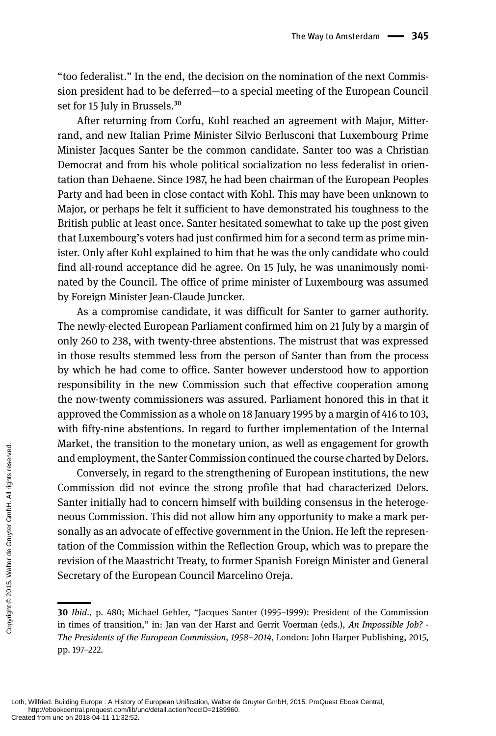"too federalist." In the end, the decision on the nomination of the next Commission president had to be deferred—to a special meeting of the European Council set for 15 July in Brussels.[30]

After returning from Corfu, Kohl reached an agreement with Major, Mitterrand, and new Italian Prime Minister Silvio Berlusconi that Luxembourg Prime Minister Jacques Santer be the common candidate. Santer too was a Christian Democrat and from his whole political socialization no less federalist in orientation than Dehaene. Since 1987, he had been chairman of the European Peoples Party and had been in close contact with Kohl. This may have been unknown to Major, or perhaps he felt it sufficient to have demonstrated his toughness to the British public at least once. Santer hesitated somewhat to take up the post given that Luxembourg's voters had just confirmed him for a second term as prime minister. Only after Kohl explained to him that he was the only candidate who could find all-round acceptance did he agree. On 15 July, he was unanimously nominated by the Council. The office of prime minister of Luxembourg was assumed by Foreign Minister Jean-Claude Juncker.

As a compromise candidate, it was difficult for Santer to garner authority. The newly-elected European Parliament confirmed him on 21 July by a margin of only 260 to 238, with twenty-three abstentions. The mistrust that was expressed in those results stemmed less from the person of Santer than from the process by which he had come to office. Santer however understood how to apportion responsibility in the new Commission such that effective cooperation among the now-twenty commissioners was assured. Parliament honored this in that it approved the Commission as a whole on 18 January 1995 by a margin of 416 to 103, with fifty-nine abstentions. In regard to further implementation of the Internal Market, the transition to the monetary union, as well as engagement for growth and employment, the Santer Commission continued the course charted by Delors.

Conversely, in regard to the strengthening of European institutions, the new Commission did not evince the strong profile that had characterized Delors. Santer initially had to concern himself with building consensus in the heterogeneous Commission. This did not allow him any opportunity to make a mark personally as an advocate of effective government in the Union. He left the representation of the Commission within the Reflection Group, which was to prepare the revision of the Maastricht Treaty, to former Spanish Foreign Minister and General Secretary of the European Council Marcelino Oreja.

---

**30** *Ibid.*, p. 480; Michael Gehler, "Jacques Santer (1995–1999): President of the Commission in times of transition," in: Jan van der Harst and Gerrit Voerman (eds.), *An Impossible Job? - The Presidents of the European Commission, 1958–2014*, London: John Harper Publishing, 2015, pp. 197–222.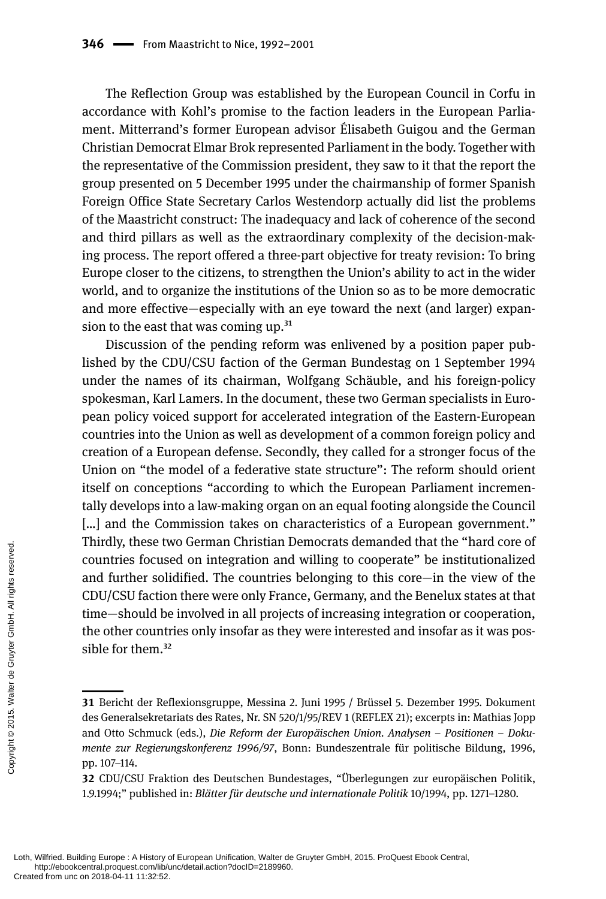The Reflection Group was established by the European Council in Corfu in accordance with Kohl's promise to the faction leaders in the European Parliament. Mitterrand's former European advisor Élisabeth Guigou and the German Christian Democrat Elmar Brok represented Parliament in the body. Together with the representative of the Commission president, they saw to it that the report the group presented on 5 December 1995 under the chairmanship of former Spanish Foreign Office State Secretary Carlos Westendorp actually did list the problems of the Maastricht construct: The inadequacy and lack of coherence of the second and third pillars as well as the extraordinary complexity of the decision-making process. The report offered a three-part objective for treaty revision: To bring Europe closer to the citizens, to strengthen the Union's ability to act in the wider world, and to organize the institutions of the Union so as to be more democratic and more effective—especially with an eye toward the next (and larger) expansion to the east that was coming up.[31]

Discussion of the pending reform was enlivened by a position paper published by the CDU/CSU faction of the German Bundestag on 1 September 1994 under the names of its chairman, Wolfgang Schäuble, and his foreign-policy spokesman, Karl Lamers. In the document, these two German specialists in European policy voiced support for accelerated integration of the Eastern-European countries into the Union as well as development of a common foreign policy and creation of a European defense. Secondly, they called for a stronger focus of the Union on "the model of a federative state structure": The reform should orient itself on conceptions "according to which the European Parliament incrementally develops into a law-making organ on an equal footing alongside the Council [...] and the Commission takes on characteristics of a European government." Thirdly, these two German Christian Democrats demanded that the "hard core of countries focused on integration and willing to cooperate" be institutionalized and further solidified. The countries belonging to this core—in the view of the CDU/CSU faction there were only France, Germany, and the Benelux states at that time—should be involved in all projects of increasing integration or cooperation, the other countries only insofar as they were interested and insofar as it was possible for them.[32]

---

**31** Bericht der Reflexionsgruppe, Messina 2. Juni 1995 / Brüssel 5. Dezember 1995. Dokument des Generalsekretariats des Rates, Nr. SN 520/1/95/REV 1 (REFLEX 21); excerpts in: Mathias Jopp and Otto Schmuck (eds.), *Die Reform der Europäischen Union. Analysen – Positionen – Dokumente zur Regierungskonferenz 1996/97*, Bonn: Bundeszentrale für politische Bildung, 1996, pp. 107–114.

**32** CDU/CSU Fraktion des Deutschen Bundestages, "Überlegungen zur europäischen Politik, 1.9.1994;" published in: *Blätter für deutsche und internationale Politik* 10/1994, pp. 1271–1280.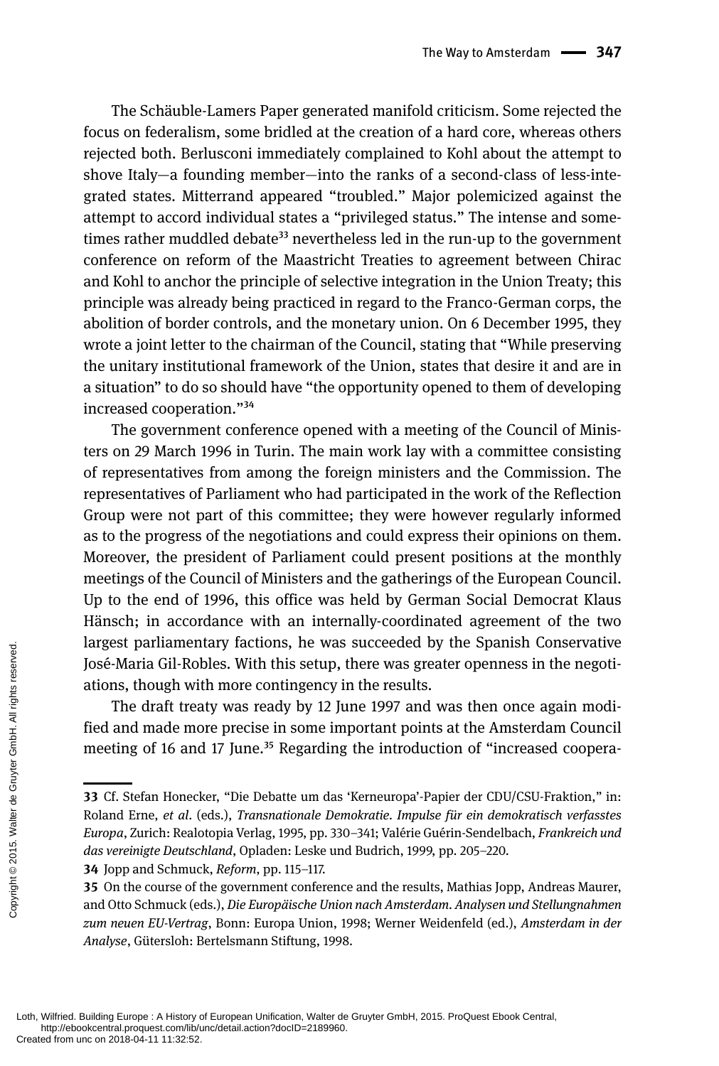The Schäuble-Lamers Paper generated manifold criticism. Some rejected the focus on federalism, some bridled at the creation of a hard core, whereas others rejected both. Berlusconi immediately complained to Kohl about the attempt to shove Italy—a founding member—into the ranks of a second-class of less-integrated states. Mitterrand appeared "troubled." Major polemicized against the attempt to accord individual states a "privileged status." The intense and sometimes rather muddled debate[33] nevertheless led in the run-up to the government conference on reform of the Maastricht Treaties to agreement between Chirac and Kohl to anchor the principle of selective integration in the Union Treaty; this principle was already being practiced in regard to the Franco-German corps, the abolition of border controls, and the monetary union. On 6 December 1995, they wrote a joint letter to the chairman of the Council, stating that "While preserving the unitary institutional framework of the Union, states that desire it and are in a situation" to do so should have "the opportunity opened to them of developing increased cooperation."[34]

The government conference opened with a meeting of the Council of Ministers on 29 March 1996 in Turin. The main work lay with a committee consisting of representatives from among the foreign ministers and the Commission. The representatives of Parliament who had participated in the work of the Reflection Group were not part of this committee; they were however regularly informed as to the progress of the negotiations and could express their opinions on them. Moreover, the president of Parliament could present positions at the monthly meetings of the Council of Ministers and the gatherings of the European Council. Up to the end of 1996, this office was held by German Social Democrat Klaus Hänsch; in accordance with an internally-coordinated agreement of the two largest parliamentary factions, he was succeeded by the Spanish Conservative José-Maria Gil-Robles. With this setup, there was greater openness in the negotiations, though with more contingency in the results.

The draft treaty was ready by 12 June 1997 and was then once again modified and made more precise in some important points at the Amsterdam Council meeting of 16 and 17 June.[35] Regarding the introduction of "increased coopera-

---

33 Cf. Stefan Honecker, "Die Debatte um das 'Kerneuropa'-Papier der CDU/CSU-Fraktion," in: Roland Erne, *et al.* (eds.), *Transnationale Demokratie. Impulse für ein demokratisch verfasstes Europa*, Zurich: Realotopia Verlag, 1995, pp. 330–341; Valérie Guérin-Sendelbach, *Frankreich und das vereinigte Deutschland*, Opladen: Leske und Budrich, 1999, pp. 205–220.

34 Jopp and Schmuck, *Reform*, pp. 115–117.

35 On the course of the government conference and the results, Mathias Jopp, Andreas Maurer, and Otto Schmuck (eds.), *Die Europäische Union nach Amsterdam. Analysen und Stellungnahmen zum neuen EU-Vertrag*, Bonn: Europa Union, 1998; Werner Weidenfeld (ed.), *Amsterdam in der Analyse*, Gütersloh: Bertelsmann Stiftung, 1998.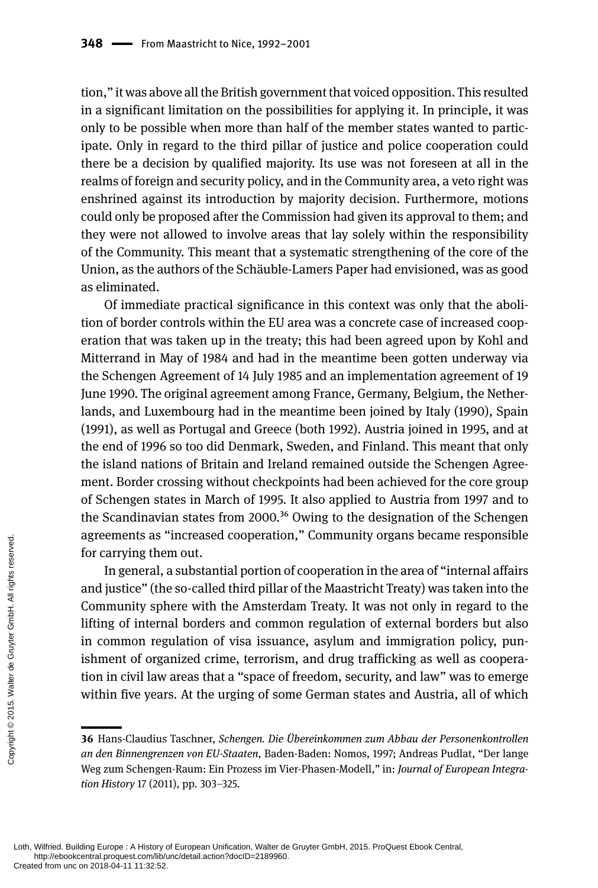tion," it was above all the British government that voiced opposition. This resulted in a significant limitation on the possibilities for applying it. In principle, it was only to be possible when more than half of the member states wanted to participate. Only in regard to the third pillar of justice and police cooperation could there be a decision by qualified majority. Its use was not foreseen at all in the realms of foreign and security policy, and in the Community area, a veto right was enshrined against its introduction by majority decision. Furthermore, motions could only be proposed after the Commission had given its approval to them; and they were not allowed to involve areas that lay solely within the responsibility of the Community. This meant that a systematic strengthening of the core of the Union, as the authors of the Schäuble-Lamers Paper had envisioned, was as good as eliminated.

Of immediate practical significance in this context was only that the abolition of border controls within the EU area was a concrete case of increased cooperation that was taken up in the treaty; this had been agreed upon by Kohl and Mitterrand in May of 1984 and had in the meantime been gotten underway via the Schengen Agreement of 14 July 1985 and an implementation agreement of 19 June 1990. The original agreement among France, Germany, Belgium, the Netherlands, and Luxembourg had in the meantime been joined by Italy (1990), Spain (1991), as well as Portugal and Greece (both 1992). Austria joined in 1995, and at the end of 1996 so too did Denmark, Sweden, and Finland. This meant that only the island nations of Britain and Ireland remained outside the Schengen Agreement. Border crossing without checkpoints had been achieved for the core group of Schengen states in March of 1995. It also applied to Austria from 1997 and to the Scandinavian states from 2000.[36] Owing to the designation of the Schengen agreements as "increased cooperation," Community organs became responsible for carrying them out.

In general, a substantial portion of cooperation in the area of "internal affairs and justice" (the so-called third pillar of the Maastricht Treaty) was taken into the Community sphere with the Amsterdam Treaty. It was not only in regard to the lifting of internal borders and common regulation of external borders but also in common regulation of visa issuance, asylum and immigration policy, punishment of organized crime, terrorism, and drug trafficking as well as cooperation in civil law areas that a "space of freedom, security, and law" was to emerge within five years. At the urging of some German states and Austria, all of which

---

**36** Hans-Claudius Taschner, *Schengen. Die Übereinkommen zum Abbau der Personenkontrollen an den Binnengrenzen von EU-Staaten*, Baden-Baden: Nomos, 1997; Andreas Pudlat, "Der lange Weg zum Schengen-Raum: Ein Prozess im Vier-Phasen-Modell," in: *Journal of European Integration History* 17 (2011), pp. 303–325.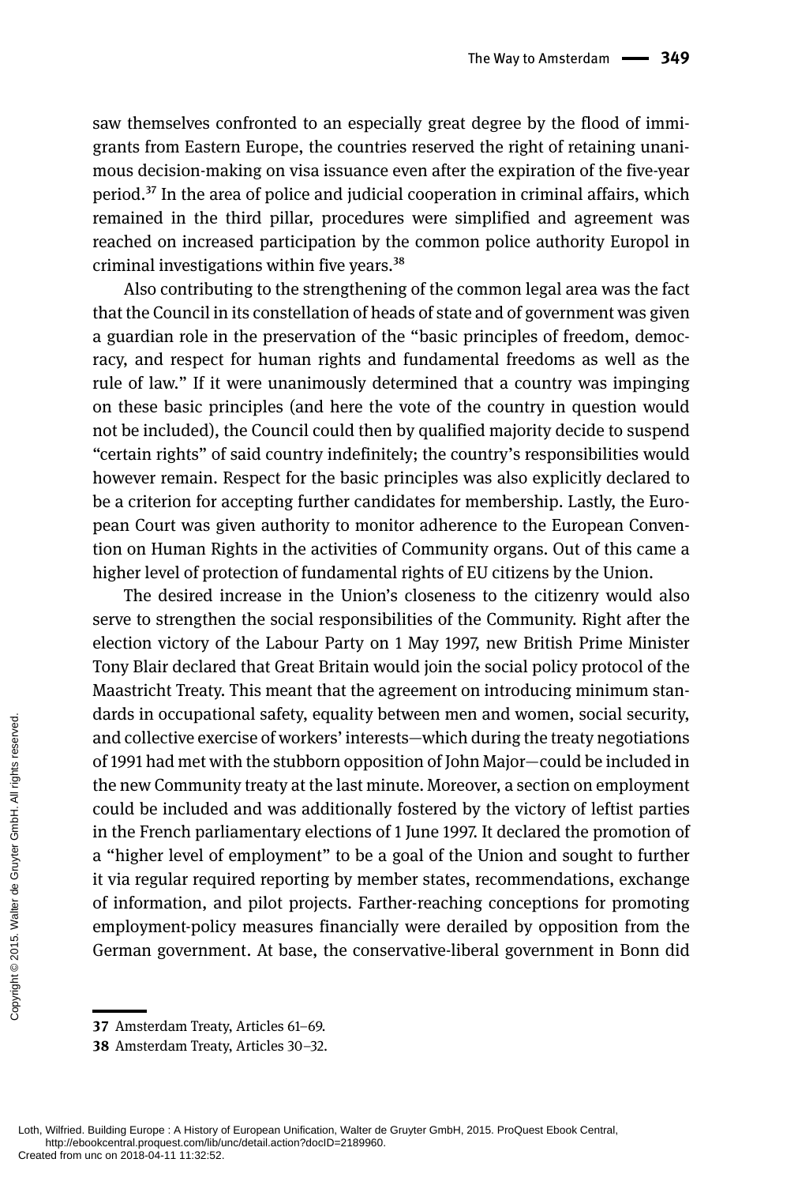saw themselves confronted to an especially great degree by the flood of immigrants from Eastern Europe, the countries reserved the right of retaining unanimous decision-making on visa issuance even after the expiration of the five-year period.[37] In the area of police and judicial cooperation in criminal affairs, which remained in the third pillar, procedures were simplified and agreement was reached on increased participation by the common police authority Europol in criminal investigations within five years.[38]

Also contributing to the strengthening of the common legal area was the fact that the Council in its constellation of heads of state and of government was given a guardian role in the preservation of the "basic principles of freedom, democracy, and respect for human rights and fundamental freedoms as well as the rule of law." If it were unanimously determined that a country was impinging on these basic principles (and here the vote of the country in question would not be included), the Council could then by qualified majority decide to suspend "certain rights" of said country indefinitely; the country's responsibilities would however remain. Respect for the basic principles was also explicitly declared to be a criterion for accepting further candidates for membership. Lastly, the European Court was given authority to monitor adherence to the European Convention on Human Rights in the activities of Community organs. Out of this came a higher level of protection of fundamental rights of EU citizens by the Union.

The desired increase in the Union's closeness to the citizenry would also serve to strengthen the social responsibilities of the Community. Right after the election victory of the Labour Party on 1 May 1997, new British Prime Minister Tony Blair declared that Great Britain would join the social policy protocol of the Maastricht Treaty. This meant that the agreement on introducing minimum standards in occupational safety, equality between men and women, social security, and collective exercise of workers' interests—which during the treaty negotiations of 1991 had met with the stubborn opposition of John Major—could be included in the new Community treaty at the last minute. Moreover, a section on employment could be included and was additionally fostered by the victory of leftist parties in the French parliamentary elections of 1 June 1997. It declared the promotion of a "higher level of employment" to be a goal of the Union and sought to further it via regular required reporting by member states, recommendations, exchange of information, and pilot projects. Farther-reaching conceptions for promoting employment-policy measures financially were derailed by opposition from the German government. At base, the conservative-liberal government in Bonn did

---

**37** Amsterdam Treaty, Articles 61–69.

**38** Amsterdam Treaty, Articles 30–32.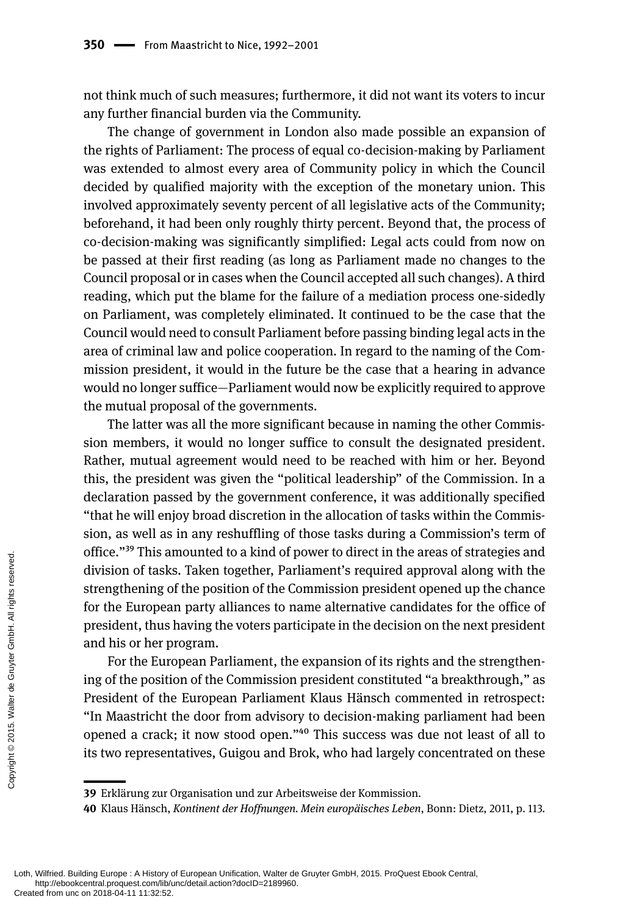not think much of such measures; furthermore, it did not want its voters to incur any further financial burden via the Community.

The change of government in London also made possible an expansion of the rights of Parliament: The process of equal co-decision-making by Parliament was extended to almost every area of Community policy in which the Council decided by qualified majority with the exception of the monetary union. This involved approximately seventy percent of all legislative acts of the Community; beforehand, it had been only roughly thirty percent. Beyond that, the process of co-decision-making was significantly simplified: Legal acts could from now on be passed at their first reading (as long as Parliament made no changes to the Council proposal or in cases when the Council accepted all such changes). A third reading, which put the blame for the failure of a mediation process one-sidedly on Parliament, was completely eliminated. It continued to be the case that the Council would need to consult Parliament before passing binding legal acts in the area of criminal law and police cooperation. In regard to the naming of the Commission president, it would in the future be the case that a hearing in advance would no longer suffice—Parliament would now be explicitly required to approve the mutual proposal of the governments.

The latter was all the more significant because in naming the other Commission members, it would no longer suffice to consult the designated president. Rather, mutual agreement would need to be reached with him or her. Beyond this, the president was given the "political leadership" of the Commission. In a declaration passed by the government conference, it was additionally specified "that he will enjoy broad discretion in the allocation of tasks within the Commission, as well as in any reshuffling of those tasks during a Commission's term of office."[39] This amounted to a kind of power to direct in the areas of strategies and division of tasks. Taken together, Parliament's required approval along with the strengthening of the position of the Commission president opened up the chance for the European party alliances to name alternative candidates for the office of president, thus having the voters participate in the decision on the next president and his or her program.

For the European Parliament, the expansion of its rights and the strengthening of the position of the Commission president constituted "a breakthrough," as President of the European Parliament Klaus Hänsch commented in retrospect: "In Maastricht the door from advisory to decision-making parliament had been opened a crack; it now stood open."[40] This success was due not least of all to its two representatives, Guigou and Brok, who had largely concentrated on these

---

**39** Erklärung zur Organisation und zur Arbeitsweise der Kommission.

**40** Klaus Hänsch, *Kontinent der Hoffnungen. Mein europäisches Leben*, Bonn: Dietz, 2011, p. 113.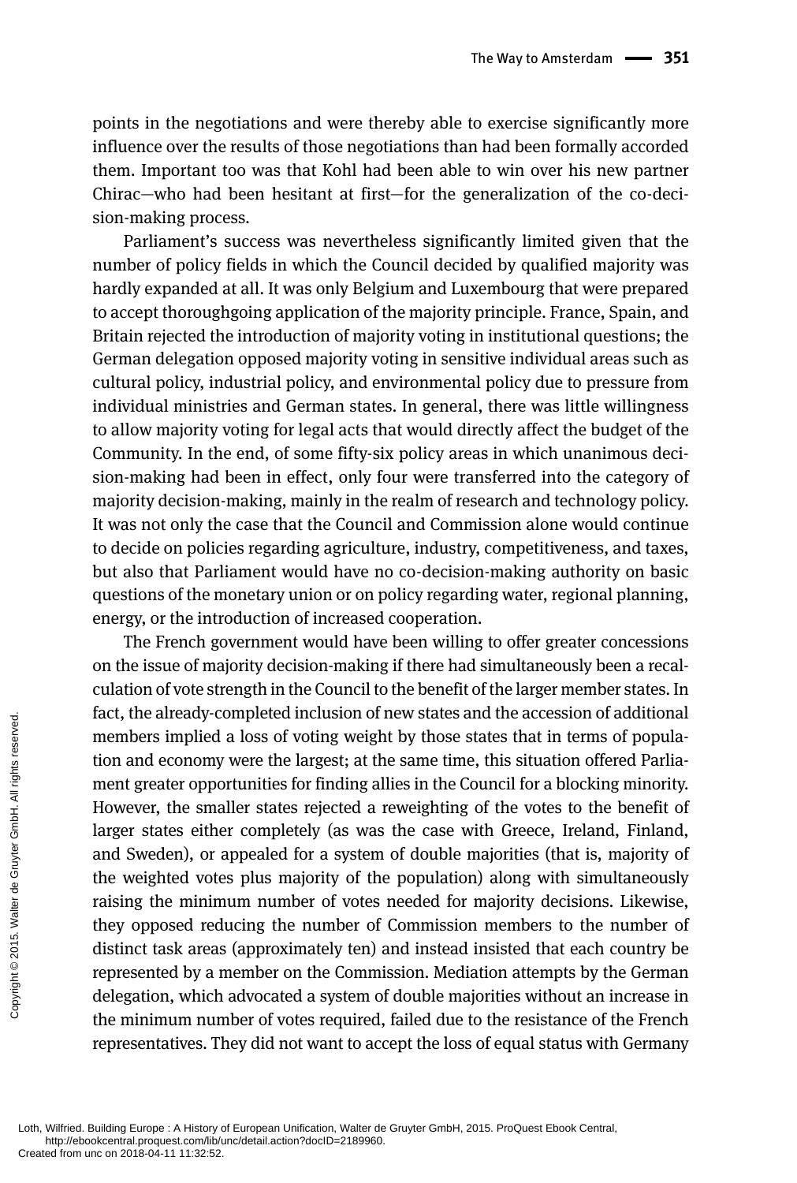points in the negotiations and were thereby able to exercise significantly more influence over the results of those negotiations than had been formally accorded them. Important too was that Kohl had been able to win over his new partner Chirac—who had been hesitant at first—for the generalization of the co-decision-making process.

Parliament's success was nevertheless significantly limited given that the number of policy fields in which the Council decided by qualified majority was hardly expanded at all. It was only Belgium and Luxembourg that were prepared to accept thoroughgoing application of the majority principle. France, Spain, and Britain rejected the introduction of majority voting in institutional questions; the German delegation opposed majority voting in sensitive individual areas such as cultural policy, industrial policy, and environmental policy due to pressure from individual ministries and German states. In general, there was little willingness to allow majority voting for legal acts that would directly affect the budget of the Community. In the end, of some fifty-six policy areas in which unanimous decision-making had been in effect, only four were transferred into the category of majority decision-making, mainly in the realm of research and technology policy. It was not only the case that the Council and Commission alone would continue to decide on policies regarding agriculture, industry, competitiveness, and taxes, but also that Parliament would have no co-decision-making authority on basic questions of the monetary union or on policy regarding water, regional planning, energy, or the introduction of increased cooperation.

The French government would have been willing to offer greater concessions on the issue of majority decision-making if there had simultaneously been a recalculation of vote strength in the Council to the benefit of the larger member states. In fact, the already-completed inclusion of new states and the accession of additional members implied a loss of voting weight by those states that in terms of population and economy were the largest; at the same time, this situation offered Parliament greater opportunities for finding allies in the Council for a blocking minority. However, the smaller states rejected a reweighting of the votes to the benefit of larger states either completely (as was the case with Greece, Ireland, Finland, and Sweden), or appealed for a system of double majorities (that is, majority of the weighted votes plus majority of the population) along with simultaneously raising the minimum number of votes needed for majority decisions. Likewise, they opposed reducing the number of Commission members to the number of distinct task areas (approximately ten) and instead insisted that each country be represented by a member on the Commission. Mediation attempts by the German delegation, which advocated a system of double majorities without an increase in the minimum number of votes required, failed due to the resistance of the French representatives. They did not want to accept the loss of equal status with Germany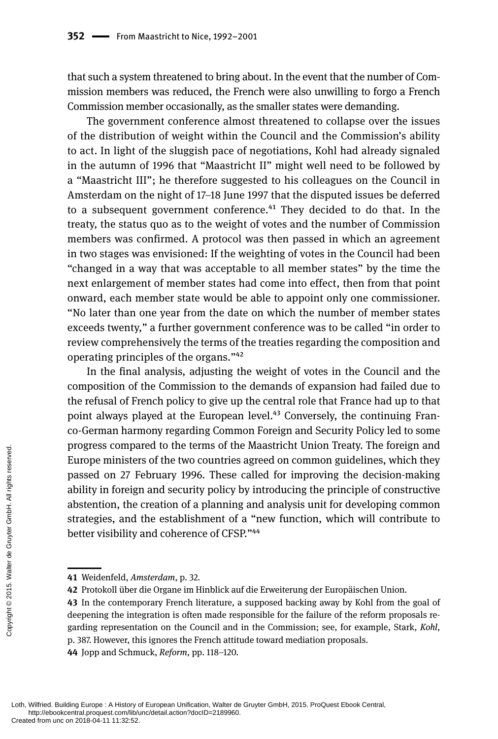that such a system threatened to bring about. In the event that the number of Commission members was reduced, the French were also unwilling to forgo a French Commission member occasionally, as the smaller states were demanding.

The government conference almost threatened to collapse over the issues of the distribution of weight within the Council and the Commission's ability to act. In light of the sluggish pace of negotiations, Kohl had already signaled in the autumn of 1996 that "Maastricht II" might well need to be followed by a "Maastricht III"; he therefore suggested to his colleagues on the Council in Amsterdam on the night of 17–18 June 1997 that the disputed issues be deferred to a subsequent government conference.[41] They decided to do that. In the treaty, the status quo as to the weight of votes and the number of Commission members was confirmed. A protocol was then passed in which an agreement in two stages was envisioned: If the weighting of votes in the Council had been "changed in a way that was acceptable to all member states" by the time the next enlargement of member states had come into effect, then from that point onward, each member state would be able to appoint only one commissioner. "No later than one year from the date on which the number of member states exceeds twenty," a further government conference was to be called "in order to review comprehensively the terms of the treaties regarding the composition and operating principles of the organs."[42]

In the final analysis, adjusting the weight of votes in the Council and the composition of the Commission to the demands of expansion had failed due to the refusal of French policy to give up the central role that France had up to that point always played at the European level.[43] Conversely, the continuing Franco-German harmony regarding Common Foreign and Security Policy led to some progress compared to the terms of the Maastricht Union Treaty. The foreign and Europe ministers of the two countries agreed on common guidelines, which they passed on 27 February 1996. These called for improving the decision-making ability in foreign and security policy by introducing the principle of constructive abstention, the creation of a planning and analysis unit for developing common strategies, and the establishment of a "new function, which will contribute to better visibility and coherence of CFSP."[44]

---

**41** Weidenfeld, *Amsterdam*, p. 32.

**42** Protokoll über die Organe im Hinblick auf die Erweiterung der Europäischen Union.

**43** In the contemporary French literature, a supposed backing away by Kohl from the goal of deepening the integration is often made responsible for the failure of the reform proposals regarding representation on the Council and in the Commission; see, for example, Stark, *Kohl*, p. 387. However, this ignores the French attitude toward mediation proposals.

**44** Jopp and Schmuck, *Reform*, pp. 118–120.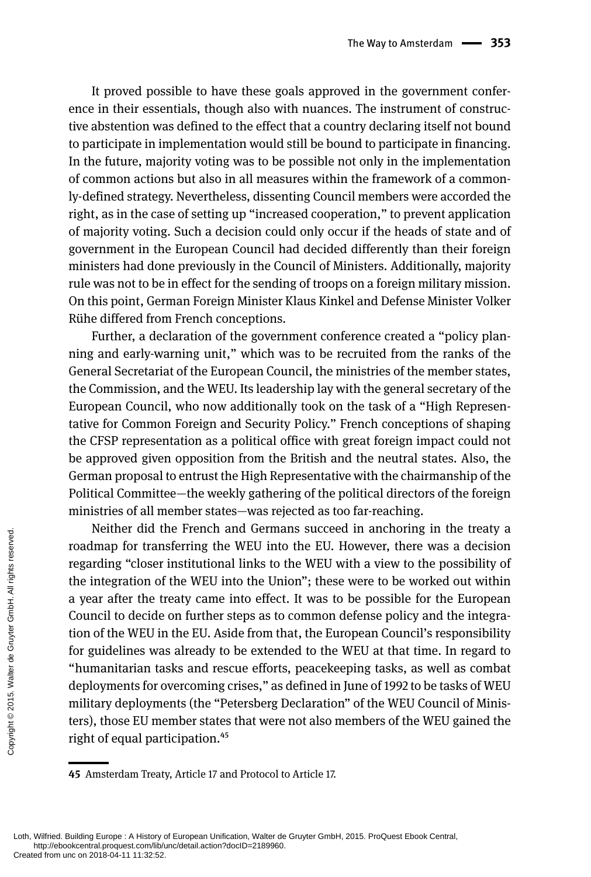It proved possible to have these goals approved in the government conference in their essentials, though also with nuances. The instrument of constructive abstention was defined to the effect that a country declaring itself not bound to participate in implementation would still be bound to participate in financing. In the future, majority voting was to be possible not only in the implementation of common actions but also in all measures within the framework of a commonly-defined strategy. Nevertheless, dissenting Council members were accorded the right, as in the case of setting up "increased cooperation," to prevent application of majority voting. Such a decision could only occur if the heads of state and of government in the European Council had decided differently than their foreign ministers had done previously in the Council of Ministers. Additionally, majority rule was not to be in effect for the sending of troops on a foreign military mission. On this point, German Foreign Minister Klaus Kinkel and Defense Minister Volker Rühe differed from French conceptions.

Further, a declaration of the government conference created a "policy planning and early-warning unit," which was to be recruited from the ranks of the General Secretariat of the European Council, the ministries of the member states, the Commission, and the WEU. Its leadership lay with the general secretary of the European Council, who now additionally took on the task of a "High Representative for Common Foreign and Security Policy." French conceptions of shaping the CFSP representation as a political office with great foreign impact could not be approved given opposition from the British and the neutral states. Also, the German proposal to entrust the High Representative with the chairmanship of the Political Committee—the weekly gathering of the political directors of the foreign ministries of all member states—was rejected as too far-reaching.

Neither did the French and Germans succeed in anchoring in the treaty a roadmap for transferring the WEU into the EU. However, there was a decision regarding "closer institutional links to the WEU with a view to the possibility of the integration of the WEU into the Union"; these were to be worked out within a year after the treaty came into effect. It was to be possible for the European Council to decide on further steps as to common defense policy and the integration of the WEU in the EU. Aside from that, the European Council's responsibility for guidelines was already to be extended to the WEU at that time. In regard to "humanitarian tasks and rescue efforts, peacekeeping tasks, as well as combat deployments for overcoming crises," as defined in June of 1992 to be tasks of WEU military deployments (the "Petersberg Declaration" of the WEU Council of Ministers), those EU member states that were not also members of the WEU gained the right of equal participation.[45]

---

45 Amsterdam Treaty, Article 17 and Protocol to Article 17.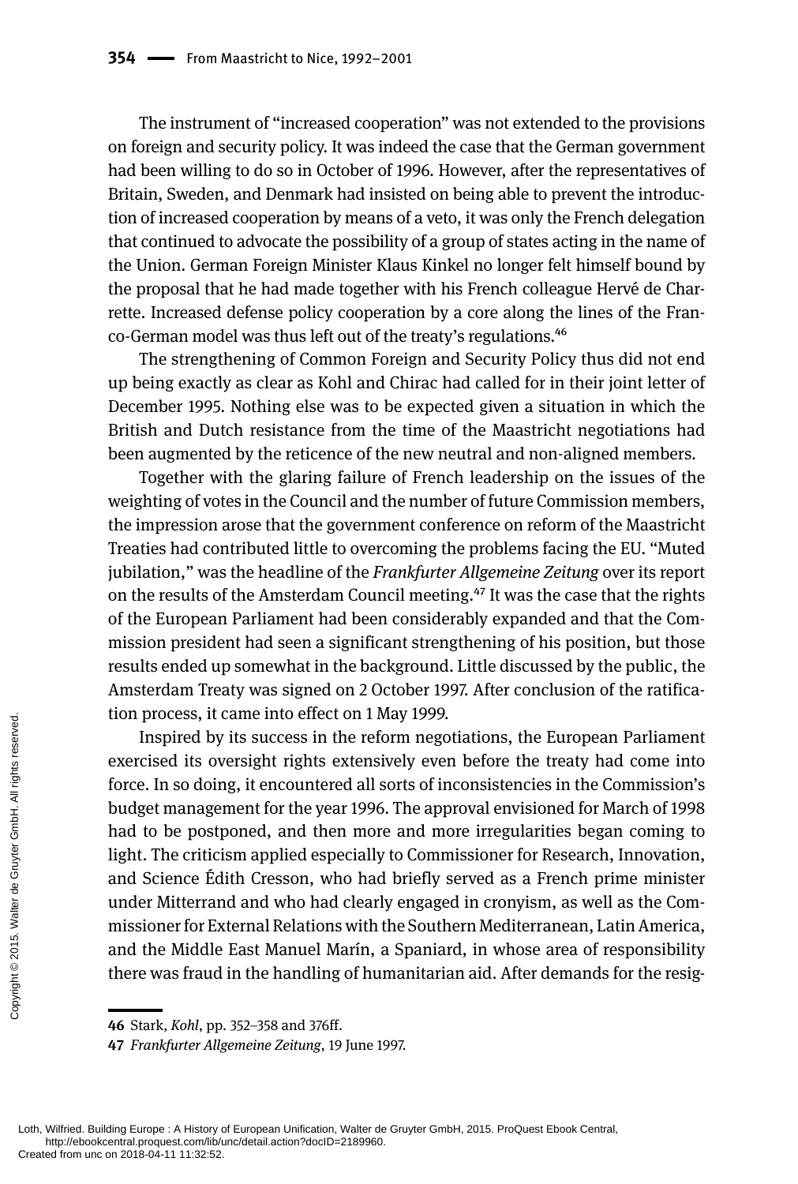The instrument of "increased cooperation" was not extended to the provisions on foreign and security policy. It was indeed the case that the German government had been willing to do so in October of 1996. However, after the representatives of Britain, Sweden, and Denmark had insisted on being able to prevent the introduction of increased cooperation by means of a veto, it was only the French delegation that continued to advocate the possibility of a group of states acting in the name of the Union. German Foreign Minister Klaus Kinkel no longer felt himself bound by the proposal that he had made together with his French colleague Hervé de Charrette. Increased defense policy cooperation by a core along the lines of the Franco-German model was thus left out of the treaty's regulations.[46]

The strengthening of Common Foreign and Security Policy thus did not end up being exactly as clear as Kohl and Chirac had called for in their joint letter of December 1995. Nothing else was to be expected given a situation in which the British and Dutch resistance from the time of the Maastricht negotiations had been augmented by the reticence of the new neutral and non-aligned members.

Together with the glaring failure of French leadership on the issues of the weighting of votes in the Council and the number of future Commission members, the impression arose that the government conference on reform of the Maastricht Treaties had contributed little to overcoming the problems facing the EU. "Muted jubilation," was the headline of the *Frankfurter Allgemeine Zeitung* over its report on the results of the Amsterdam Council meeting.[47] It was the case that the rights of the European Parliament had been considerably expanded and that the Commission president had seen a significant strengthening of his position, but those results ended up somewhat in the background. Little discussed by the public, the Amsterdam Treaty was signed on 2 October 1997. After conclusion of the ratification process, it came into effect on 1 May 1999.

Inspired by its success in the reform negotiations, the European Parliament exercised its oversight rights extensively even before the treaty had come into force. In so doing, it encountered all sorts of inconsistencies in the Commission's budget management for the year 1996. The approval envisioned for March of 1998 had to be postponed, and then more and more irregularities began coming to light. The criticism applied especially to Commissioner for Research, Innovation, and Science Édith Cresson, who had briefly served as a French prime minister under Mitterrand and who had clearly engaged in cronyism, as well as the Commissioner for External Relations with the Southern Mediterranean, Latin America, and the Middle East Manuel Marín, a Spaniard, in whose area of responsibility there was fraud in the handling of humanitarian aid. After demands for the resig-

---

**46** Stark, *Kohl*, pp. 352–358 and 376ff.

**47** *Frankfurter Allgemeine Zeitung*, 19 June 1997.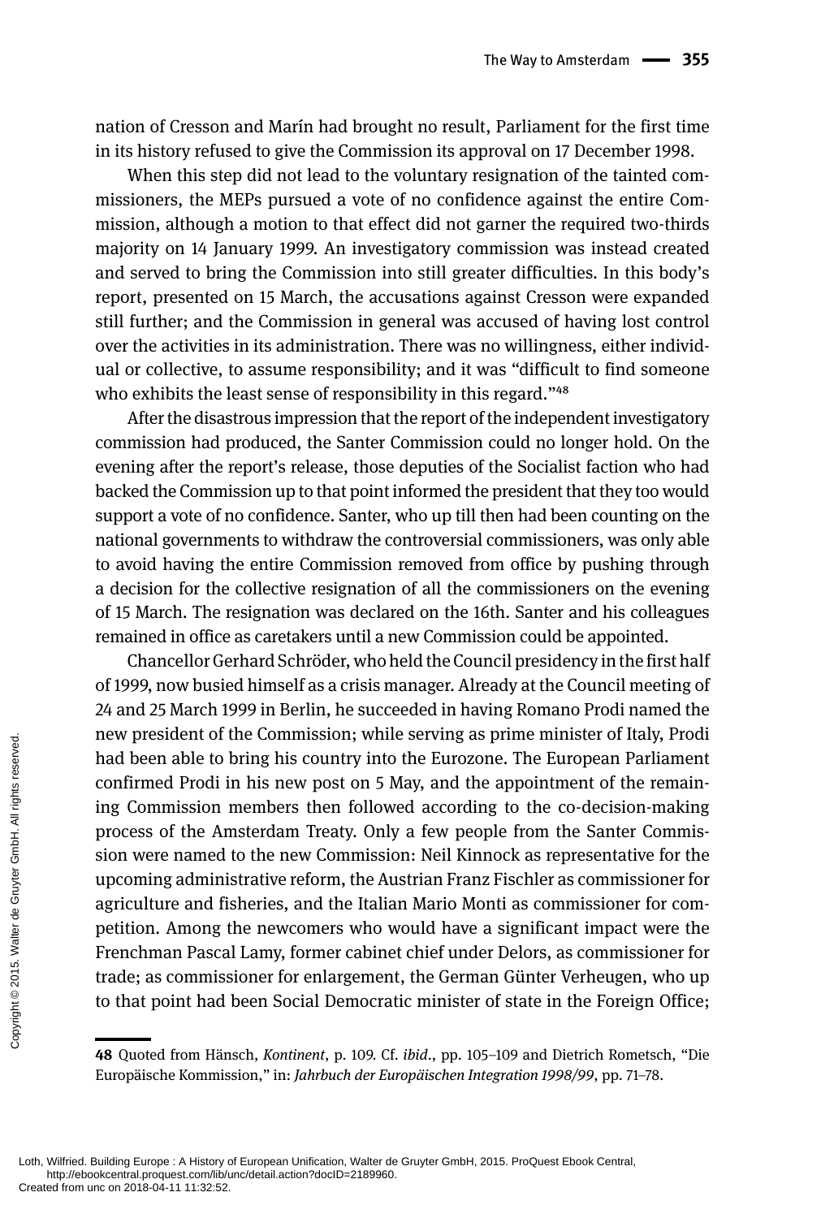nation of Cresson and Marín had brought no result, Parliament for the first time in its history refused to give the Commission its approval on 17 December 1998.

When this step did not lead to the voluntary resignation of the tainted commissioners, the MEPs pursued a vote of no confidence against the entire Commission, although a motion to that effect did not garner the required two-thirds majority on 14 January 1999. An investigatory commission was instead created and served to bring the Commission into still greater difficulties. In this body's report, presented on 15 March, the accusations against Cresson were expanded still further; and the Commission in general was accused of having lost control over the activities in its administration. There was no willingness, either individual or collective, to assume responsibility; and it was "difficult to find someone who exhibits the least sense of responsibility in this regard."[48]

After the disastrous impression that the report of the independent investigatory commission had produced, the Santer Commission could no longer hold. On the evening after the report's release, those deputies of the Socialist faction who had backed the Commission up to that point informed the president that they too would support a vote of no confidence. Santer, who up till then had been counting on the national governments to withdraw the controversial commissioners, was only able to avoid having the entire Commission removed from office by pushing through a decision for the collective resignation of all the commissioners on the evening of 15 March. The resignation was declared on the 16th. Santer and his colleagues remained in office as caretakers until a new Commission could be appointed.

Chancellor Gerhard Schröder, who held the Council presidency in the first half of 1999, now busied himself as a crisis manager. Already at the Council meeting of 24 and 25 March 1999 in Berlin, he succeeded in having Romano Prodi named the new president of the Commission; while serving as prime minister of Italy, Prodi had been able to bring his country into the Eurozone. The European Parliament confirmed Prodi in his new post on 5 May, and the appointment of the remaining Commission members then followed according to the co-decision-making process of the Amsterdam Treaty. Only a few people from the Santer Commission were named to the new Commission: Neil Kinnock as representative for the upcoming administrative reform, the Austrian Franz Fischler as commissioner for agriculture and fisheries, and the Italian Mario Monti as commissioner for competition. Among the newcomers who would have a significant impact were the Frenchman Pascal Lamy, former cabinet chief under Delors, as commissioner for trade; as commissioner for enlargement, the German Günter Verheugen, who up to that point had been Social Democratic minister of state in the Foreign Office;

---

**48** Quoted from Hänsch, *Kontinent*, p. 109. Cf. *ibid.*, pp. 105–109 and Dietrich Rometsch, "Die Europäische Kommission," in: *Jahrbuch der Europäischen Integration 1998/99*, pp. 71–78.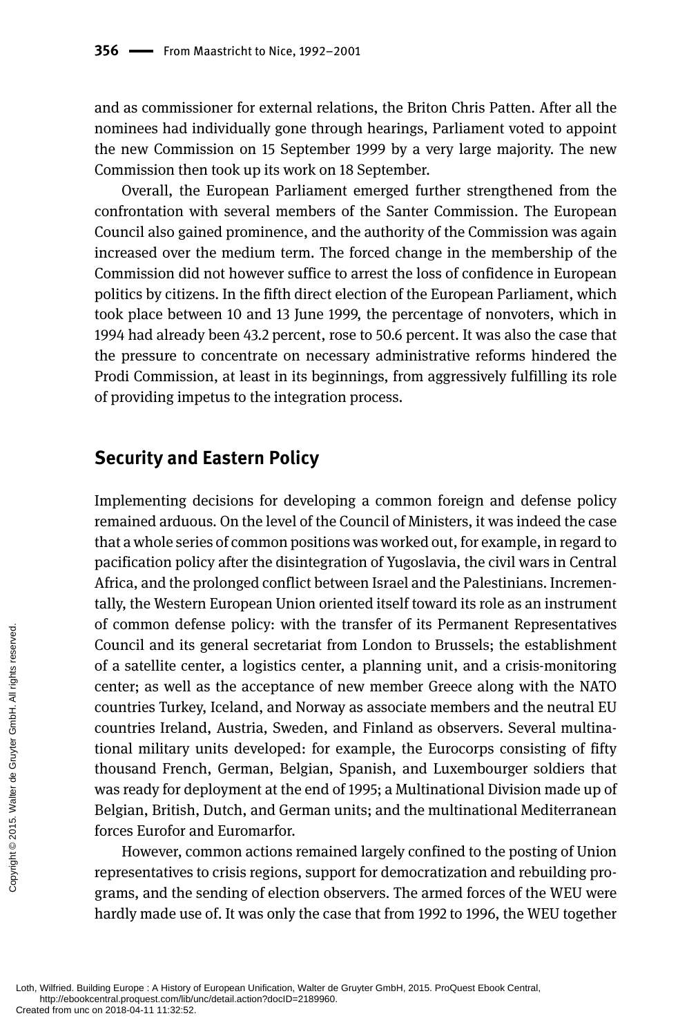and as commissioner for external relations, the Briton Chris Patten. After all the nominees had individually gone through hearings, Parliament voted to appoint the new Commission on 15 September 1999 by a very large majority. The new Commission then took up its work on 18 September.

Overall, the European Parliament emerged further strengthened from the confrontation with several members of the Santer Commission. The European Council also gained prominence, and the authority of the Commission was again increased over the medium term. The forced change in the membership of the Commission did not however suffice to arrest the loss of confidence in European politics by citizens. In the fifth direct election of the European Parliament, which took place between 10 and 13 June 1999, the percentage of nonvoters, which in 1994 had already been 43.2 percent, rose to 50.6 percent. It was also the case that the pressure to concentrate on necessary administrative reforms hindered the Prodi Commission, at least in its beginnings, from aggressively fulfilling its role of providing impetus to the integration process.

## Security and Eastern Policy

Implementing decisions for developing a common foreign and defense policy remained arduous. On the level of the Council of Ministers, it was indeed the case that a whole series of common positions was worked out, for example, in regard to pacification policy after the disintegration of Yugoslavia, the civil wars in Central Africa, and the prolonged conflict between Israel and the Palestinians. Incrementally, the Western European Union oriented itself toward its role as an instrument of common defense policy: with the transfer of its Permanent Representatives Council and its general secretariat from London to Brussels; the establishment of a satellite center, a logistics center, a planning unit, and a crisis-monitoring center; as well as the acceptance of new member Greece along with the NATO countries Turkey, Iceland, and Norway as associate members and the neutral EU countries Ireland, Austria, Sweden, and Finland as observers. Several multinational military units developed: for example, the Eurocorps consisting of fifty thousand French, German, Belgian, Spanish, and Luxembourger soldiers that was ready for deployment at the end of 1995; a Multinational Division made up of Belgian, British, Dutch, and German units; and the multinational Mediterranean forces Eurofor and Euromarfor.

However, common actions remained largely confined to the posting of Union representatives to crisis regions, support for democratization and rebuilding programs, and the sending of election observers. The armed forces of the WEU were hardly made use of. It was only the case that from 1992 to 1996, the WEU together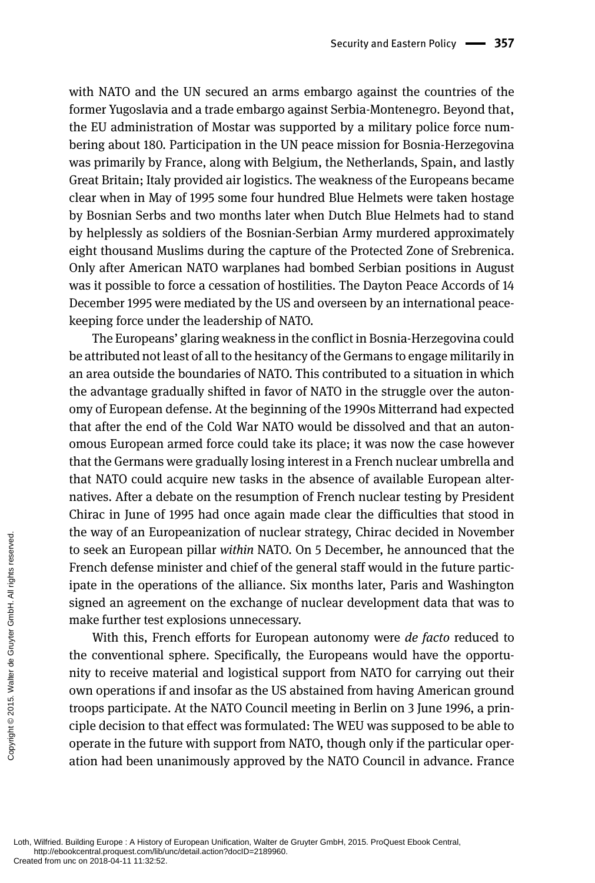with NATO and the UN secured an arms embargo against the countries of the former Yugoslavia and a trade embargo against Serbia-Montenegro. Beyond that, the EU administration of Mostar was supported by a military police force numbering about 180. Participation in the UN peace mission for Bosnia-Herzegovina was primarily by France, along with Belgium, the Netherlands, Spain, and lastly Great Britain; Italy provided air logistics. The weakness of the Europeans became clear when in May of 1995 some four hundred Blue Helmets were taken hostage by Bosnian Serbs and two months later when Dutch Blue Helmets had to stand by helplessly as soldiers of the Bosnian-Serbian Army murdered approximately eight thousand Muslims during the capture of the Protected Zone of Srebrenica. Only after American NATO warplanes had bombed Serbian positions in August was it possible to force a cessation of hostilities. The Dayton Peace Accords of 14 December 1995 were mediated by the US and overseen by an international peacekeeping force under the leadership of NATO.

The Europeans' glaring weakness in the conflict in Bosnia-Herzegovina could be attributed not least of all to the hesitancy of the Germans to engage militarily in an area outside the boundaries of NATO. This contributed to a situation in which the advantage gradually shifted in favor of NATO in the struggle over the autonomy of European defense. At the beginning of the 1990s Mitterrand had expected that after the end of the Cold War NATO would be dissolved and that an autonomous European armed force could take its place; it was now the case however that the Germans were gradually losing interest in a French nuclear umbrella and that NATO could acquire new tasks in the absence of available European alternatives. After a debate on the resumption of French nuclear testing by President Chirac in June of 1995 had once again made clear the difficulties that stood in the way of an Europeanization of nuclear strategy, Chirac decided in November to seek an European pillar *within* NATO. On 5 December, he announced that the French defense minister and chief of the general staff would in the future participate in the operations of the alliance. Six months later, Paris and Washington signed an agreement on the exchange of nuclear development data that was to make further test explosions unnecessary.

With this, French efforts for European autonomy were *de facto* reduced to the conventional sphere. Specifically, the Europeans would have the opportunity to receive material and logistical support from NATO for carrying out their own operations if and insofar as the US abstained from having American ground troops participate. At the NATO Council meeting in Berlin on 3 June 1996, a principle decision to that effect was formulated: The WEU was supposed to be able to operate in the future with support from NATO, though only if the particular operation had been unanimously approved by the NATO Council in advance. France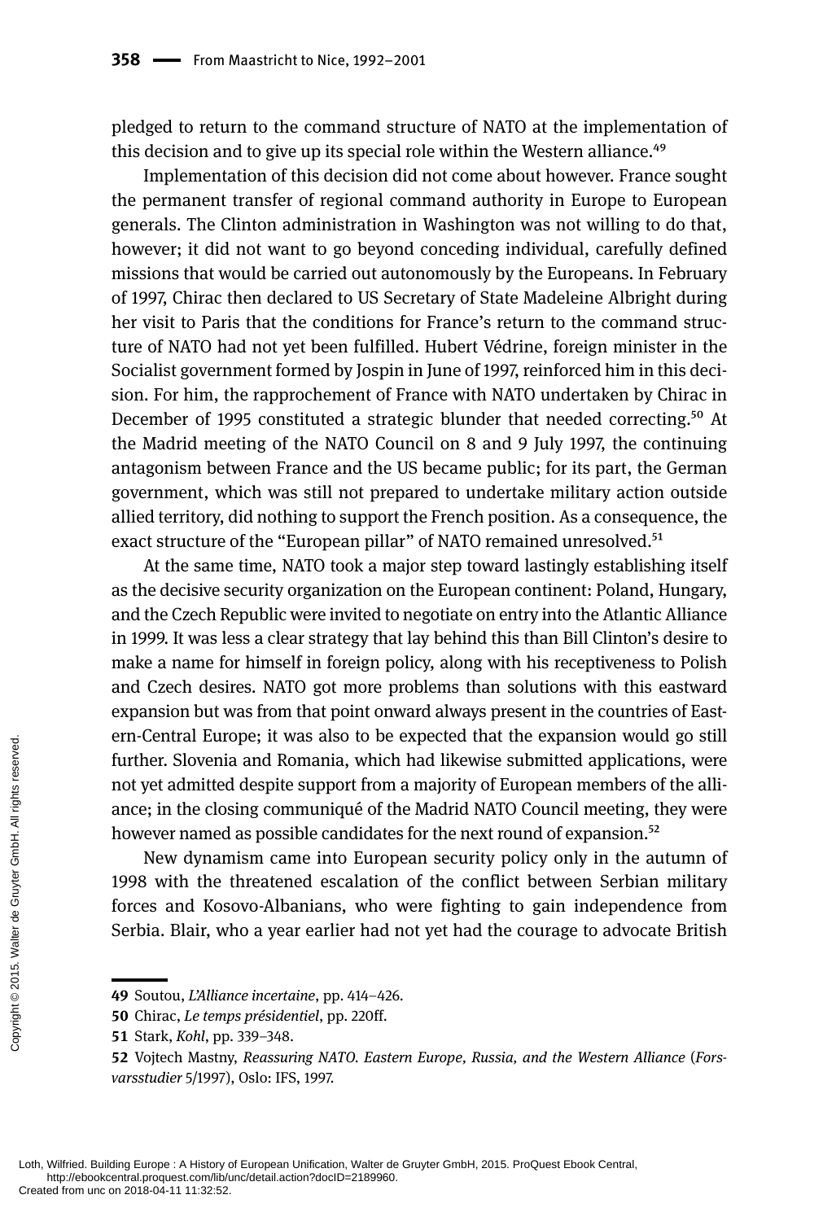pledged to return to the command structure of NATO at the implementation of this decision and to give up its special role within the Western alliance.[49]

Implementation of this decision did not come about however. France sought the permanent transfer of regional command authority in Europe to European generals. The Clinton administration in Washington was not willing to do that, however; it did not want to go beyond conceding individual, carefully defined missions that would be carried out autonomously by the Europeans. In February of 1997, Chirac then declared to US Secretary of State Madeleine Albright during her visit to Paris that the conditions for France's return to the command structure of NATO had not yet been fulfilled. Hubert Védrine, foreign minister in the Socialist government formed by Jospin in June of 1997, reinforced him in this decision. For him, the rapprochement of France with NATO undertaken by Chirac in December of 1995 constituted a strategic blunder that needed correcting.[50] At the Madrid meeting of the NATO Council on 8 and 9 July 1997, the continuing antagonism between France and the US became public; for its part, the German government, which was still not prepared to undertake military action outside allied territory, did nothing to support the French position. As a consequence, the exact structure of the "European pillar" of NATO remained unresolved.[51]

At the same time, NATO took a major step toward lastingly establishing itself as the decisive security organization on the European continent: Poland, Hungary, and the Czech Republic were invited to negotiate on entry into the Atlantic Alliance in 1999. It was less a clear strategy that lay behind this than Bill Clinton's desire to make a name for himself in foreign policy, along with his receptiveness to Polish and Czech desires. NATO got more problems than solutions with this eastward expansion but was from that point onward always present in the countries of East-ern-Central Europe; it was also to be expected that the expansion would go still further. Slovenia and Romania, which had likewise submitted applications, were not yet admitted despite support from a majority of European members of the alliance; in the closing communiqué of the Madrid NATO Council meeting, they were however named as possible candidates for the next round of expansion.[52]

New dynamism came into European security policy only in the autumn of 1998 with the threatened escalation of the conflict between Serbian military forces and Kosovo-Albanians, who were fighting to gain independence from Serbia. Blair, who a year earlier had not yet had the courage to advocate British

---

**49** Soutou, *L'Alliance incertaine*, pp. 414–426.

**50** Chirac, *Le temps présidentiel*, pp. 220ff.

**51** Stark, *Kohl*, pp. 339–348.

**52** Vojtech Mastny, *Reassuring NATO. Eastern Europe, Russia, and the Western Alliance* (*Forsvarsstudier* 5/1997), Oslo: IFS, 1997.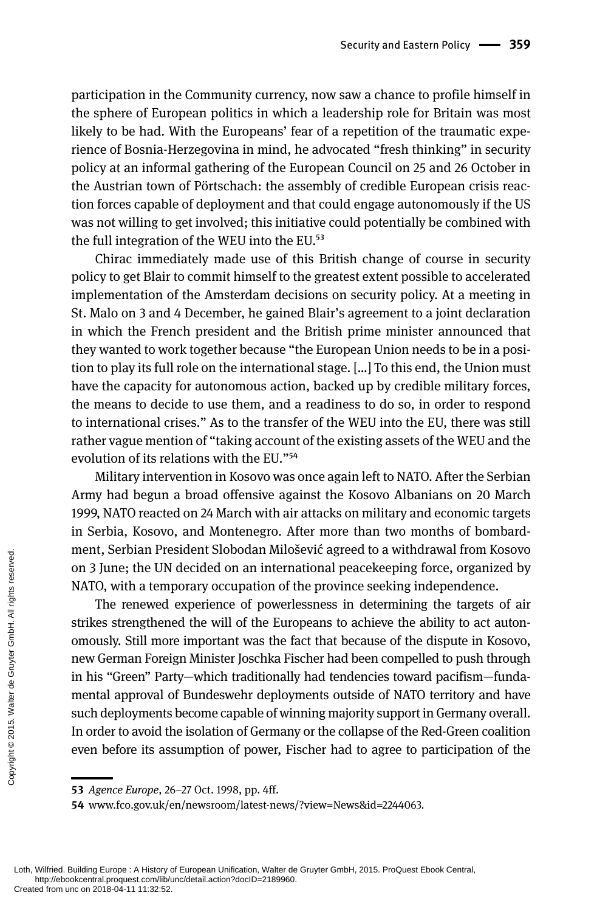participation in the Community currency, now saw a chance to profile himself in the sphere of European politics in which a leadership role for Britain was most likely to be had. With the Europeans' fear of a repetition of the traumatic experience of Bosnia-Herzegovina in mind, he advocated "fresh thinking" in security policy at an informal gathering of the European Council on 25 and 26 October in the Austrian town of Pörtschach: the assembly of credible European crisis reaction forces capable of deployment and that could engage autonomously if the US was not willing to get involved; this initiative could potentially be combined with the full integration of the WEU into the EU.[53]

Chirac immediately made use of this British change of course in security policy to get Blair to commit himself to the greatest extent possible to accelerated implementation of the Amsterdam decisions on security policy. At a meeting in St. Malo on 3 and 4 December, he gained Blair's agreement to a joint declaration in which the French president and the British prime minister announced that they wanted to work together because "the European Union needs to be in a position to play its full role on the international stage. […] To this end, the Union must have the capacity for autonomous action, backed up by credible military forces, the means to decide to use them, and a readiness to do so, in order to respond to international crises." As to the transfer of the WEU into the EU, there was still rather vague mention of "taking account of the existing assets of the WEU and the evolution of its relations with the EU."[54]

Military intervention in Kosovo was once again left to NATO. After the Serbian Army had begun a broad offensive against the Kosovo Albanians on 20 March 1999, NATO reacted on 24 March with air attacks on military and economic targets in Serbia, Kosovo, and Montenegro. After more than two months of bombardment, Serbian President Slobodan Milošević agreed to a withdrawal from Kosovo on 3 June; the UN decided on an international peacekeeping force, organized by NATO, with a temporary occupation of the province seeking independence.

The renewed experience of powerlessness in determining the targets of air strikes strengthened the will of the Europeans to achieve the ability to act autonomously. Still more important was the fact that because of the dispute in Kosovo, new German Foreign Minister Joschka Fischer had been compelled to push through in his "Green" Party—which traditionally had tendencies toward pacifism—fundamental approval of Bundeswehr deployments outside of NATO territory and have such deployments become capable of winning majority support in Germany overall. In order to avoid the isolation of Germany or the collapse of the Red-Green coalition even before its assumption of power, Fischer had to agree to participation of the

---

**53** *Agence Europe*, 26–27 Oct. 1998, pp. 4ff.

**54** www.fco.gov.uk/en/newsroom/latest-news/?view=News&id=2244063.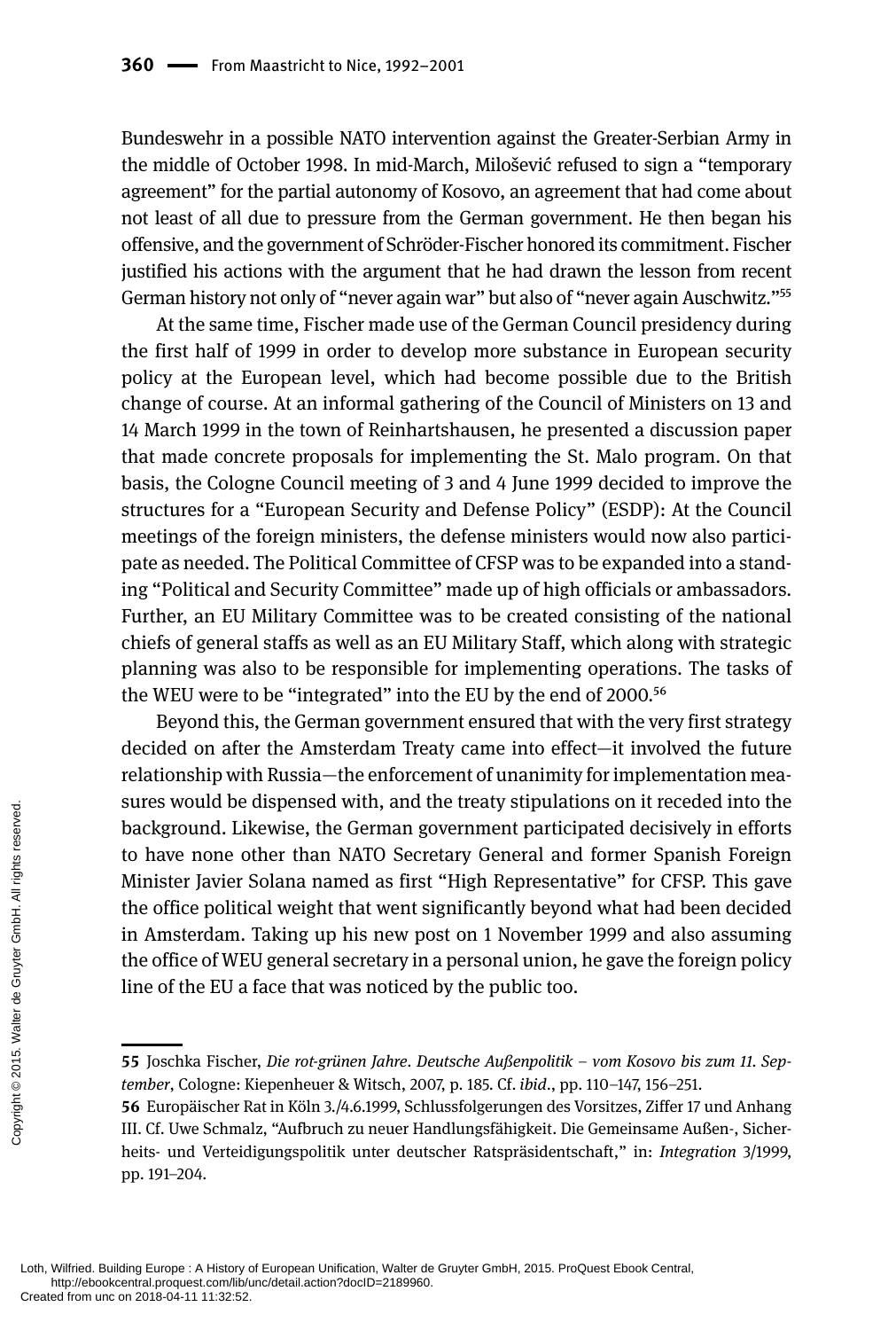Bundeswehr in a possible NATO intervention against the Greater-Serbian Army in the middle of October 1998. In mid-March, Milošević refused to sign a "temporary agreement" for the partial autonomy of Kosovo, an agreement that had come about not least of all due to pressure from the German government. He then began his offensive, and the government of Schröder-Fischer honored its commitment. Fischer justified his actions with the argument that he had drawn the lesson from recent German history not only of "never again war" but also of "never again Auschwitz."[55]

At the same time, Fischer made use of the German Council presidency during the first half of 1999 in order to develop more substance in European security policy at the European level, which had become possible due to the British change of course. At an informal gathering of the Council of Ministers on 13 and 14 March 1999 in the town of Reinhartshausen, he presented a discussion paper that made concrete proposals for implementing the St. Malo program. On that basis, the Cologne Council meeting of 3 and 4 June 1999 decided to improve the structures for a "European Security and Defense Policy" (ESDP): At the Council meetings of the foreign ministers, the defense ministers would now also participate as needed. The Political Committee of CFSP was to be expanded into a standing "Political and Security Committee" made up of high officials or ambassadors. Further, an EU Military Committee was to be created consisting of the national chiefs of general staffs as well as an EU Military Staff, which along with strategic planning was also to be responsible for implementing operations. The tasks of the WEU were to be "integrated" into the EU by the end of 2000.[56]

Beyond this, the German government ensured that with the very first strategy decided on after the Amsterdam Treaty came into effect—it involved the future relationship with Russia—the enforcement of unanimity for implementation measures would be dispensed with, and the treaty stipulations on it receded into the background. Likewise, the German government participated decisively in efforts to have none other than NATO Secretary General and former Spanish Foreign Minister Javier Solana named as first "High Representative" for CFSP. This gave the office political weight that went significantly beyond what had been decided in Amsterdam. Taking up his new post on 1 November 1999 and also assuming the office of WEU general secretary in a personal union, he gave the foreign policy line of the EU a face that was noticed by the public too.

---

**55** Joschka Fischer, *Die rot-grünen Jahre. Deutsche Außenpolitik – vom Kosovo bis zum 11. September*, Cologne: Kiepenheuer & Witsch, 2007, p. 185. Cf. *ibid*., pp. 110–147, 156–251.

**56** Europäischer Rat in Köln 3./4.6.1999, Schlussfolgerungen des Vorsitzes, Ziffer 17 und Anhang III. Cf. Uwe Schmalz, "Aufbruch zu neuer Handlungsfähigkeit. Die Gemeinsame Außen-, Sicherheits- und Verteidigungspolitik unter deutscher Ratspräsidentschaft," in: *Integration* 3/1999, pp. 191–204.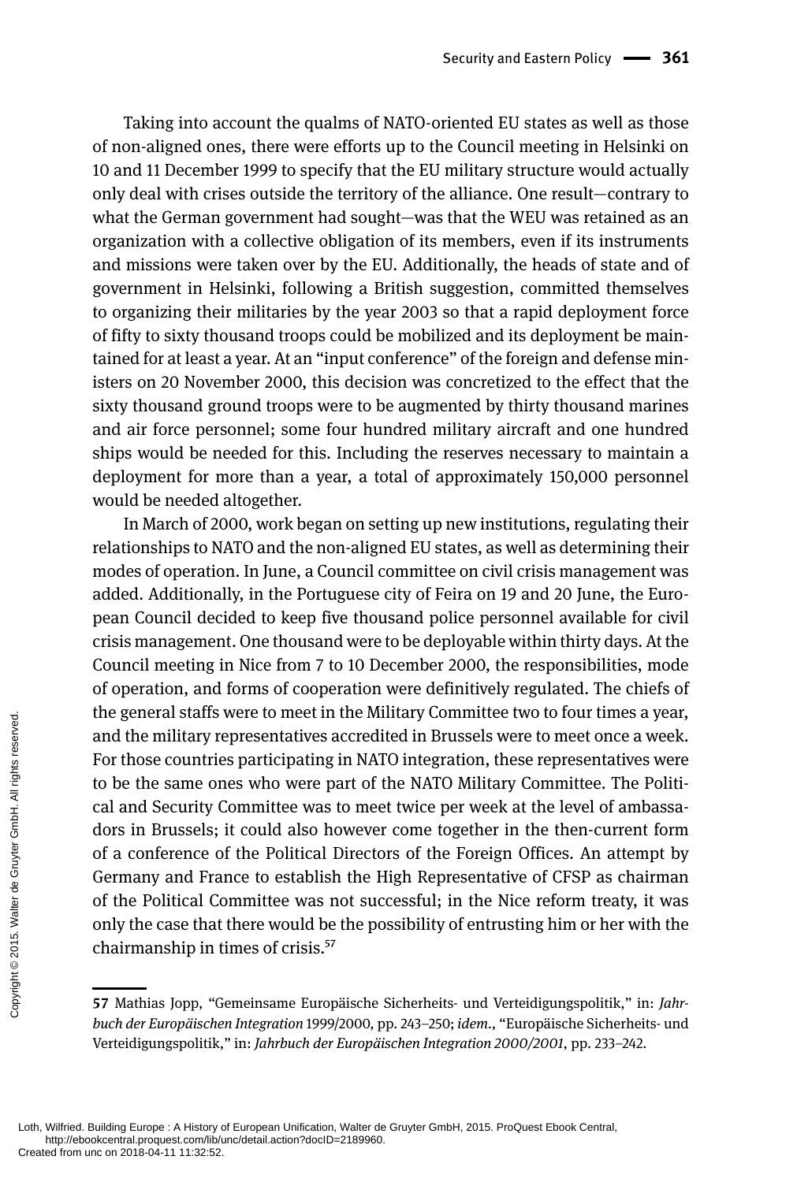Taking into account the qualms of NATO-oriented EU states as well as those of non-aligned ones, there were efforts up to the Council meeting in Helsinki on 10 and 11 December 1999 to specify that the EU military structure would actually only deal with crises outside the territory of the alliance. One result—contrary to what the German government had sought—was that the WEU was retained as an organization with a collective obligation of its members, even if its instruments and missions were taken over by the EU. Additionally, the heads of state and of government in Helsinki, following a British suggestion, committed themselves to organizing their militaries by the year 2003 so that a rapid deployment force of fifty to sixty thousand troops could be mobilized and its deployment be maintained for at least a year. At an "input conference" of the foreign and defense ministers on 20 November 2000, this decision was concretized to the effect that the sixty thousand ground troops were to be augmented by thirty thousand marines and air force personnel; some four hundred military aircraft and one hundred ships would be needed for this. Including the reserves necessary to maintain a deployment for more than a year, a total of approximately 150,000 personnel would be needed altogether.

In March of 2000, work began on setting up new institutions, regulating their relationships to NATO and the non-aligned EU states, as well as determining their modes of operation. In June, a Council committee on civil crisis management was added. Additionally, in the Portuguese city of Feira on 19 and 20 June, the European Council decided to keep five thousand police personnel available for civil crisis management. One thousand were to be deployable within thirty days. At the Council meeting in Nice from 7 to 10 December 2000, the responsibilities, mode of operation, and forms of cooperation were definitively regulated. The chiefs of the general staffs were to meet in the Military Committee two to four times a year, and the military representatives accredited in Brussels were to meet once a week. For those countries participating in NATO integration, these representatives were to be the same ones who were part of the NATO Military Committee. The Political and Security Committee was to meet twice per week at the level of ambassadors in Brussels; it could also however come together in the then-current form of a conference of the Political Directors of the Foreign Offices. An attempt by Germany and France to establish the High Representative of CFSP as chairman of the Political Committee was not successful; in the Nice reform treaty, it was only the case that there would be the possibility of entrusting him or her with the chairmanship in times of crisis.[57]

---

**57** Mathias Jopp, "Gemeinsame Europäische Sicherheits- und Verteidigungspolitik," in: *Jahrbuch der Europäischen Integration* 1999/2000, pp. 243–250; *idem.*, "Europäische Sicherheits- und Verteidigungspolitik," in: *Jahrbuch der Europäischen Integration 2000/2001*, pp. 233–242.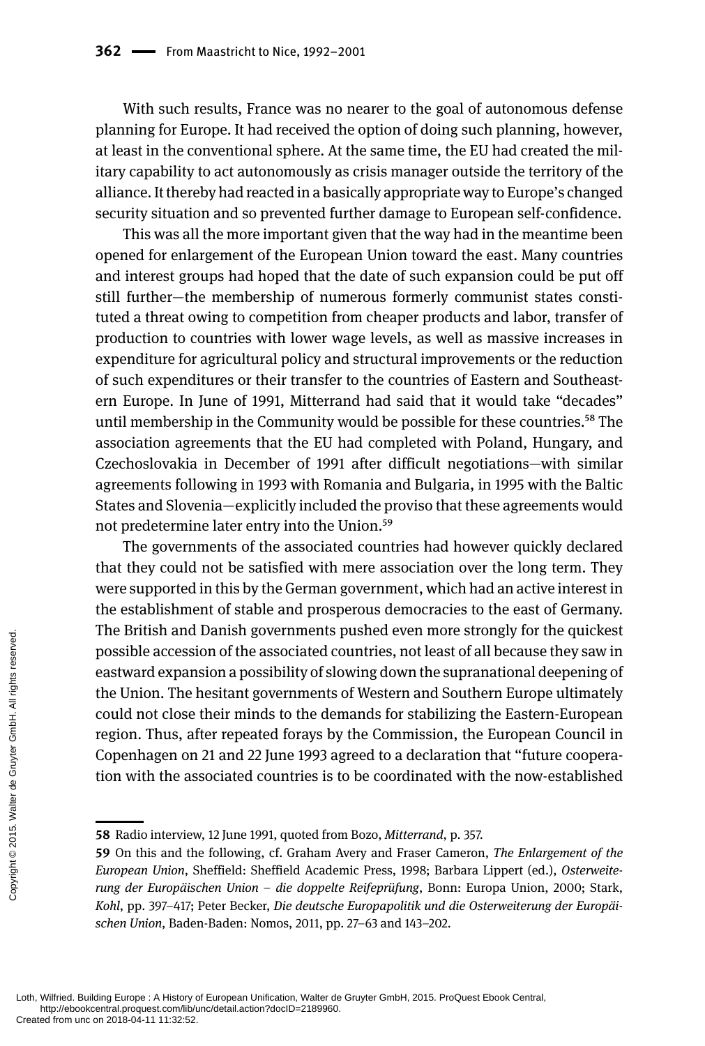With such results, France was no nearer to the goal of autonomous defense planning for Europe. It had received the option of doing such planning, however, at least in the conventional sphere. At the same time, the EU had created the military capability to act autonomously as crisis manager outside the territory of the alliance. It thereby had reacted in a basically appropriate way to Europe's changed security situation and so prevented further damage to European self-confidence.

This was all the more important given that the way had in the meantime been opened for enlargement of the European Union toward the east. Many countries and interest groups had hoped that the date of such expansion could be put off still further—the membership of numerous formerly communist states constituted a threat owing to competition from cheaper products and labor, transfer of production to countries with lower wage levels, as well as massive increases in expenditure for agricultural policy and structural improvements or the reduction of such expenditures or their transfer to the countries of Eastern and Southeastern Europe. In June of 1991, Mitterrand had said that it would take "decades" until membership in the Community would be possible for these countries.[58] The association agreements that the EU had completed with Poland, Hungary, and Czechoslovakia in December of 1991 after difficult negotiations—with similar agreements following in 1993 with Romania and Bulgaria, in 1995 with the Baltic States and Slovenia—explicitly included the proviso that these agreements would not predetermine later entry into the Union.[59]

The governments of the associated countries had however quickly declared that they could not be satisfied with mere association over the long term. They were supported in this by the German government, which had an active interest in the establishment of stable and prosperous democracies to the east of Germany. The British and Danish governments pushed even more strongly for the quickest possible accession of the associated countries, not least of all because they saw in eastward expansion a possibility of slowing down the supranational deepening of the Union. The hesitant governments of Western and Southern Europe ultimately could not close their minds to the demands for stabilizing the Eastern-European region. Thus, after repeated forays by the Commission, the European Council in Copenhagen on 21 and 22 June 1993 agreed to a declaration that "future cooperation with the associated countries is to be coordinated with the now-established

---

**58** Radio interview, 12 June 1991, quoted from Bozo, *Mitterrand*, p. 357.

**59** On this and the following, cf. Graham Avery and Fraser Cameron, *The Enlargement of the European Union*, Sheffield: Sheffield Academic Press, 1998; Barbara Lippert (ed.), *Osterweiterung der Europäischen Union – die doppelte Reifeprüfung*, Bonn: Europa Union, 2000; Stark, *Kohl*, pp. 397–417; Peter Becker, *Die deutsche Europapolitik und die Osterweiterung der Europäischen Union*, Baden-Baden: Nomos, 2011, pp. 27–63 and 143–202.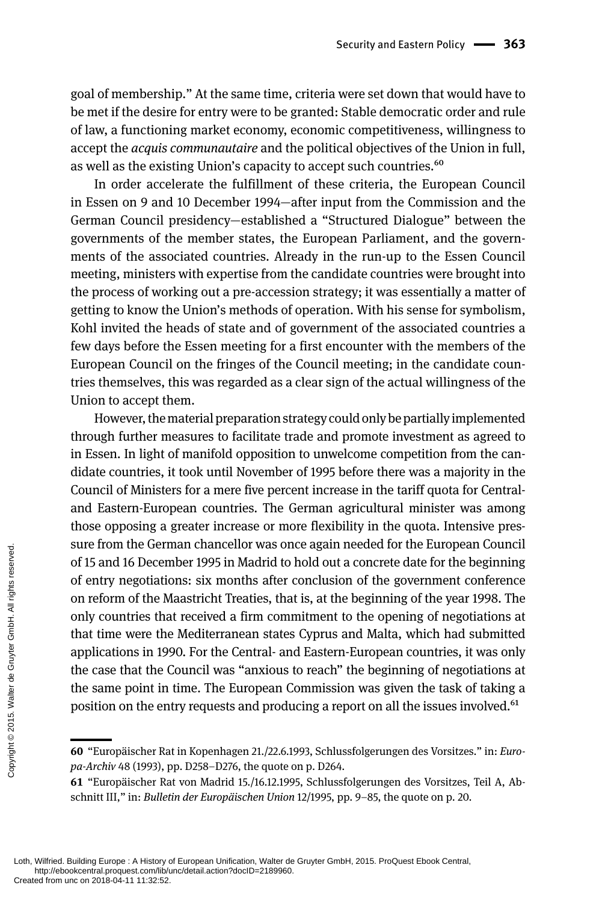goal of membership." At the same time, criteria were set down that would have to be met if the desire for entry were to be granted: Stable democratic order and rule of law, a functioning market economy, economic competitiveness, willingness to accept the *acquis communautaire* and the political objectives of the Union in full, as well as the existing Union's capacity to accept such countries.[60]

In order accelerate the fulfillment of these criteria, the European Council in Essen on 9 and 10 December 1994—after input from the Commission and the German Council presidency—established a "Structured Dialogue" between the governments of the member states, the European Parliament, and the governments of the associated countries. Already in the run-up to the Essen Council meeting, ministers with expertise from the candidate countries were brought into the process of working out a pre-accession strategy; it was essentially a matter of getting to know the Union's methods of operation. With his sense for symbolism, Kohl invited the heads of state and of government of the associated countries a few days before the Essen meeting for a first encounter with the members of the European Council on the fringes of the Council meeting; in the candidate countries themselves, this was regarded as a clear sign of the actual willingness of the Union to accept them.

However, the material preparation strategy could only be partially implemented through further measures to facilitate trade and promote investment as agreed to in Essen. In light of manifold opposition to unwelcome competition from the candidate countries, it took until November of 1995 before there was a majority in the Council of Ministers for a mere five percent increase in the tariff quota for Central- and Eastern-European countries. The German agricultural minister was among those opposing a greater increase or more flexibility in the quota. Intensive pressure from the German chancellor was once again needed for the European Council of 15 and 16 December 1995 in Madrid to hold out a concrete date for the beginning of entry negotiations: six months after conclusion of the government conference on reform of the Maastricht Treaties, that is, at the beginning of the year 1998. The only countries that received a firm commitment to the opening of negotiations at that time were the Mediterranean states Cyprus and Malta, which had submitted applications in 1990. For the Central- and Eastern-European countries, it was only the case that the Council was "anxious to reach" the beginning of negotiations at the same point in time. The European Commission was given the task of taking a position on the entry requests and producing a report on all the issues involved.[61]

---

**60** "Europäischer Rat in Kopenhagen 21./22.6.1993, Schlussfolgerungen des Vorsitzes." in: *Europa-Archiv* 48 (1993), pp. D258–D276, the quote on p. D264.

**61** "Europäischer Rat von Madrid 15./16.12.1995, Schlussfolgerungen des Vorsitzes, Teil A, Abschnitt III," in: *Bulletin der Europäischen Union* 12/1995, pp. 9–85, the quote on p. 20.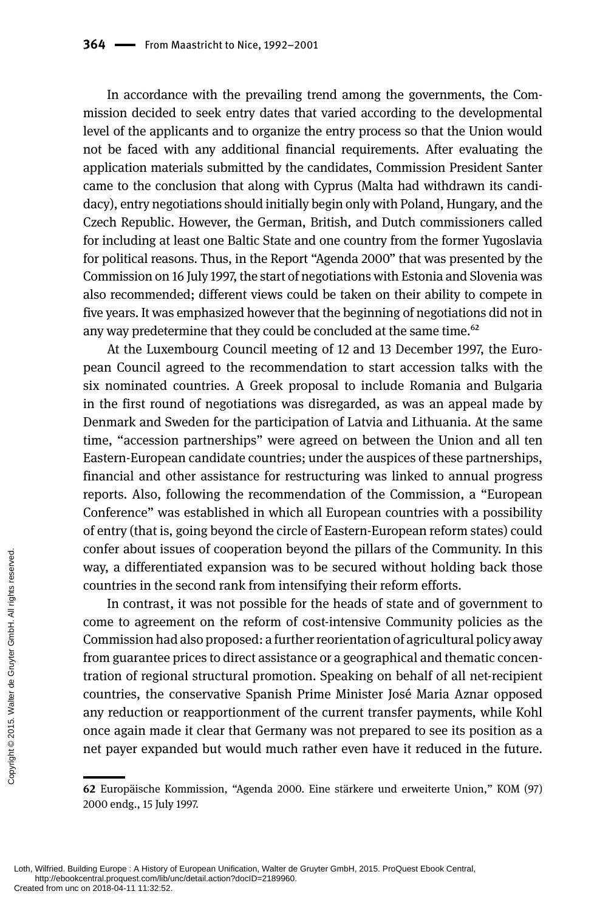In accordance with the prevailing trend among the governments, the Commission decided to seek entry dates that varied according to the developmental level of the applicants and to organize the entry process so that the Union would not be faced with any additional financial requirements. After evaluating the application materials submitted by the candidates, Commission President Santer came to the conclusion that along with Cyprus (Malta had withdrawn its candidacy), entry negotiations should initially begin only with Poland, Hungary, and the Czech Republic. However, the German, British, and Dutch commissioners called for including at least one Baltic State and one country from the former Yugoslavia for political reasons. Thus, in the Report "Agenda 2000" that was presented by the Commission on 16 July 1997, the start of negotiations with Estonia and Slovenia was also recommended; different views could be taken on their ability to compete in five years. It was emphasized however that the beginning of negotiations did not in any way predetermine that they could be concluded at the same time.[62]

At the Luxembourg Council meeting of 12 and 13 December 1997, the European Council agreed to the recommendation to start accession talks with the six nominated countries. A Greek proposal to include Romania and Bulgaria in the first round of negotiations was disregarded, as was an appeal made by Denmark and Sweden for the participation of Latvia and Lithuania. At the same time, "accession partnerships" were agreed on between the Union and all ten Eastern-European candidate countries; under the auspices of these partnerships, financial and other assistance for restructuring was linked to annual progress reports. Also, following the recommendation of the Commission, a "European Conference" was established in which all European countries with a possibility of entry (that is, going beyond the circle of Eastern-European reform states) could confer about issues of cooperation beyond the pillars of the Community. In this way, a differentiated expansion was to be secured without holding back those countries in the second rank from intensifying their reform efforts.

In contrast, it was not possible for the heads of state and of government to come to agreement on the reform of cost-intensive Community policies as the Commission had also proposed: a further reorientation of agricultural policy away from guarantee prices to direct assistance or a geographical and thematic concentration of regional structural promotion. Speaking on behalf of all net-recipient countries, the conservative Spanish Prime Minister José Maria Aznar opposed any reduction or reapportionment of the current transfer payments, while Kohl once again made it clear that Germany was not prepared to see its position as a net payer expanded but would much rather even have it reduced in the future.

---

62 Europäische Kommission, "Agenda 2000. Eine stärkere und erweiterte Union," KOM (97) 2000 endg., 15 July 1997.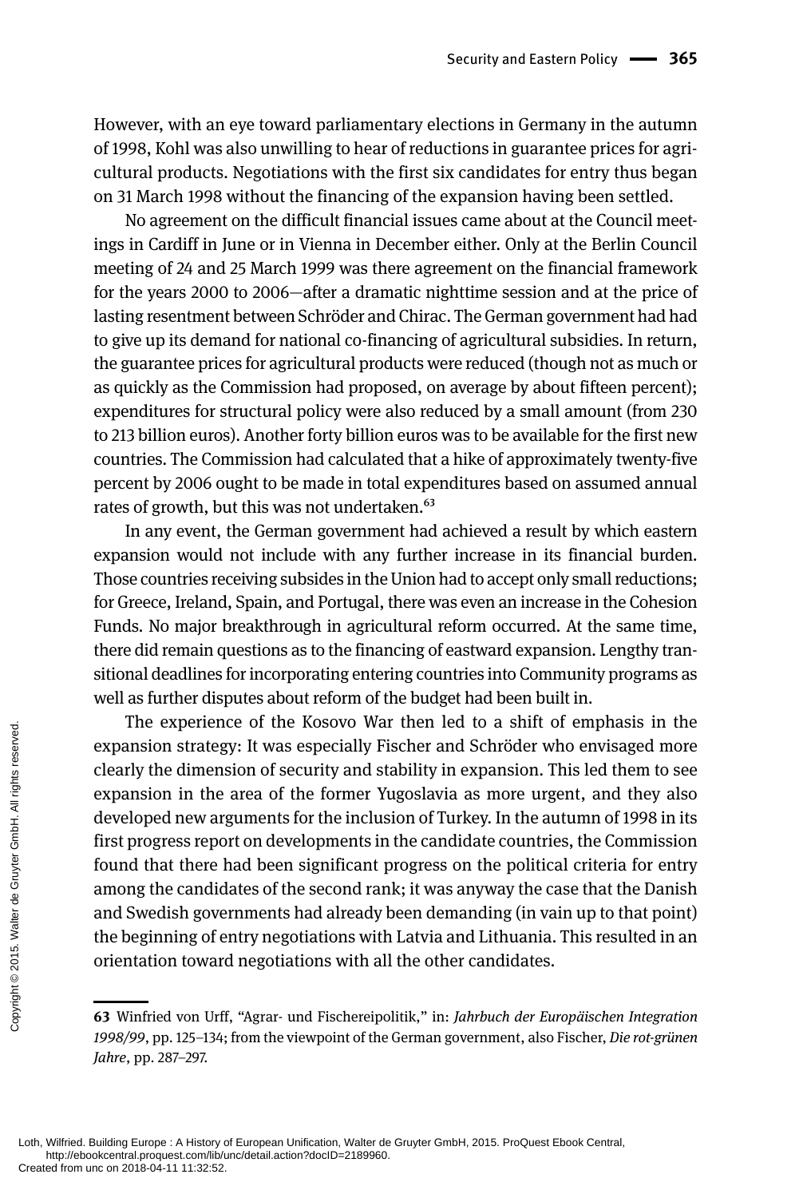However, with an eye toward parliamentary elections in Germany in the autumn of 1998, Kohl was also unwilling to hear of reductions in guarantee prices for agricultural products. Negotiations with the first six candidates for entry thus began on 31 March 1998 without the financing of the expansion having been settled.

No agreement on the difficult financial issues came about at the Council meetings in Cardiff in June or in Vienna in December either. Only at the Berlin Council meeting of 24 and 25 March 1999 was there agreement on the financial framework for the years 2000 to 2006—after a dramatic nighttime session and at the price of lasting resentment between Schröder and Chirac. The German government had had to give up its demand for national co-financing of agricultural subsidies. In return, the guarantee prices for agricultural products were reduced (though not as much or as quickly as the Commission had proposed, on average by about fifteen percent); expenditures for structural policy were also reduced by a small amount (from 230 to 213 billion euros). Another forty billion euros was to be available for the first new countries. The Commission had calculated that a hike of approximately twenty-five percent by 2006 ought to be made in total expenditures based on assumed annual rates of growth, but this was not undertaken.[63]

In any event, the German government had achieved a result by which eastern expansion would not include with any further increase in its financial burden. Those countries receiving subsides in the Union had to accept only small reductions; for Greece, Ireland, Spain, and Portugal, there was even an increase in the Cohesion Funds. No major breakthrough in agricultural reform occurred. At the same time, there did remain questions as to the financing of eastward expansion. Lengthy transitional deadlines for incorporating entering countries into Community programs as well as further disputes about reform of the budget had been built in.

The experience of the Kosovo War then led to a shift of emphasis in the expansion strategy: It was especially Fischer and Schröder who envisaged more clearly the dimension of security and stability in expansion. This led them to see expansion in the area of the former Yugoslavia as more urgent, and they also developed new arguments for the inclusion of Turkey. In the autumn of 1998 in its first progress report on developments in the candidate countries, the Commission found that there had been significant progress on the political criteria for entry among the candidates of the second rank; it was anyway the case that the Danish and Swedish governments had already been demanding (in vain up to that point) the beginning of entry negotiations with Latvia and Lithuania. This resulted in an orientation toward negotiations with all the other candidates.

---

**63** Winfried von Urff, "Agrar- und Fischereipolitik," in: *Jahrbuch der Europäischen Integration 1998/99*, pp. 125–134; from the viewpoint of the German government, also Fischer, *Die rot-grünen Jahre*, pp. 287–297.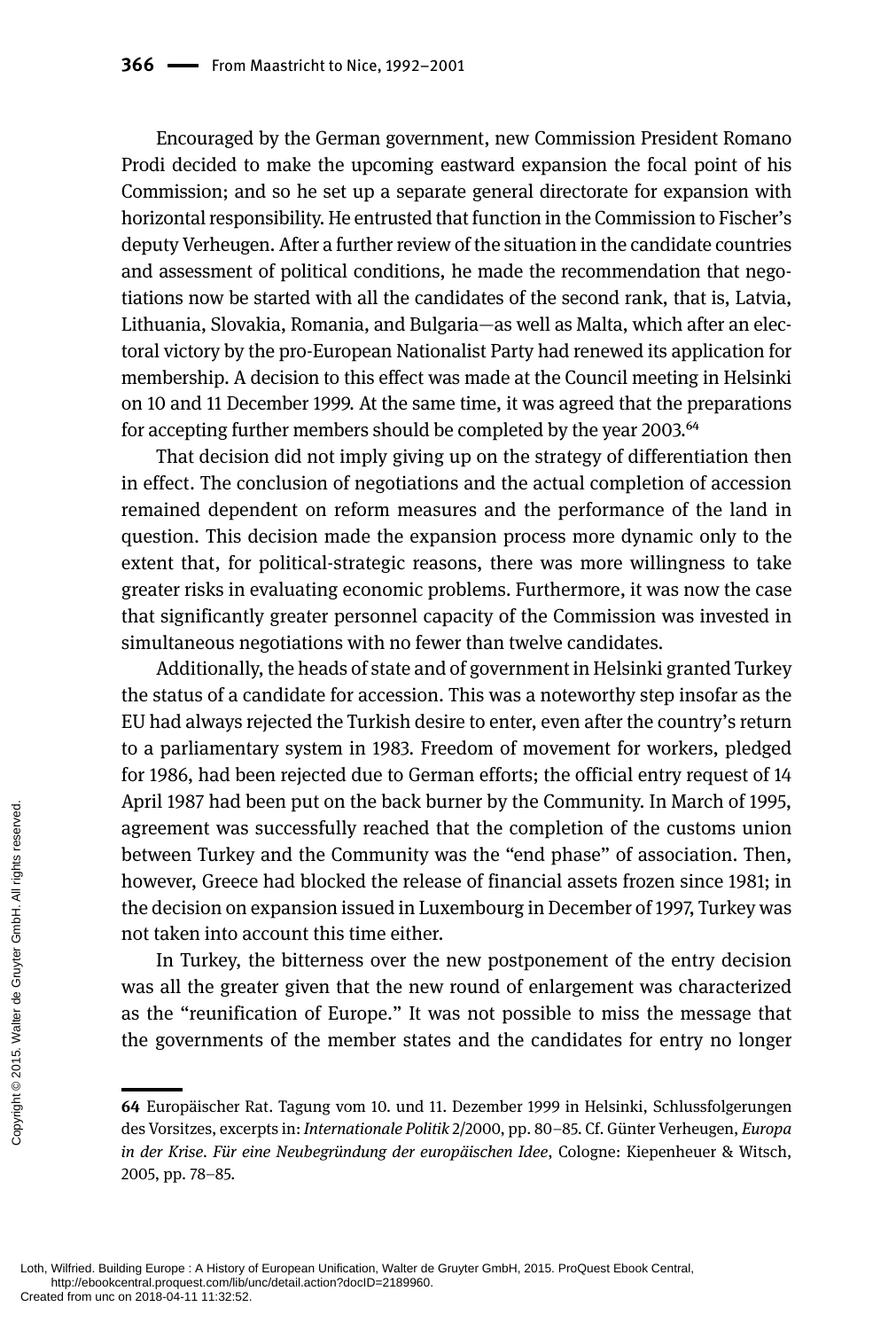Encouraged by the German government, new Commission President Romano Prodi decided to make the upcoming eastward expansion the focal point of his Commission; and so he set up a separate general directorate for expansion with horizontal responsibility. He entrusted that function in the Commission to Fischer's deputy Verheugen. After a further review of the situation in the candidate countries and assessment of political conditions, he made the recommendation that negotiations now be started with all the candidates of the second rank, that is, Latvia, Lithuania, Slovakia, Romania, and Bulgaria—as well as Malta, which after an electoral victory by the pro-European Nationalist Party had renewed its application for membership. A decision to this effect was made at the Council meeting in Helsinki on 10 and 11 December 1999. At the same time, it was agreed that the preparations for accepting further members should be completed by the year 2003.[64]

That decision did not imply giving up on the strategy of differentiation then in effect. The conclusion of negotiations and the actual completion of accession remained dependent on reform measures and the performance of the land in question. This decision made the expansion process more dynamic only to the extent that, for political-strategic reasons, there was more willingness to take greater risks in evaluating economic problems. Furthermore, it was now the case that significantly greater personnel capacity of the Commission was invested in simultaneous negotiations with no fewer than twelve candidates.

Additionally, the heads of state and of government in Helsinki granted Turkey the status of a candidate for accession. This was a noteworthy step insofar as the EU had always rejected the Turkish desire to enter, even after the country's return to a parliamentary system in 1983. Freedom of movement for workers, pledged for 1986, had been rejected due to German efforts; the official entry request of 14 April 1987 had been put on the back burner by the Community. In March of 1995, agreement was successfully reached that the completion of the customs union between Turkey and the Community was the "end phase" of association. Then, however, Greece had blocked the release of financial assets frozen since 1981; in the decision on expansion issued in Luxembourg in December of 1997, Turkey was not taken into account this time either.

In Turkey, the bitterness over the new postponement of the entry decision was all the greater given that the new round of enlargement was characterized as the "reunification of Europe." It was not possible to miss the message that the governments of the member states and the candidates for entry no longer

---

64 Europäischer Rat. Tagung vom 10. und 11. Dezember 1999 in Helsinki, Schlussfolgerungen des Vorsitzes, excerpts in: *Internationale Politik* 2/2000, pp. 80–85. Cf. Günter Verheugen, *Europa in der Krise. Für eine Neubegründung der europäischen Idee*, Cologne: Kiepenheuer & Witsch, 2005, pp. 78–85.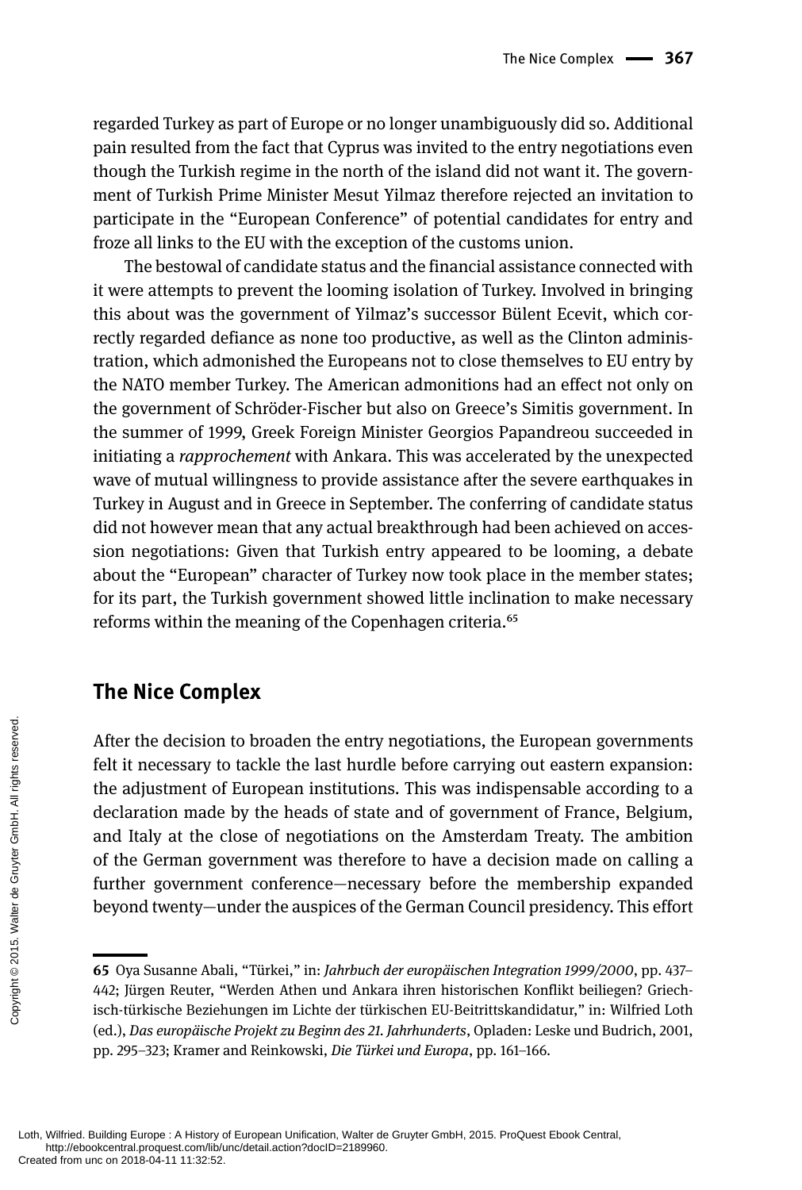regarded Turkey as part of Europe or no longer unambiguously did so. Additional pain resulted from the fact that Cyprus was invited to the entry negotiations even though the Turkish regime in the north of the island did not want it. The government of Turkish Prime Minister Mesut Yilmaz therefore rejected an invitation to participate in the "European Conference" of potential candidates for entry and froze all links to the EU with the exception of the customs union.

The bestowal of candidate status and the financial assistance connected with it were attempts to prevent the looming isolation of Turkey. Involved in bringing this about was the government of Yilmaz's successor Bülent Ecevit, which correctly regarded defiance as none too productive, as well as the Clinton administration, which admonished the Europeans not to close themselves to EU entry by the NATO member Turkey. The American admonitions had an effect not only on the government of Schröder-Fischer but also on Greece's Simitis government. In the summer of 1999, Greek Foreign Minister Georgios Papandreou succeeded in initiating a *rapprochement* with Ankara. This was accelerated by the unexpected wave of mutual willingness to provide assistance after the severe earthquakes in Turkey in August and in Greece in September. The conferring of candidate status did not however mean that any actual breakthrough had been achieved on accession negotiations: Given that Turkish entry appeared to be looming, a debate about the "European" character of Turkey now took place in the member states; for its part, the Turkish government showed little inclination to make necessary reforms within the meaning of the Copenhagen criteria.[65]

## The Nice Complex

After the decision to broaden the entry negotiations, the European governments felt it necessary to tackle the last hurdle before carrying out eastern expansion: the adjustment of European institutions. This was indispensable according to a declaration made by the heads of state and of government of France, Belgium, and Italy at the close of negotiations on the Amsterdam Treaty. The ambition of the German government was therefore to have a decision made on calling a further government conference—necessary before the membership expanded beyond twenty—under the auspices of the German Council presidency. This effort

---

**65** Oya Susanne Abali, "Türkei," in: *Jahrbuch der europäischen Integration 1999/2000*, pp. 437–442; Jürgen Reuter, "Werden Athen und Ankara ihren historischen Konflikt beiliegen? Griechisch-türkische Beziehungen im Lichte der türkischen EU-Beitrittskandidatur," in: Wilfried Loth (ed.), *Das europäische Projekt zu Beginn des 21. Jahrhunderts*, Opladen: Leske und Budrich, 2001, pp. 295–323; Kramer and Reinkowski, *Die Türkei und Europa*, pp. 161–166.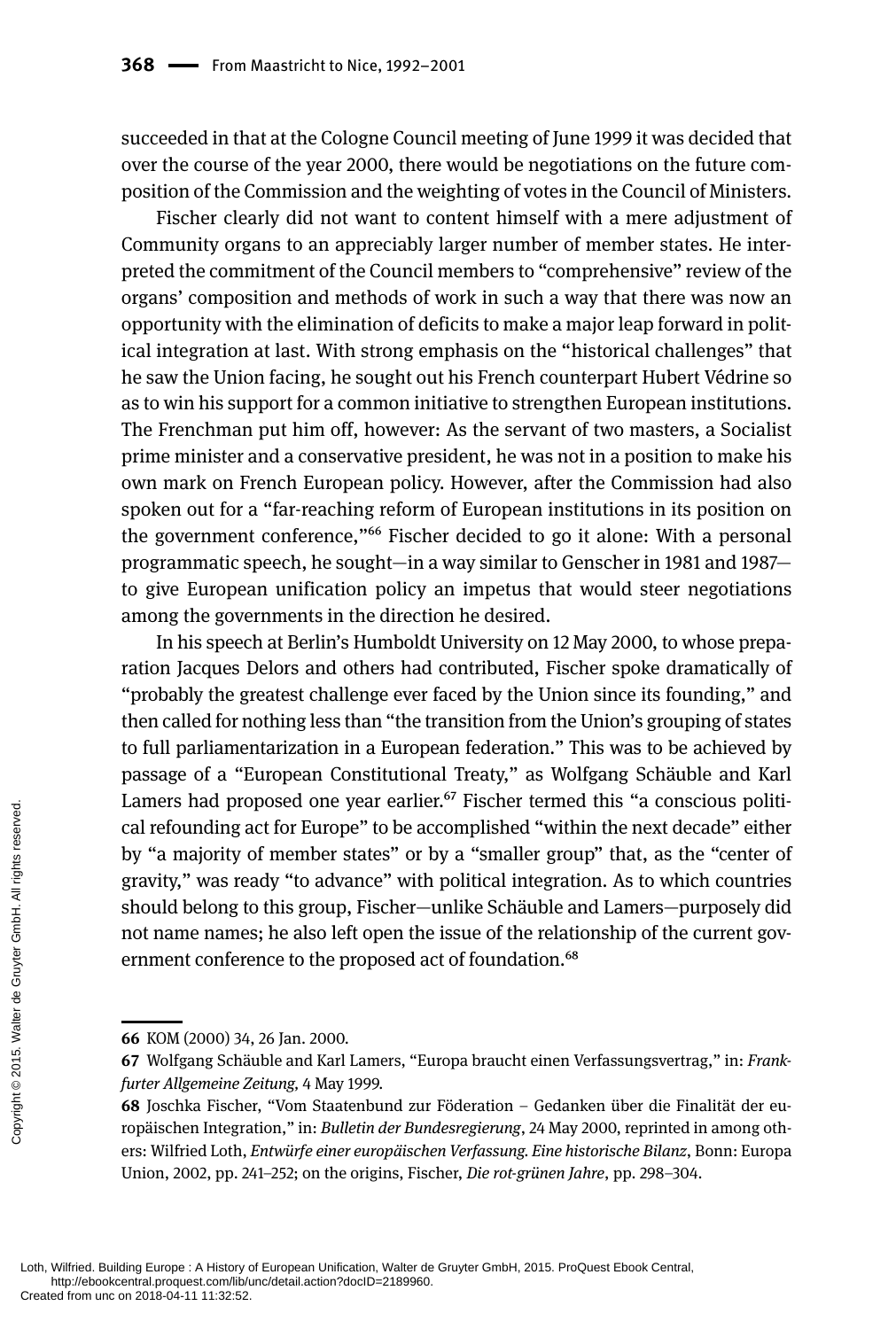succeeded in that at the Cologne Council meeting of June 1999 it was decided that over the course of the year 2000, there would be negotiations on the future composition of the Commission and the weighting of votes in the Council of Ministers.

Fischer clearly did not want to content himself with a mere adjustment of Community organs to an appreciably larger number of member states. He interpreted the commitment of the Council members to "comprehensive" review of the organs' composition and methods of work in such a way that there was now an opportunity with the elimination of deficits to make a major leap forward in political integration at last. With strong emphasis on the "historical challenges" that he saw the Union facing, he sought out his French counterpart Hubert Védrine so as to win his support for a common initiative to strengthen European institutions. The Frenchman put him off, however: As the servant of two masters, a Socialist prime minister and a conservative president, he was not in a position to make his own mark on French European policy. However, after the Commission had also spoken out for a "far-reaching reform of European institutions in its position on the government conference,"[66] Fischer decided to go it alone: With a personal programmatic speech, he sought—in a way similar to Genscher in 1981 and 1987—to give European unification policy an impetus that would steer negotiations among the governments in the direction he desired.

In his speech at Berlin's Humboldt University on 12 May 2000, to whose preparation Jacques Delors and others had contributed, Fischer spoke dramatically of "probably the greatest challenge ever faced by the Union since its founding," and then called for nothing less than "the transition from the Union's grouping of states to full parliamentarization in a European federation." This was to be achieved by passage of a "European Constitutional Treaty," as Wolfgang Schäuble and Karl Lamers had proposed one year earlier.[67] Fischer termed this "a conscious political refounding act for Europe" to be accomplished "within the next decade" either by "a majority of member states" or by a "smaller group" that, as the "center of gravity," was ready "to advance" with political integration. As to which countries should belong to this group, Fischer—unlike Schäuble and Lamers—purposely did not name names; he also left open the issue of the relationship of the current government conference to the proposed act of foundation.[68]

---

**66** KOM (2000) 34, 26 Jan. 2000.

**67** Wolfgang Schäuble and Karl Lamers, "Europa braucht einen Verfassungsvertrag," in: *Frankfurter Allgemeine Zeitung*, 4 May 1999.

**68** Joschka Fischer, "Vom Staatenbund zur Föderation – Gedanken über die Finalität der europäischen Integration," in: *Bulletin der Bundesregierung*, 24 May 2000, reprinted in among others: Wilfried Loth, *Entwürfe einer europäischen Verfassung. Eine historische Bilanz*, Bonn: Europa Union, 2002, pp. 241–252; on the origins, Fischer, *Die rot-grünen Jahre*, pp. 298–304.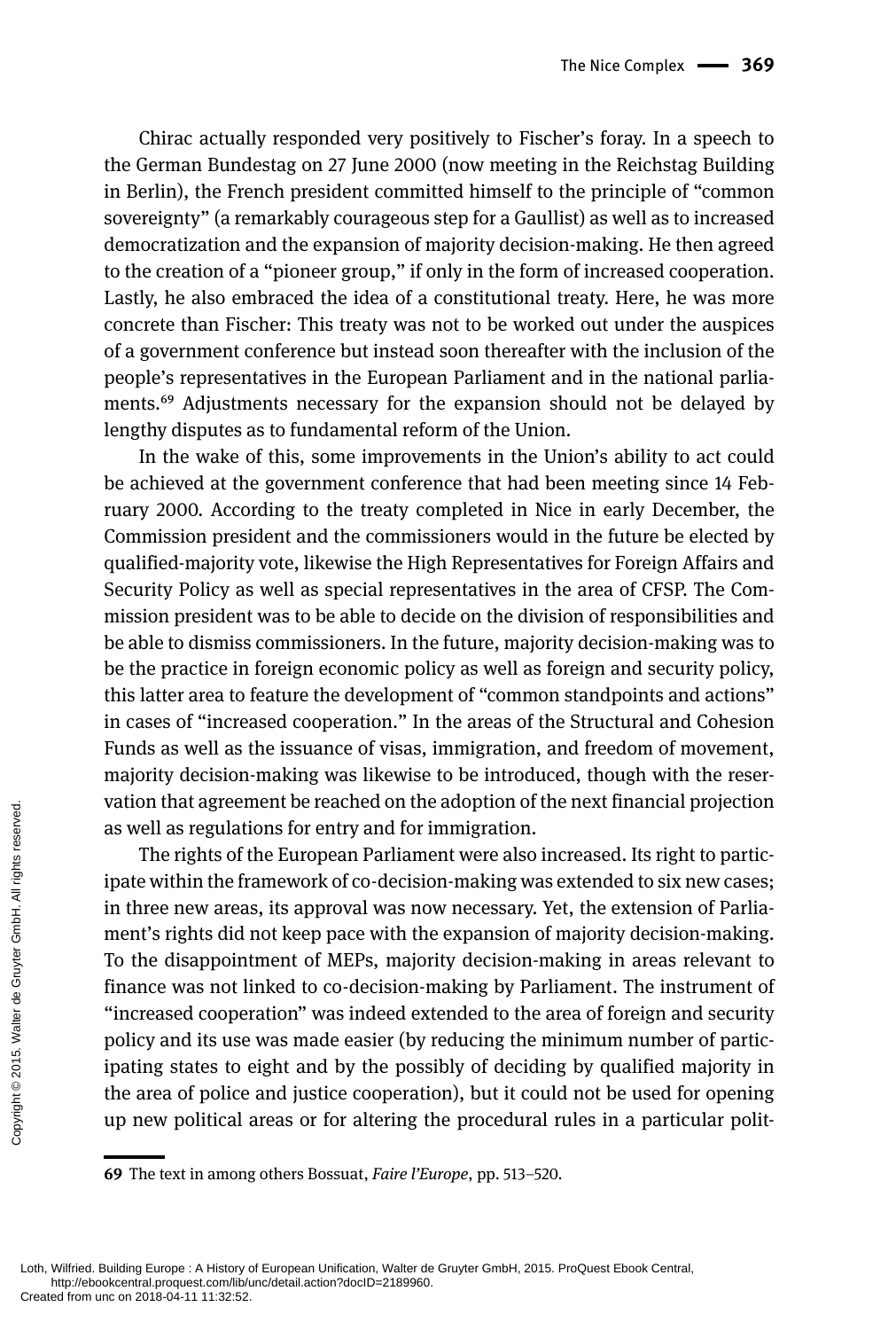Chirac actually responded very positively to Fischer's foray. In a speech to the German Bundestag on 27 June 2000 (now meeting in the Reichstag Building in Berlin), the French president committed himself to the principle of "common sovereignty" (a remarkably courageous step for a Gaullist) as well as to increased democratization and the expansion of majority decision-making. He then agreed to the creation of a "pioneer group," if only in the form of increased cooperation. Lastly, he also embraced the idea of a constitutional treaty. Here, he was more concrete than Fischer: This treaty was not to be worked out under the auspices of a government conference but instead soon thereafter with the inclusion of the people's representatives in the European Parliament and in the national parliaments.[69] Adjustments necessary for the expansion should not be delayed by lengthy disputes as to fundamental reform of the Union.

In the wake of this, some improvements in the Union's ability to act could be achieved at the government conference that had been meeting since 14 February 2000. According to the treaty completed in Nice in early December, the Commission president and the commissioners would in the future be elected by qualified-majority vote, likewise the High Representatives for Foreign Affairs and Security Policy as well as special representatives in the area of CFSP. The Commission president was to be able to decide on the division of responsibilities and be able to dismiss commissioners. In the future, majority decision-making was to be the practice in foreign economic policy as well as foreign and security policy, this latter area to feature the development of "common standpoints and actions" in cases of "increased cooperation." In the areas of the Structural and Cohesion Funds as well as the issuance of visas, immigration, and freedom of movement, majority decision-making was likewise to be introduced, though with the reservation that agreement be reached on the adoption of the next financial projection as well as regulations for entry and for immigration.

The rights of the European Parliament were also increased. Its right to participate within the framework of co-decision-making was extended to six new cases; in three new areas, its approval was now necessary. Yet, the extension of Parliament's rights did not keep pace with the expansion of majority decision-making. To the disappointment of MEPs, majority decision-making in areas relevant to finance was not linked to co-decision-making by Parliament. The instrument of "increased cooperation" was indeed extended to the area of foreign and security policy and its use was made easier (by reducing the minimum number of participating states to eight and by the possibly of deciding by qualified majority in the area of police and justice cooperation), but it could not be used for opening up new political areas or for altering the procedural rules in a particular polit-

69 The text in among others Bossuat, *Faire l'Europe*, pp. 513–520.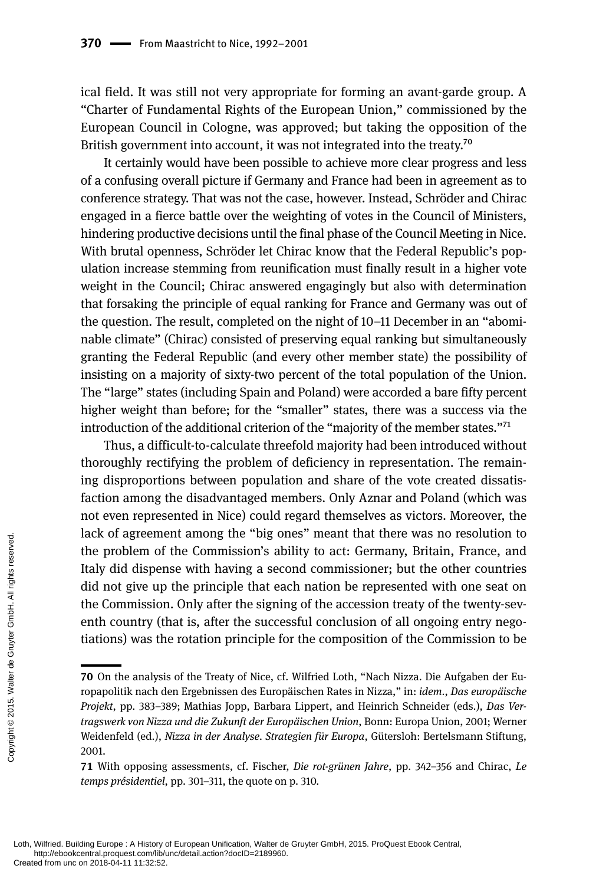ical field. It was still not very appropriate for forming an avant-garde group. A "Charter of Fundamental Rights of the European Union," commissioned by the European Council in Cologne, was approved; but taking the opposition of the British government into account, it was not integrated into the treaty.[70]

It certainly would have been possible to achieve more clear progress and less of a confusing overall picture if Germany and France had been in agreement as to conference strategy. That was not the case, however. Instead, Schröder and Chirac engaged in a fierce battle over the weighting of votes in the Council of Ministers, hindering productive decisions until the final phase of the Council Meeting in Nice. With brutal openness, Schröder let Chirac know that the Federal Republic's population increase stemming from reunification must finally result in a higher vote weight in the Council; Chirac answered engagingly but also with determination that forsaking the principle of equal ranking for France and Germany was out of the question. The result, completed on the night of 10–11 December in an "abominable climate" (Chirac) consisted of preserving equal ranking but simultaneously granting the Federal Republic (and every other member state) the possibility of insisting on a majority of sixty-two percent of the total population of the Union. The "large" states (including Spain and Poland) were accorded a bare fifty percent higher weight than before; for the "smaller" states, there was a success via the introduction of the additional criterion of the "majority of the member states."[71]

Thus, a difficult-to-calculate threefold majority had been introduced without thoroughly rectifying the problem of deficiency in representation. The remaining disproportions between population and share of the vote created dissatisfaction among the disadvantaged members. Only Aznar and Poland (which was not even represented in Nice) could regard themselves as victors. Moreover, the lack of agreement among the "big ones" meant that there was no resolution to the problem of the Commission's ability to act: Germany, Britain, France, and Italy did dispense with having a second commissioner; but the other countries did not give up the principle that each nation be represented with one seat on the Commission. Only after the signing of the accession treaty of the twenty-seventh country (that is, after the successful conclusion of all ongoing entry negotiations) was the rotation principle for the composition of the Commission to be

---

70 On the analysis of the Treaty of Nice, cf. Wilfried Loth, "Nach Nizza. Die Aufgaben der Europapolitik nach den Ergebnissen des Europäischen Rates in Nizza," in: *idem*., *Das europäische Projekt*, pp. 383–389; Mathias Jopp, Barbara Lippert, and Heinrich Schneider (eds.), *Das Vertragswerk von Nizza und die Zukunft der Europäischen Union*, Bonn: Europa Union, 2001; Werner Weidenfeld (ed.), *Nizza in der Analyse. Strategien für Europa*, Gütersloh: Bertelsmann Stiftung, 2001.

71 With opposing assessments, cf. Fischer, *Die rot-grünen Jahre*, pp. 342–356 and Chirac, *Le temps présidentiel*, pp. 301–311, the quote on p. 310.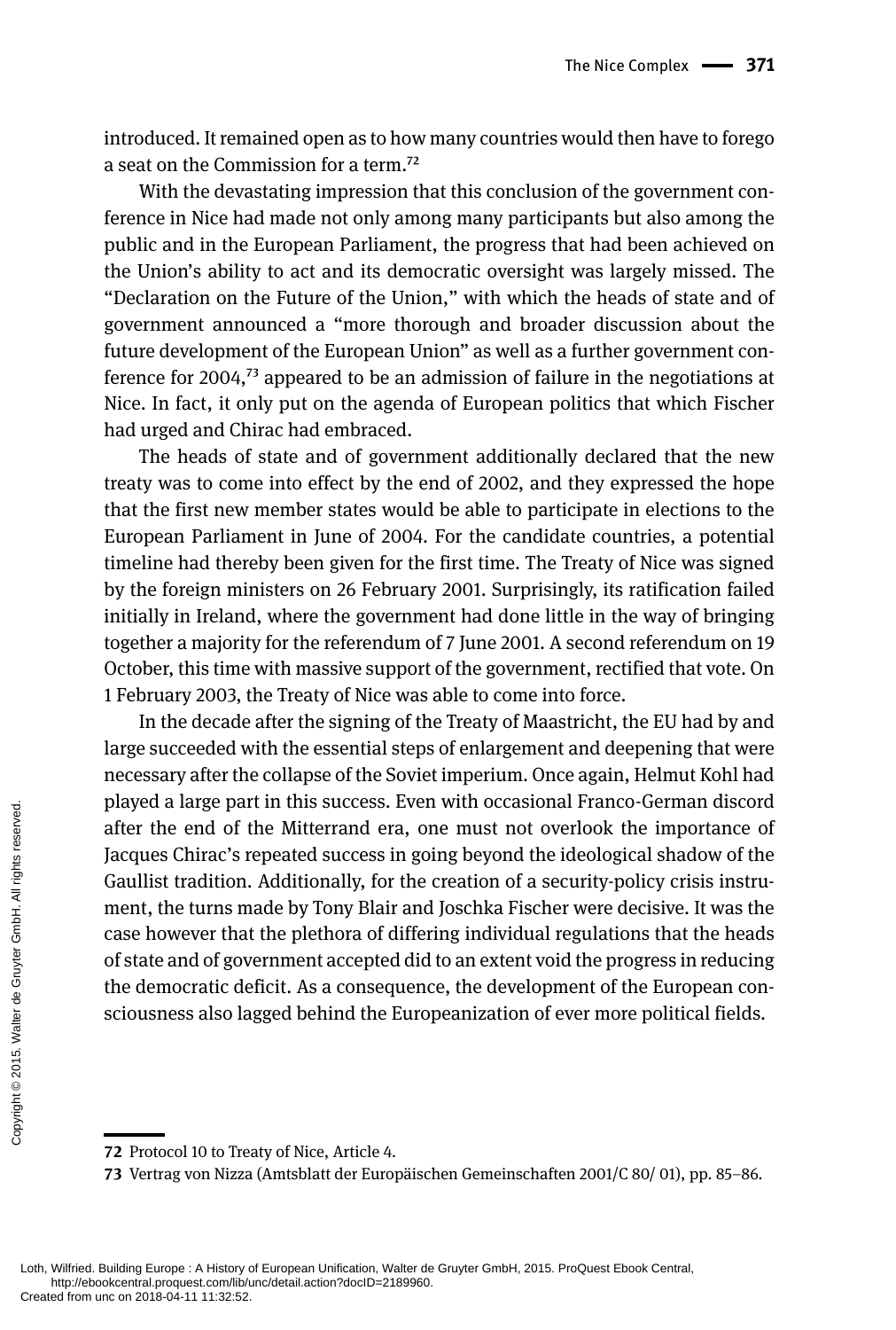introduced. It remained open as to how many countries would then have to forego a seat on the Commission for a term.[72]

With the devastating impression that this conclusion of the government conference in Nice had made not only among many participants but also among the public and in the European Parliament, the progress that had been achieved on the Union's ability to act and its democratic oversight was largely missed. The "Declaration on the Future of the Union," with which the heads of state and of government announced a "more thorough and broader discussion about the future development of the European Union" as well as a further government conference for 2004,[73] appeared to be an admission of failure in the negotiations at Nice. In fact, it only put on the agenda of European politics that which Fischer had urged and Chirac had embraced.

The heads of state and of government additionally declared that the new treaty was to come into effect by the end of 2002, and they expressed the hope that the first new member states would be able to participate in elections to the European Parliament in June of 2004. For the candidate countries, a potential timeline had thereby been given for the first time. The Treaty of Nice was signed by the foreign ministers on 26 February 2001. Surprisingly, its ratification failed initially in Ireland, where the government had done little in the way of bringing together a majority for the referendum of 7 June 2001. A second referendum on 19 October, this time with massive support of the government, rectified that vote. On 1 February 2003, the Treaty of Nice was able to come into force.

In the decade after the signing of the Treaty of Maastricht, the EU had by and large succeeded with the essential steps of enlargement and deepening that were necessary after the collapse of the Soviet imperium. Once again, Helmut Kohl had played a large part in this success. Even with occasional Franco-German discord after the end of the Mitterrand era, one must not overlook the importance of Jacques Chirac's repeated success in going beyond the ideological shadow of the Gaullist tradition. Additionally, for the creation of a security-policy crisis instrument, the turns made by Tony Blair and Joschka Fischer were decisive. It was the case however that the plethora of differing individual regulations that the heads of state and of government accepted did to an extent void the progress in reducing the democratic deficit. As a consequence, the development of the European consciousness also lagged behind the Europeanization of ever more political fields.

---

**72** Protocol 10 to Treaty of Nice, Article 4.

**73** Vertrag von Nizza (Amtsblatt der Europäischen Gemeinschaften 2001/C 80/ 01), pp. 85–86.